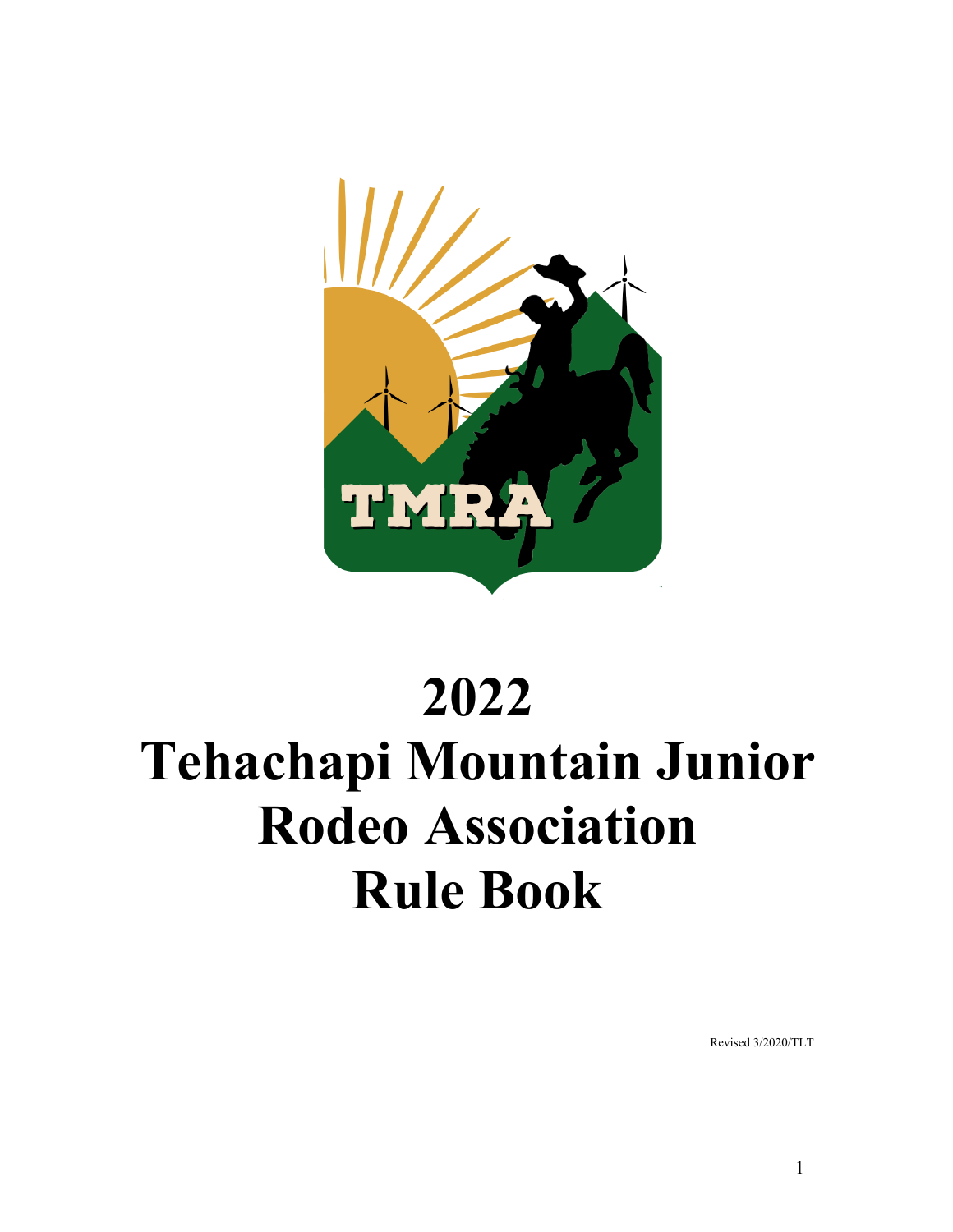# 2022
# Tehachapi Mountain Junior Rodeo Association Rule Book

Revised 3/2020/TLT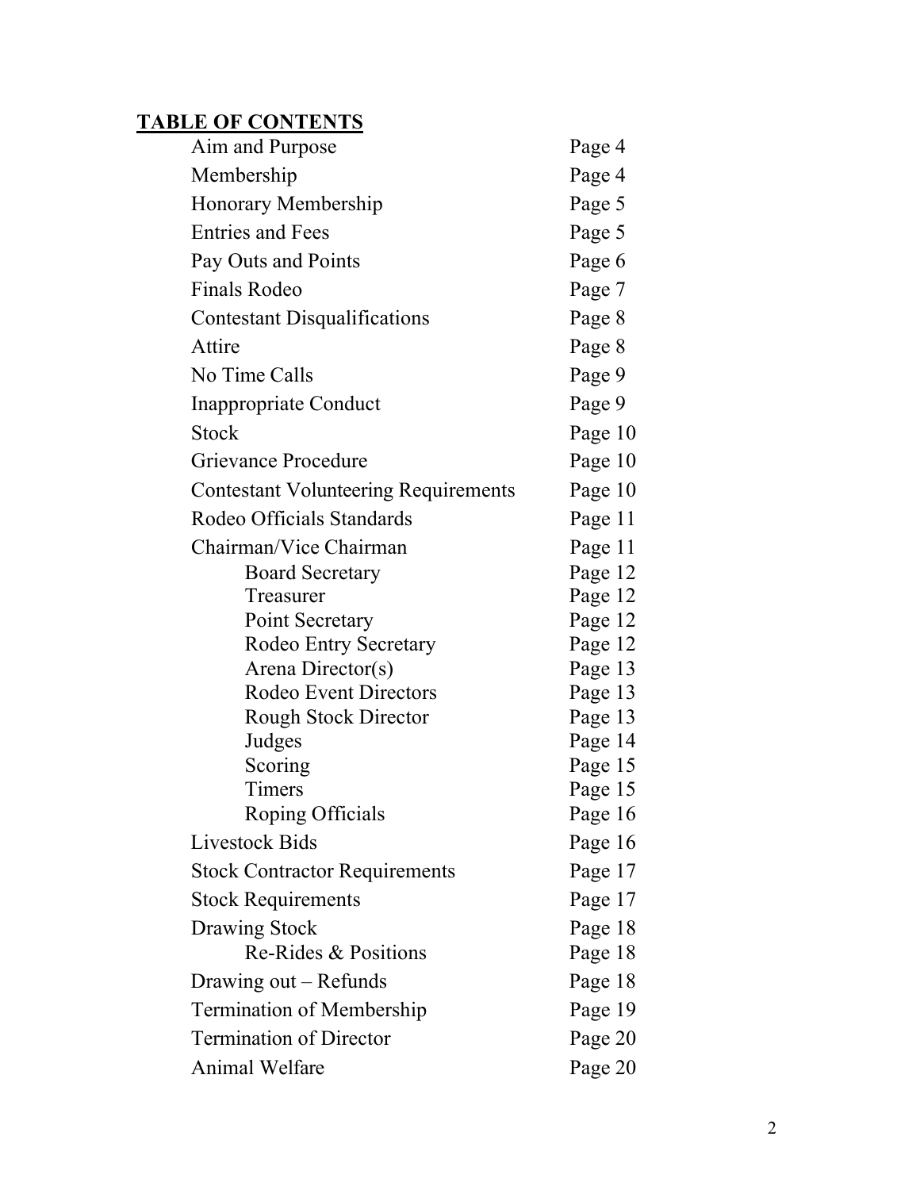**TABLE OF CONTENTS**

| | |
|---|---|
| Aim and Purpose | Page 4 |
| Membership | Page 4 |
| Honorary Membership | Page 5 |
| Entries and Fees | Page 5 |
| Pay Outs and Points | Page 6 |
| Finals Rodeo | Page 7 |
| Contestant Disqualifications | Page 8 |
| Attire | Page 8 |
| No Time Calls | Page 9 |
| Inappropriate Conduct | Page 9 |
| Stock | Page 10 |
| Grievance Procedure | Page 10 |
| Contestant Volunteering Requirements | Page 10 |
| Rodeo Officials Standards | Page 11 |
| Chairman/Vice Chairman | Page 11 |
| &nbsp;&nbsp;&nbsp;&nbsp;Board Secretary | Page 12 |
| &nbsp;&nbsp;&nbsp;&nbsp;Treasurer | Page 12 |
| &nbsp;&nbsp;&nbsp;&nbsp;Point Secretary | Page 12 |
| &nbsp;&nbsp;&nbsp;&nbsp;Rodeo Entry Secretary | Page 12 |
| &nbsp;&nbsp;&nbsp;&nbsp;Arena Director(s) | Page 13 |
| &nbsp;&nbsp;&nbsp;&nbsp;Rodeo Event Directors | Page 13 |
| &nbsp;&nbsp;&nbsp;&nbsp;Rough Stock Director | Page 13 |
| &nbsp;&nbsp;&nbsp;&nbsp;Judges | Page 14 |
| &nbsp;&nbsp;&nbsp;&nbsp;Scoring | Page 15 |
| &nbsp;&nbsp;&nbsp;&nbsp;Timers | Page 15 |
| &nbsp;&nbsp;&nbsp;&nbsp;Roping Officials | Page 16 |
| Livestock Bids | Page 16 |
| Stock Contractor Requirements | Page 17 |
| Stock Requirements | Page 17 |
| Drawing Stock | Page 18 |
| &nbsp;&nbsp;&nbsp;&nbsp;Re-Rides & Positions | Page 18 |
| Drawing out – Refunds | Page 18 |
| Termination of Membership | Page 19 |
| Termination of Director | Page 20 |
| Animal Welfare | Page 20 |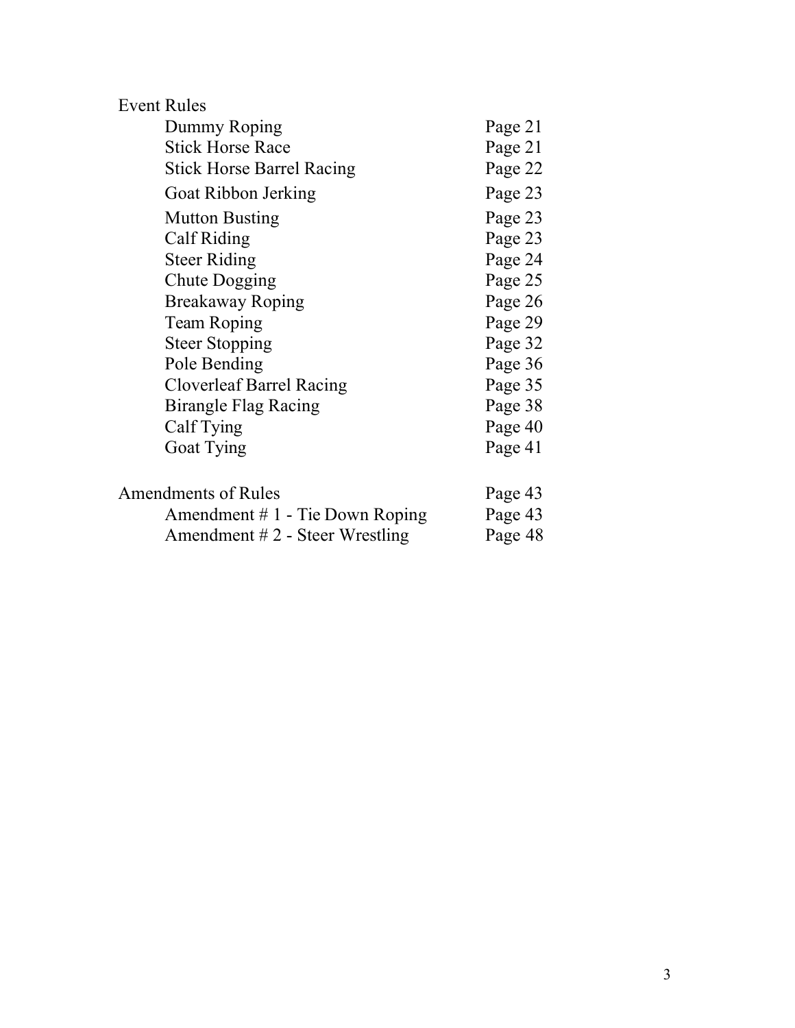| Event Rules | |
|---|---|
| Dummy Roping | Page 21 |
| Stick Horse Race | Page 21 |
| Stick Horse Barrel Racing | Page 22 |
| Goat Ribbon Jerking | Page 23 |
| Mutton Busting | Page 23 |
| Calf Riding | Page 23 |
| Steer Riding | Page 24 |
| Chute Dogging | Page 25 |
| Breakaway Roping | Page 26 |
| Team Roping | Page 29 |
| Steer Stopping | Page 32 |
| Pole Bending | Page 36 |
| Cloverleaf Barrel Racing | Page 35 |
| Birangle Flag Racing | Page 38 |
| Calf Tying | Page 40 |
| Goat Tying | Page 41 |
| | |
| Amendments of Rules | Page 43 |
| Amendment # 1 - Tie Down Roping | Page 43 |
| Amendment # 2 - Steer Wrestling | Page 48 |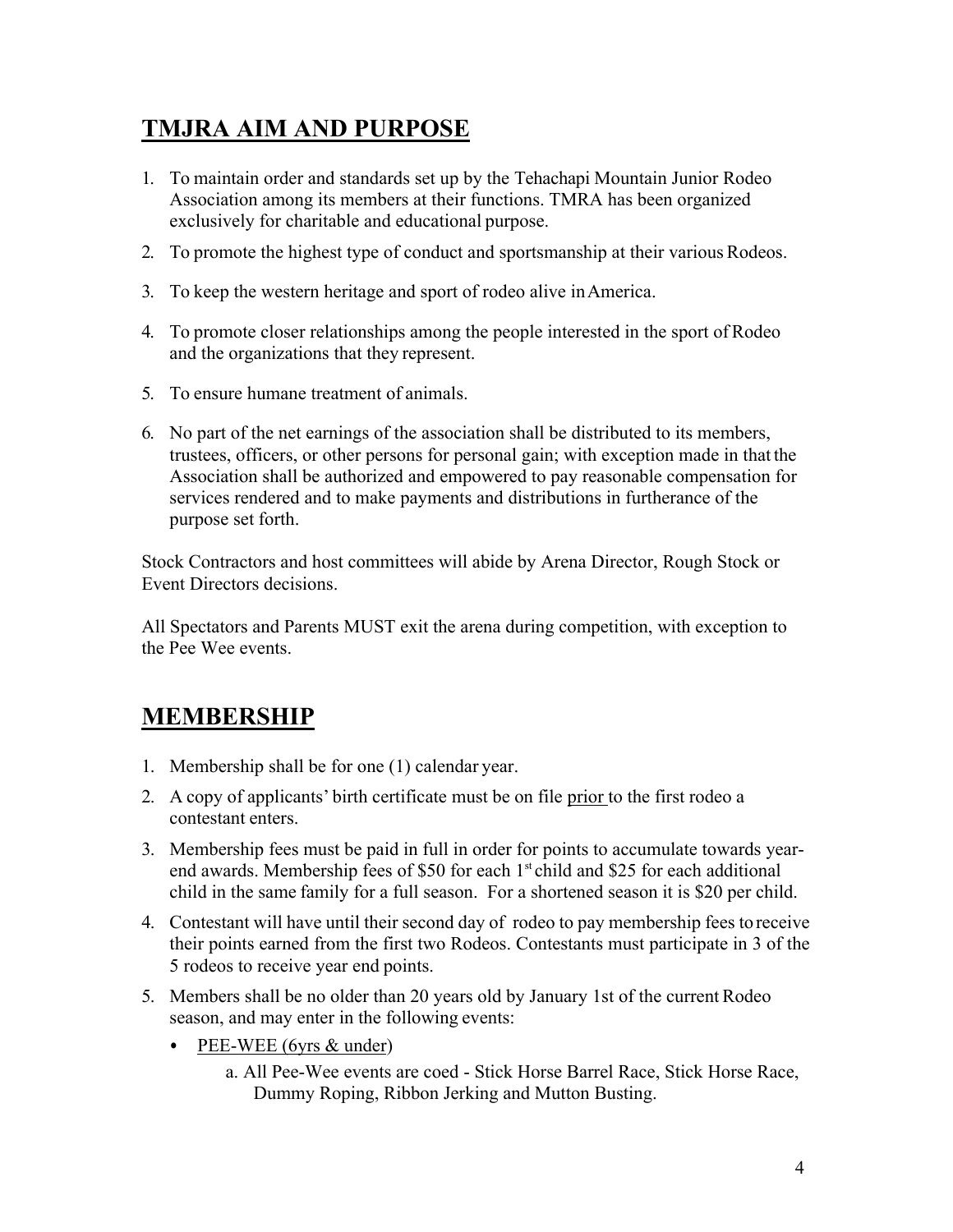## TMJRA AIM AND PURPOSE

1. To maintain order and standards set up by the Tehachapi Mountain Junior Rodeo Association among its members at their functions. TMRA has been organized exclusively for charitable and educational purpose.
2. To promote the highest type of conduct and sportsmanship at their various Rodeos.
3. To keep the western heritage and sport of rodeo alive in America.
4. To promote closer relationships among the people interested in the sport of Rodeo and the organizations that they represent.
5. To ensure humane treatment of animals.
6. No part of the net earnings of the association shall be distributed to its members, trustees, officers, or other persons for personal gain; with exception made in that the Association shall be authorized and empowered to pay reasonable compensation for services rendered and to make payments and distributions in furtherance of the purpose set forth.

Stock Contractors and host committees will abide by Arena Director, Rough Stock or Event Directors decisions.

All Spectators and Parents MUST exit the arena during competition, with exception to the Pee Wee events.

## MEMBERSHIP

1. Membership shall be for one (1) calendar year.
2. A copy of applicants' birth certificate must be on file <u>prior</u> to the first rodeo a contestant enters.
3. Membership fees must be paid in full in order for points to accumulate towards year-end awards. Membership fees of $50 for each 1st child and $25 for each additional child in the same family for a full season. For a shortened season it is $20 per child.
4. Contestant will have until their second day of rodeo to pay membership fees to receive their points earned from the first two Rodeos. Contestants must participate in 3 of the 5 rodeos to receive year end points.
5. Members shall be no older than 20 years old by January 1st of the current Rodeo season, and may enter in the following events:
   - <u>PEE-WEE (6yrs & under)</u>
     a. All Pee-Wee events are coed - Stick Horse Barrel Race, Stick Horse Race, Dummy Roping, Ribbon Jerking and Mutton Busting.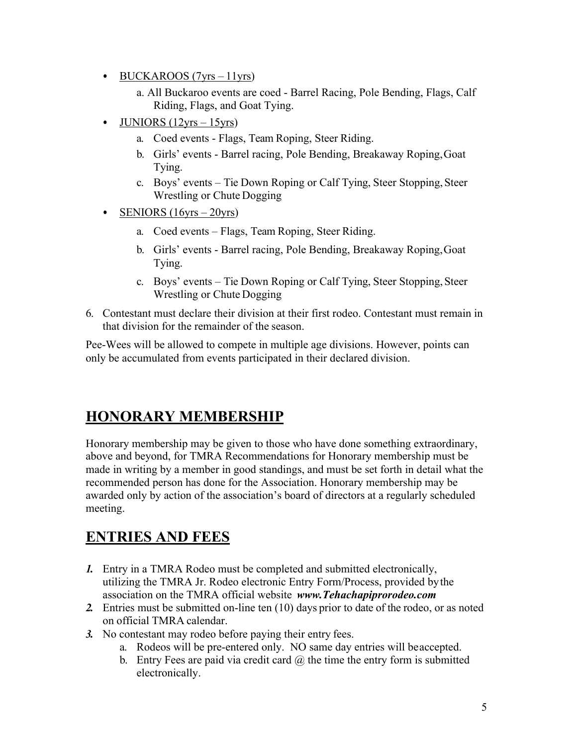- <u>BUCKAROOS (7yrs – 11yrs)</u>
    a. All Buckaroo events are coed - Barrel Racing, Pole Bending, Flags, Calf Riding, Flags, and Goat Tying.
- <u>JUNIORS (12yrs – 15yrs)</u>
    a. Coed events - Flags, Team Roping, Steer Riding.
    b. Girls' events - Barrel racing, Pole Bending, Breakaway Roping, Goat Tying.
    c. Boys' events – Tie Down Roping or Calf Tying, Steer Stopping, Steer Wrestling or Chute Dogging
- <u>SENIORS (16yrs – 20yrs)</u>
    a. Coed events – Flags, Team Roping, Steer Riding.
    b. Girls' events - Barrel racing, Pole Bending, Breakaway Roping, Goat Tying.
    c. Boys' events – Tie Down Roping or Calf Tying, Steer Stopping, Steer Wrestling or Chute Dogging

6. Contestant must declare their division at their first rodeo. Contestant must remain in that division for the remainder of the season.

Pee-Wees will be allowed to compete in multiple age divisions. However, points can only be accumulated from events participated in their declared division.

## HONORARY MEMBERSHIP

Honorary membership may be given to those who have done something extraordinary, above and beyond, for TMRA Recommendations for Honorary membership must be made in writing by a member in good standings, and must be set forth in detail what the recommended person has done for the Association. Honorary membership may be awarded only by action of the association's board of directors at a regularly scheduled meeting.

## ENTRIES AND FEES

1. Entry in a TMRA Rodeo must be completed and submitted electronically, utilizing the TMRA Jr. Rodeo electronic Entry Form/Process, provided by the association on the TMRA official website ***www.Tehachapiprorodeo.com***
2. Entries must be submitted on-line ten (10) days prior to date of the rodeo, or as noted on official TMRA calendar.
3. No contestant may rodeo before paying their entry fees.
    a. Rodeos will be pre-entered only. NO same day entries will be accepted.
    b. Entry Fees are paid via credit card @ the time the entry form is submitted electronically.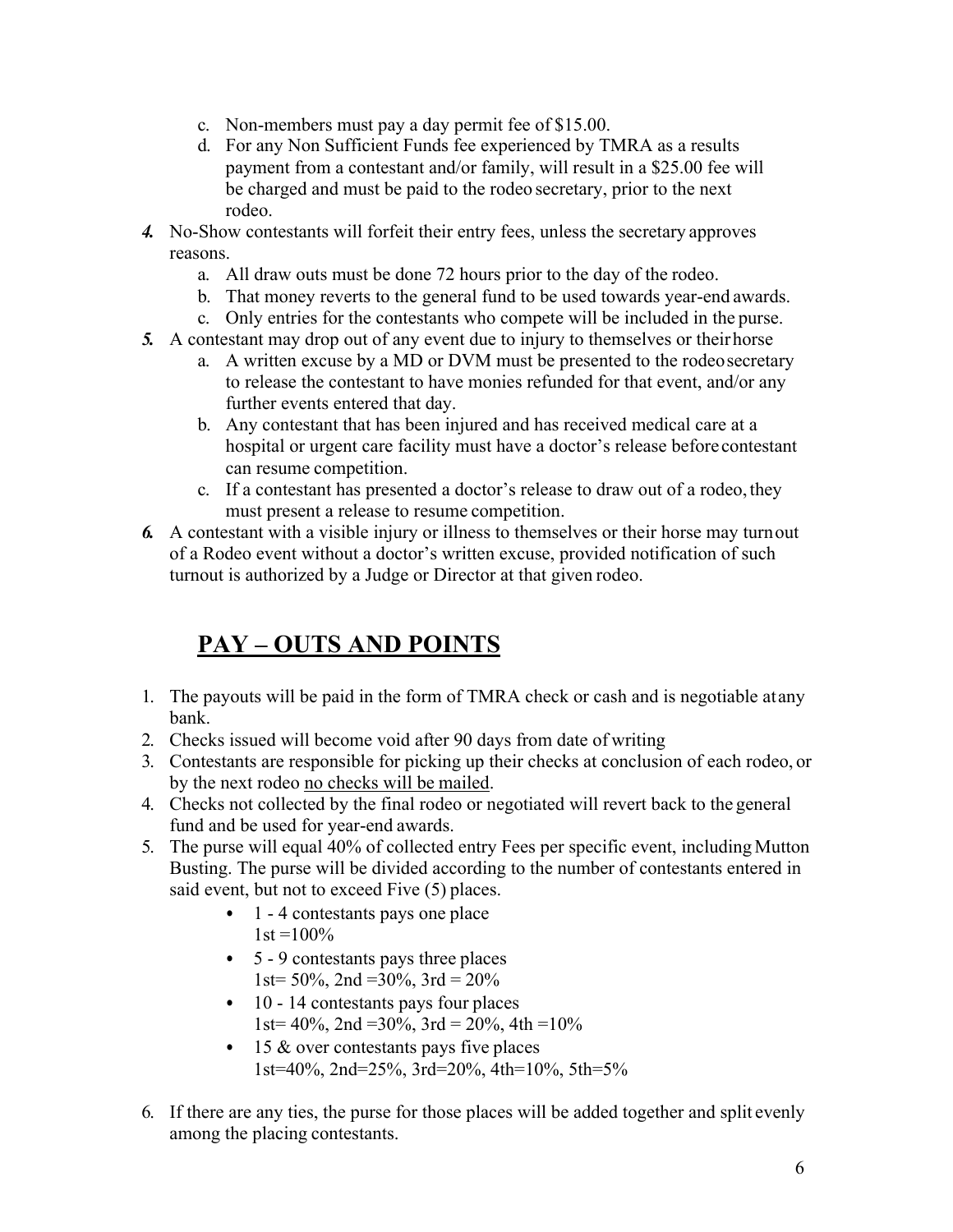c. Non-members must pay a day permit fee of $15.00.
   d. For any Non Sufficient Funds fee experienced by TMRA as a results payment from a contestant and/or family, will result in a $25.00 fee will be charged and must be paid to the rodeo secretary, prior to the next rodeo.

***4.*** No-Show contestants will forfeit their entry fees, unless the secretary approves reasons.
   a. All draw outs must be done 72 hours prior to the day of the rodeo.
   b. That money reverts to the general fund to be used towards year-end awards.
   c. Only entries for the contestants who compete will be included in the purse.

***5.*** A contestant may drop out of any event due to injury to themselves or their horse
   a. A written excuse by a MD or DVM must be presented to the rodeo secretary to release the contestant to have monies refunded for that event, and/or any further events entered that day.
   b. Any contestant that has been injured and has received medical care at a hospital or urgent care facility must have a doctor's release before contestant can resume competition.
   c. If a contestant has presented a doctor's release to draw out of a rodeo, they must present a release to resume competition.

***6.*** A contestant with a visible injury or illness to themselves or their horse may turn out of a Rodeo event without a doctor's written excuse, provided notification of such turnout is authorized by a Judge or Director at that given rodeo.

## PAY – OUTS AND POINTS

1. The payouts will be paid in the form of TMRA check or cash and is negotiable at any bank.
2. Checks issued will become void after 90 days from date of writing
3. Contestants are responsible for picking up their checks at conclusion of each rodeo, or by the next rodeo no checks will be mailed.
4. Checks not collected by the final rodeo or negotiated will revert back to the general fund and be used for year-end awards.
5. The purse will equal 40% of collected entry Fees per specific event, including Mutton Busting. The purse will be divided according to the number of contestants entered in said event, but not to exceed Five (5) places.
   - 1 - 4 contestants pays one place
     1st =100%
   - 5 - 9 contestants pays three places
     1st= 50%, 2nd =30%, 3rd = 20%
   - 10 - 14 contestants pays four places
     1st= 40%, 2nd =30%, 3rd = 20%, 4th =10%
   - 15 & over contestants pays five places
     1st=40%, 2nd=25%, 3rd=20%, 4th=10%, 5th=5%
6. If there are any ties, the purse for those places will be added together and split evenly among the placing contestants.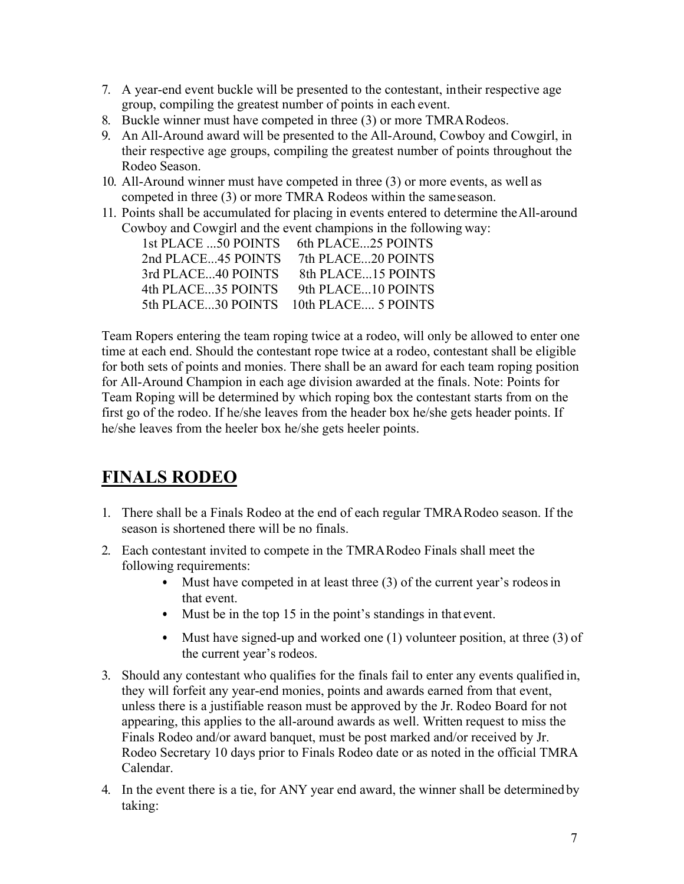7. A year-end event buckle will be presented to the contestant, in their respective age group, compiling the greatest number of points in each event.
8. Buckle winner must have competed in three (3) or more TMRA Rodeos.
9. An All-Around award will be presented to the All-Around, Cowboy and Cowgirl, in their respective age groups, compiling the greatest number of points throughout the Rodeo Season.
10. All-Around winner must have competed in three (3) or more events, as well as competed in three (3) or more TMRA Rodeos within the same season.
11. Points shall be accumulated for placing in events entered to determine the All-around Cowboy and Cowgirl and the event champions in the following way:

| | |
|---|---|
| 1st PLACE ...50 POINTS | 6th PLACE...25 POINTS |
| 2nd PLACE...45 POINTS | 7th PLACE...20 POINTS |
| 3rd PLACE...40 POINTS | 8th PLACE...15 POINTS |
| 4th PLACE...35 POINTS | 9th PLACE...10 POINTS |
| 5th PLACE...30 POINTS | 10th PLACE.... 5 POINTS |

Team Ropers entering the team roping twice at a rodeo, will only be allowed to enter one time at each end. Should the contestant rope twice at a rodeo, contestant shall be eligible for both sets of points and monies. There shall be an award for each team roping position for All-Around Champion in each age division awarded at the finals. Note: Points for Team Roping will be determined by which roping box the contestant starts from on the first go of the rodeo. If he/she leaves from the header box he/she gets header points. If he/she leaves from the heeler box he/she gets heeler points.

## FINALS RODEO

1. There shall be a Finals Rodeo at the end of each regular TMRA Rodeo season. If the season is shortened there will be no finals.
2. Each contestant invited to compete in the TMRA Rodeo Finals shall meet the following requirements:
   - Must have competed in at least three (3) of the current year's rodeos in that event.
   - Must be in the top 15 in the point's standings in that event.
   - Must have signed-up and worked one (1) volunteer position, at three (3) of the current year's rodeos.
3. Should any contestant who qualifies for the finals fail to enter any events qualified in, they will forfeit any year-end monies, points and awards earned from that event, unless there is a justifiable reason must be approved by the Jr. Rodeo Board for not appearing, this applies to the all-around awards as well. Written request to miss the Finals Rodeo and/or award banquet, must be post marked and/or received by Jr. Rodeo Secretary 10 days prior to Finals Rodeo date or as noted in the official TMRA Calendar.
4. In the event there is a tie, for ANY year end award, the winner shall be determined by taking: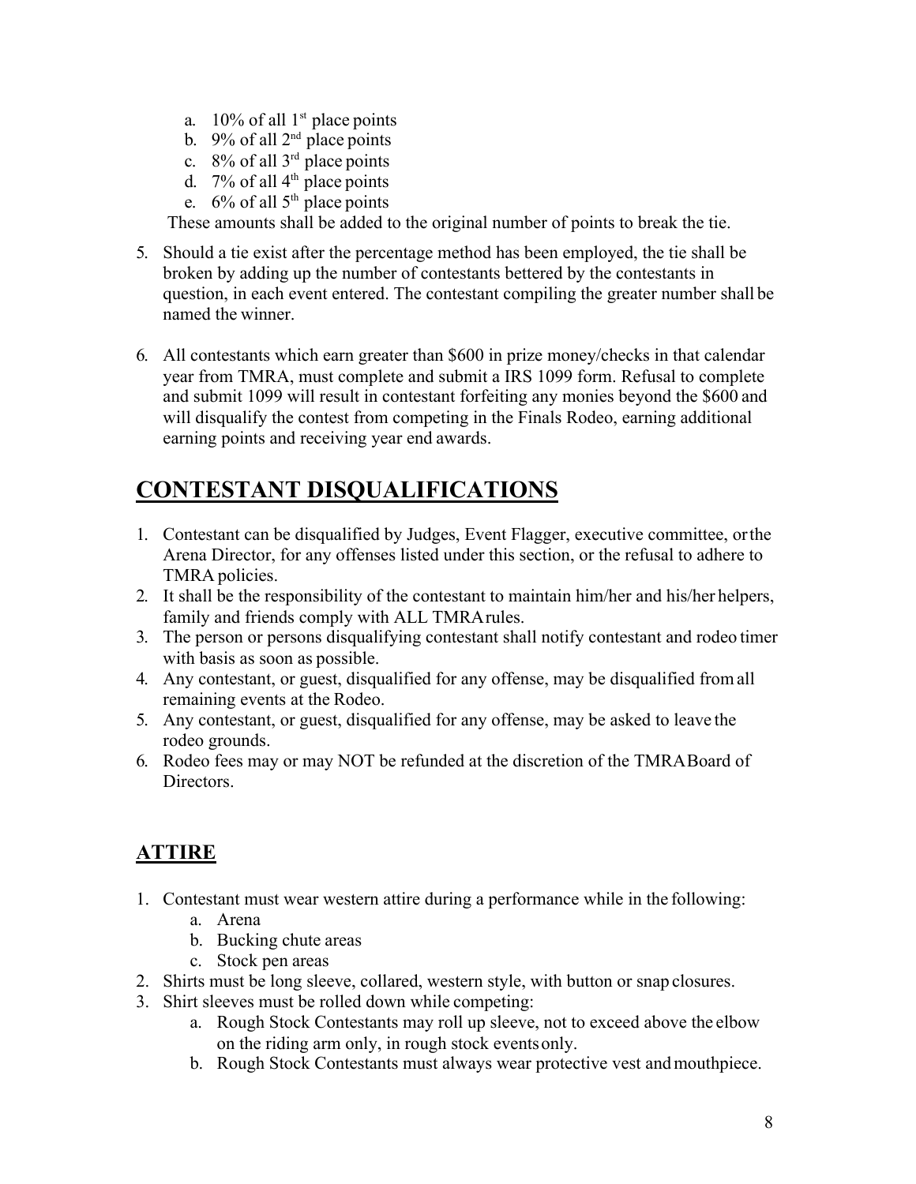a. 10% of all 1st place points
   b. 9% of all 2nd place points
   c. 8% of all 3rd place points
   d. 7% of all 4th place points
   e. 6% of all 5th place points

   These amounts shall be added to the original number of points to break the tie.

5. Should a tie exist after the percentage method has been employed, the tie shall be broken by adding up the number of contestants bettered by the contestants in question, in each event entered. The contestant compiling the greater number shall be named the winner.

6. All contestants which earn greater than $600 in prize money/checks in that calendar year from TMRA, must complete and submit a IRS 1099 form. Refusal to complete and submit 1099 will result in contestant forfeiting any monies beyond the $600 and will disqualify the contest from competing in the Finals Rodeo, earning additional earning points and receiving year end awards.

# CONTESTANT DISQUALIFICATIONS

1. Contestant can be disqualified by Judges, Event Flagger, executive committee, or the Arena Director, for any offenses listed under this section, or the refusal to adhere to TMRA policies.
2. It shall be the responsibility of the contestant to maintain him/her and his/her helpers, family and friends comply with ALL TMRA rules.
3. The person or persons disqualifying contestant shall notify contestant and rodeo timer with basis as soon as possible.
4. Any contestant, or guest, disqualified for any offense, may be disqualified from all remaining events at the Rodeo.
5. Any contestant, or guest, disqualified for any offense, may be asked to leave the rodeo grounds.
6. Rodeo fees may or may NOT be refunded at the discretion of the TMRA Board of Directors.

## ATTIRE

1. Contestant must wear western attire during a performance while in the following:
   a. Arena
   b. Bucking chute areas
   c. Stock pen areas
2. Shirts must be long sleeve, collared, western style, with button or snap closures.
3. Shirt sleeves must be rolled down while competing:
   a. Rough Stock Contestants may roll up sleeve, not to exceed above the elbow on the riding arm only, in rough stock events only.
   b. Rough Stock Contestants must always wear protective vest and mouthpiece.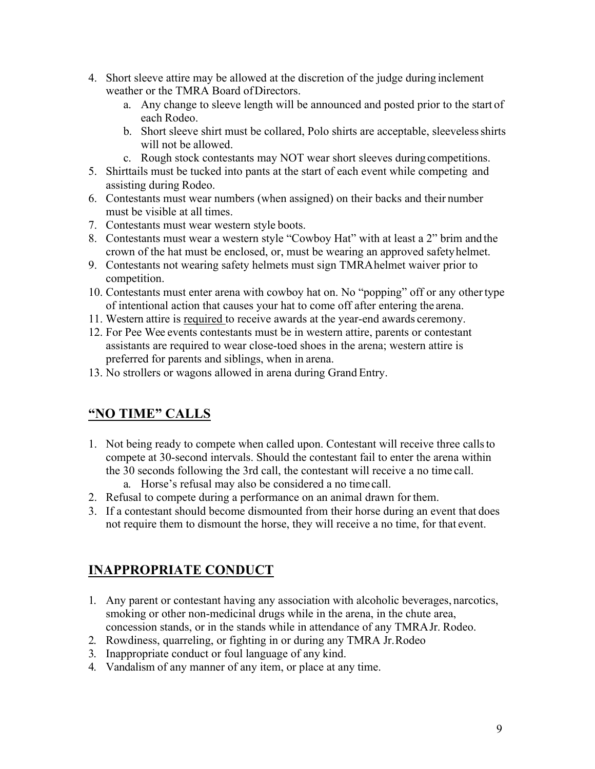4. Short sleeve attire may be allowed at the discretion of the judge during inclement weather or the TMRA Board of Directors.
   a. Any change to sleeve length will be announced and posted prior to the start of each Rodeo.
   b. Short sleeve shirt must be collared, Polo shirts are acceptable, sleeveless shirts will not be allowed.
   c. Rough stock contestants may NOT wear short sleeves during competitions.
5. Shirttails must be tucked into pants at the start of each event while competing and assisting during Rodeo.
6. Contestants must wear numbers (when assigned) on their backs and their number must be visible at all times.
7. Contestants must wear western style boots.
8. Contestants must wear a western style "Cowboy Hat" with at least a 2" brim and the crown of the hat must be enclosed, or, must be wearing an approved safety helmet.
9. Contestants not wearing safety helmets must sign TMRA helmet waiver prior to competition.
10. Contestants must enter arena with cowboy hat on. No "popping" off or any other type of intentional action that causes your hat to come off after entering the arena.
11. Western attire is <u>required</u> to receive awards at the year-end awards ceremony.
12. For Pee Wee events contestants must be in western attire, parents or contestant assistants are required to wear close-toed shoes in the arena; western attire is preferred for parents and siblings, when in arena.
13. No strollers or wagons allowed in arena during Grand Entry.

## <u>"NO TIME" CALLS</u>

1. Not being ready to compete when called upon. Contestant will receive three calls to compete at 30-second intervals. Should the contestant fail to enter the arena within the 30 seconds following the 3rd call, the contestant will receive a no time call.
   a. Horse's refusal may also be considered a no time call.
2. Refusal to compete during a performance on an animal drawn for them.
3. If a contestant should become dismounted from their horse during an event that does not require them to dismount the horse, they will receive a no time, for that event.

## <u>INAPPROPRIATE CONDUCT</u>

1. Any parent or contestant having any association with alcoholic beverages, narcotics, smoking or other non-medicinal drugs while in the arena, in the chute area, concession stands, or in the stands while in attendance of any TMRA Jr. Rodeo.
2. Rowdiness, quarreling, or fighting in or during any TMRA Jr. Rodeo
3. Inappropriate conduct or foul language of any kind.
4. Vandalism of any manner of any item, or place at any time.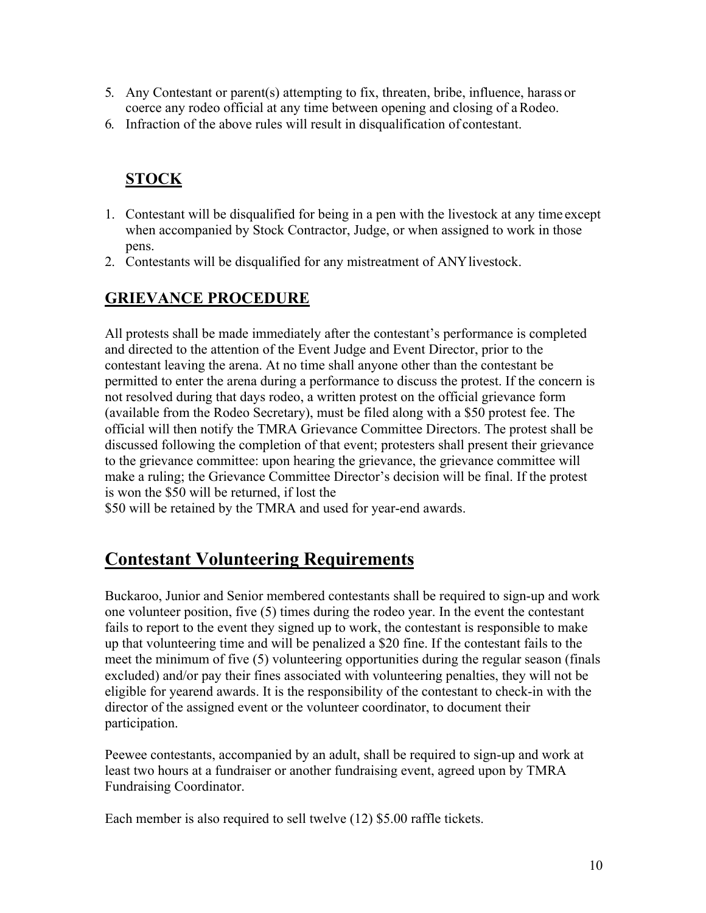5. Any Contestant or parent(s) attempting to fix, threaten, bribe, influence, harass or coerce any rodeo official at any time between opening and closing of a Rodeo.
6. Infraction of the above rules will result in disqualification of contestant.

## STOCK

1. Contestant will be disqualified for being in a pen with the livestock at any time except when accompanied by Stock Contractor, Judge, or when assigned to work in those pens.
2. Contestants will be disqualified for any mistreatment of ANY livestock.

## GRIEVANCE PROCEDURE

All protests shall be made immediately after the contestant's performance is completed and directed to the attention of the Event Judge and Event Director, prior to the contestant leaving the arena. At no time shall anyone other than the contestant be permitted to enter the arena during a performance to discuss the protest. If the concern is not resolved during that days rodeo, a written protest on the official grievance form (available from the Rodeo Secretary), must be filed along with a $50 protest fee. The official will then notify the TMRA Grievance Committee Directors. The protest shall be discussed following the completion of that event; protesters shall present their grievance to the grievance committee: upon hearing the grievance, the grievance committee will make a ruling; the Grievance Committee Director's decision will be final. If the protest is won the $50 will be returned, if lost the $50 will be retained by the TMRA and used for year-end awards.

# Contestant Volunteering Requirements

Buckaroo, Junior and Senior membered contestants shall be required to sign-up and work one volunteer position, five (5) times during the rodeo year. In the event the contestant fails to report to the event they signed up to work, the contestant is responsible to make up that volunteering time and will be penalized a $20 fine. If the contestant fails to the meet the minimum of five (5) volunteering opportunities during the regular season (finals excluded) and/or pay their fines associated with volunteering penalties, they will not be eligible for yearend awards. It is the responsibility of the contestant to check-in with the director of the assigned event or the volunteer coordinator, to document their participation.

Peewee contestants, accompanied by an adult, shall be required to sign-up and work at least two hours at a fundraiser or another fundraising event, agreed upon by TMRA Fundraising Coordinator.

Each member is also required to sell twelve (12) $5.00 raffle tickets.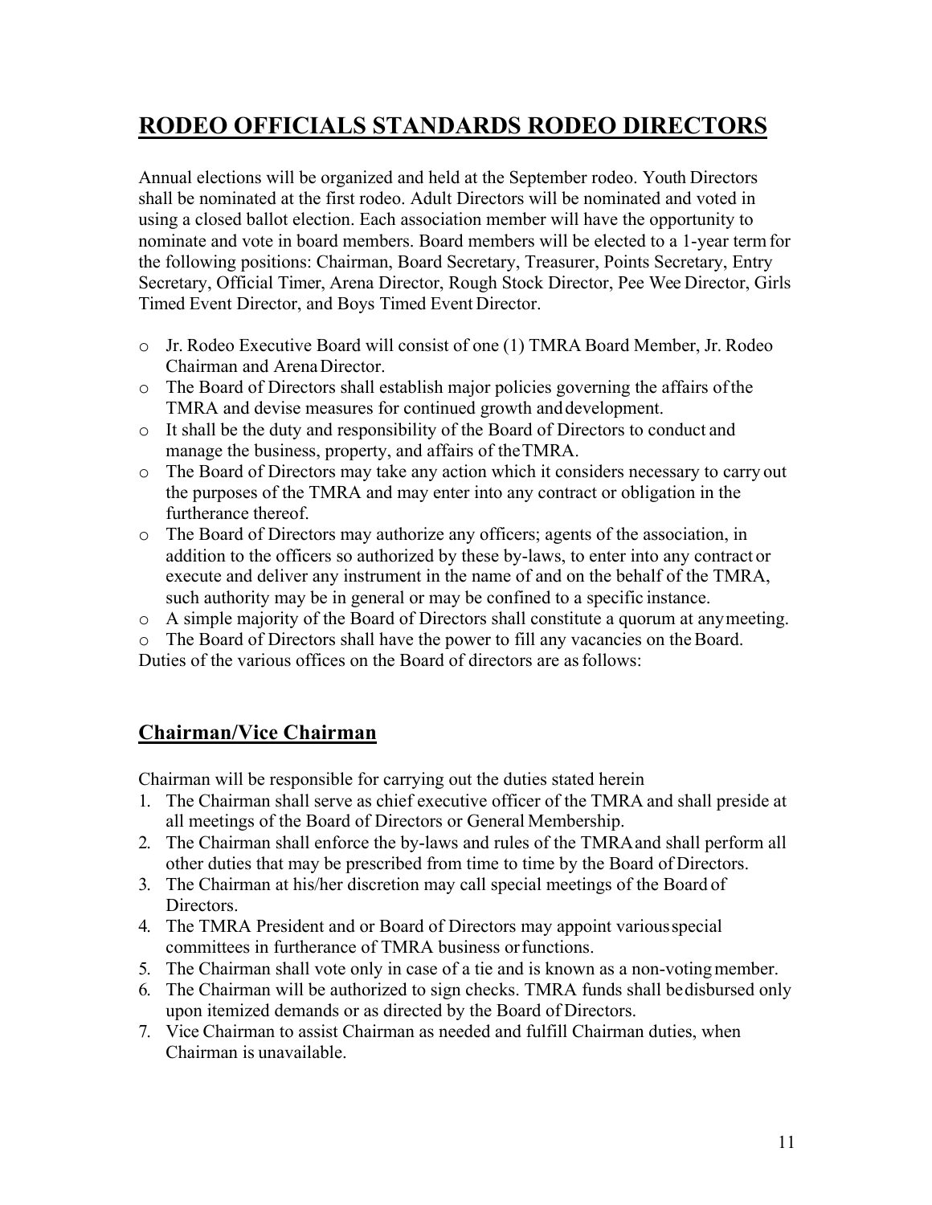# RODEO OFFICIALS STANDARDS RODEO DIRECTORS

Annual elections will be organized and held at the September rodeo. Youth Directors shall be nominated at the first rodeo. Adult Directors will be nominated and voted in using a closed ballot election. Each association member will have the opportunity to nominate and vote in board members. Board members will be elected to a 1-year term for the following positions: Chairman, Board Secretary, Treasurer, Points Secretary, Entry Secretary, Official Timer, Arena Director, Rough Stock Director, Pee Wee Director, Girls Timed Event Director, and Boys Timed Event Director.

- Jr. Rodeo Executive Board will consist of one (1) TMRA Board Member, Jr. Rodeo Chairman and Arena Director.
- The Board of Directors shall establish major policies governing the affairs of the TMRA and devise measures for continued growth and development.
- It shall be the duty and responsibility of the Board of Directors to conduct and manage the business, property, and affairs of the TMRA.
- The Board of Directors may take any action which it considers necessary to carry out the purposes of the TMRA and may enter into any contract or obligation in the furtherance thereof.
- The Board of Directors may authorize any officers; agents of the association, in addition to the officers so authorized by these by-laws, to enter into any contract or execute and deliver any instrument in the name of and on the behalf of the TMRA, such authority may be in general or may be confined to a specific instance.
- A simple majority of the Board of Directors shall constitute a quorum at any meeting.
- The Board of Directors shall have the power to fill any vacancies on the Board.

Duties of the various offices on the Board of directors are as follows:

## Chairman/Vice Chairman

Chairman will be responsible for carrying out the duties stated herein

1. The Chairman shall serve as chief executive officer of the TMRA and shall preside at all meetings of the Board of Directors or General Membership.
2. The Chairman shall enforce the by-laws and rules of the TMRA and shall perform all other duties that may be prescribed from time to time by the Board of Directors.
3. The Chairman at his/her discretion may call special meetings of the Board of Directors.
4. The TMRA President and or Board of Directors may appoint various special committees in furtherance of TMRA business or functions.
5. The Chairman shall vote only in case of a tie and is known as a non-voting member.
6. The Chairman will be authorized to sign checks. TMRA funds shall be disbursed only upon itemized demands or as directed by the Board of Directors.
7. Vice Chairman to assist Chairman as needed and fulfill Chairman duties, when Chairman is unavailable.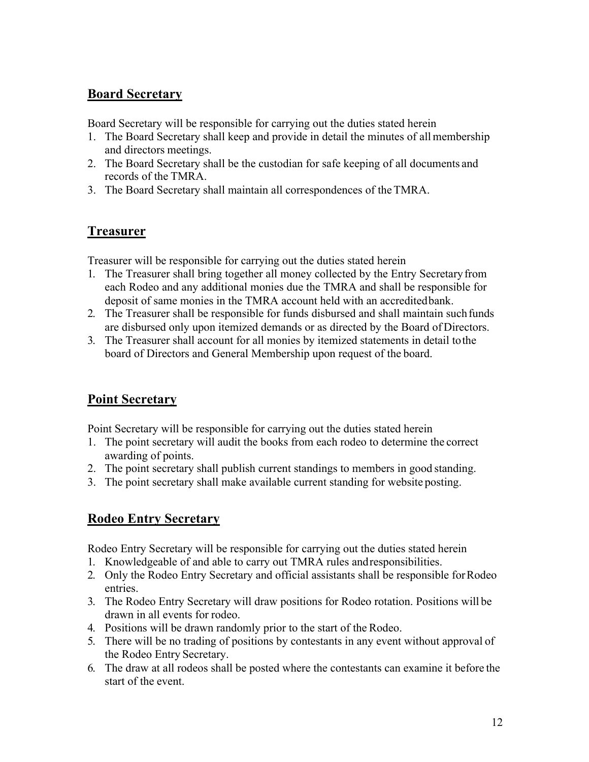## Board Secretary

Board Secretary will be responsible for carrying out the duties stated herein

1. The Board Secretary shall keep and provide in detail the minutes of all membership and directors meetings.
2. The Board Secretary shall be the custodian for safe keeping of all documents and records of the TMRA.
3. The Board Secretary shall maintain all correspondences of the TMRA.

## Treasurer

Treasurer will be responsible for carrying out the duties stated herein

1. The Treasurer shall bring together all money collected by the Entry Secretary from each Rodeo and any additional monies due the TMRA and shall be responsible for deposit of same monies in the TMRA account held with an accredited bank.
2. The Treasurer shall be responsible for funds disbursed and shall maintain such funds are disbursed only upon itemized demands or as directed by the Board of Directors.
3. The Treasurer shall account for all monies by itemized statements in detail to the board of Directors and General Membership upon request of the board.

## Point Secretary

Point Secretary will be responsible for carrying out the duties stated herein

1. The point secretary will audit the books from each rodeo to determine the correct awarding of points.
2. The point secretary shall publish current standings to members in good standing.
3. The point secretary shall make available current standing for website posting.

## Rodeo Entry Secretary

Rodeo Entry Secretary will be responsible for carrying out the duties stated herein

1. Knowledgeable of and able to carry out TMRA rules and responsibilities.
2. Only the Rodeo Entry Secretary and official assistants shall be responsible for Rodeo entries.
3. The Rodeo Entry Secretary will draw positions for Rodeo rotation. Positions will be drawn in all events for rodeo.
4. Positions will be drawn randomly prior to the start of the Rodeo.
5. There will be no trading of positions by contestants in any event without approval of the Rodeo Entry Secretary.
6. The draw at all rodeos shall be posted where the contestants can examine it before the start of the event.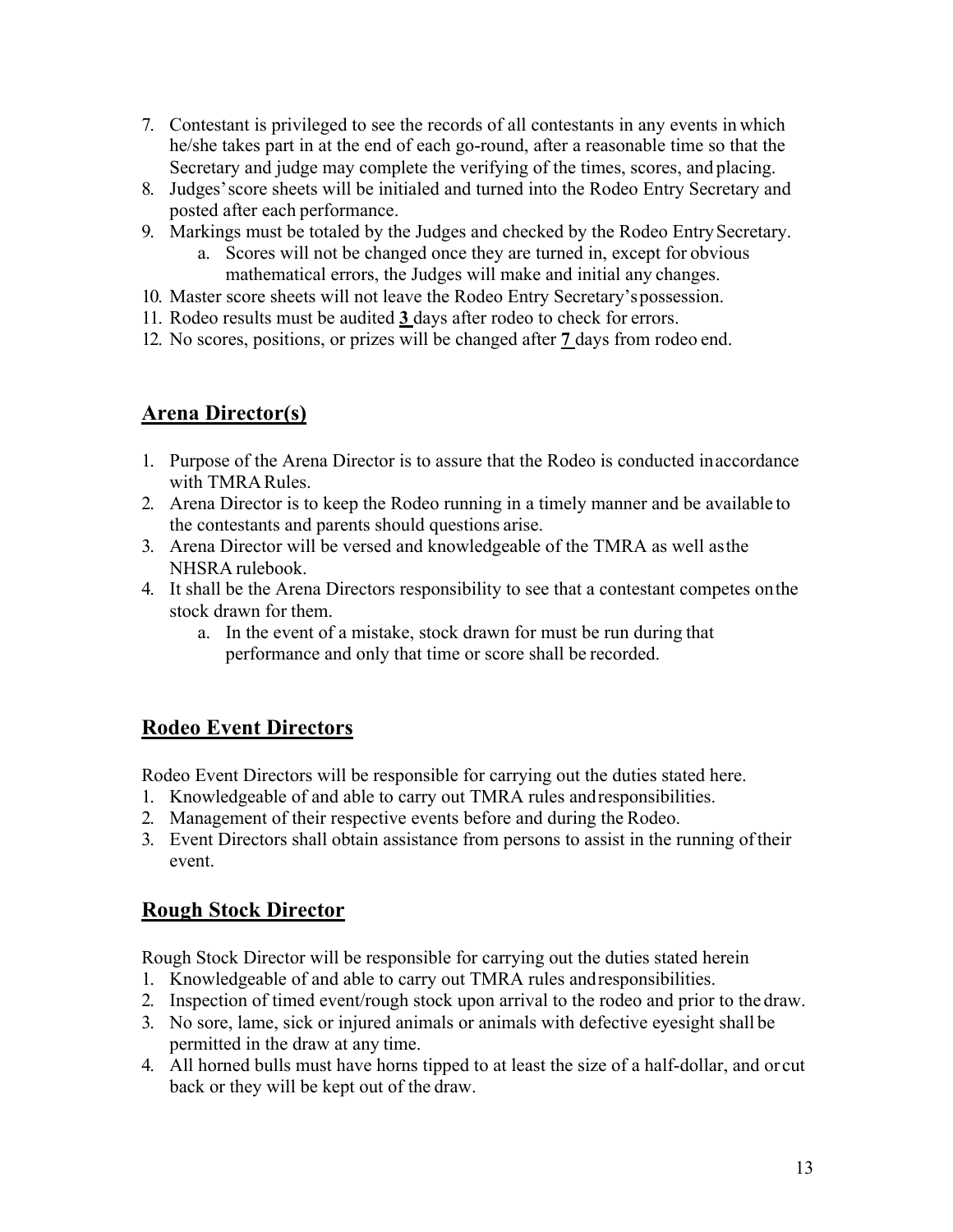7. Contestant is privileged to see the records of all contestants in any events in which he/she takes part in at the end of each go-round, after a reasonable time so that the Secretary and judge may complete the verifying of the times, scores, and placing.
8. Judges' score sheets will be initialed and turned into the Rodeo Entry Secretary and posted after each performance.
9. Markings must be totaled by the Judges and checked by the Rodeo Entry Secretary.
   a. Scores will not be changed once they are turned in, except for obvious mathematical errors, the Judges will make and initial any changes.
10. Master score sheets will not leave the Rodeo Entry Secretary's possession.
11. Rodeo results must be audited **3** days after rodeo to check for errors.
12. No scores, positions, or prizes will be changed after **7** days from rodeo end.

## Arena Director(s)

1. Purpose of the Arena Director is to assure that the Rodeo is conducted in accordance with TMRA Rules.
2. Arena Director is to keep the Rodeo running in a timely manner and be available to the contestants and parents should questions arise.
3. Arena Director will be versed and knowledgeable of the TMRA as well as the NHSRA rulebook.
4. It shall be the Arena Directors responsibility to see that a contestant competes on the stock drawn for them.
   a. In the event of a mistake, stock drawn for must be run during that performance and only that time or score shall be recorded.

## Rodeo Event Directors

Rodeo Event Directors will be responsible for carrying out the duties stated here.

1. Knowledgeable of and able to carry out TMRA rules and responsibilities.
2. Management of their respective events before and during the Rodeo.
3. Event Directors shall obtain assistance from persons to assist in the running of their event.

## Rough Stock Director

Rough Stock Director will be responsible for carrying out the duties stated herein

1. Knowledgeable of and able to carry out TMRA rules and responsibilities.
2. Inspection of timed event/rough stock upon arrival to the rodeo and prior to the draw.
3. No sore, lame, sick or injured animals or animals with defective eyesight shall be permitted in the draw at any time.
4. All horned bulls must have horns tipped to at least the size of a half-dollar, and or cut back or they will be kept out of the draw.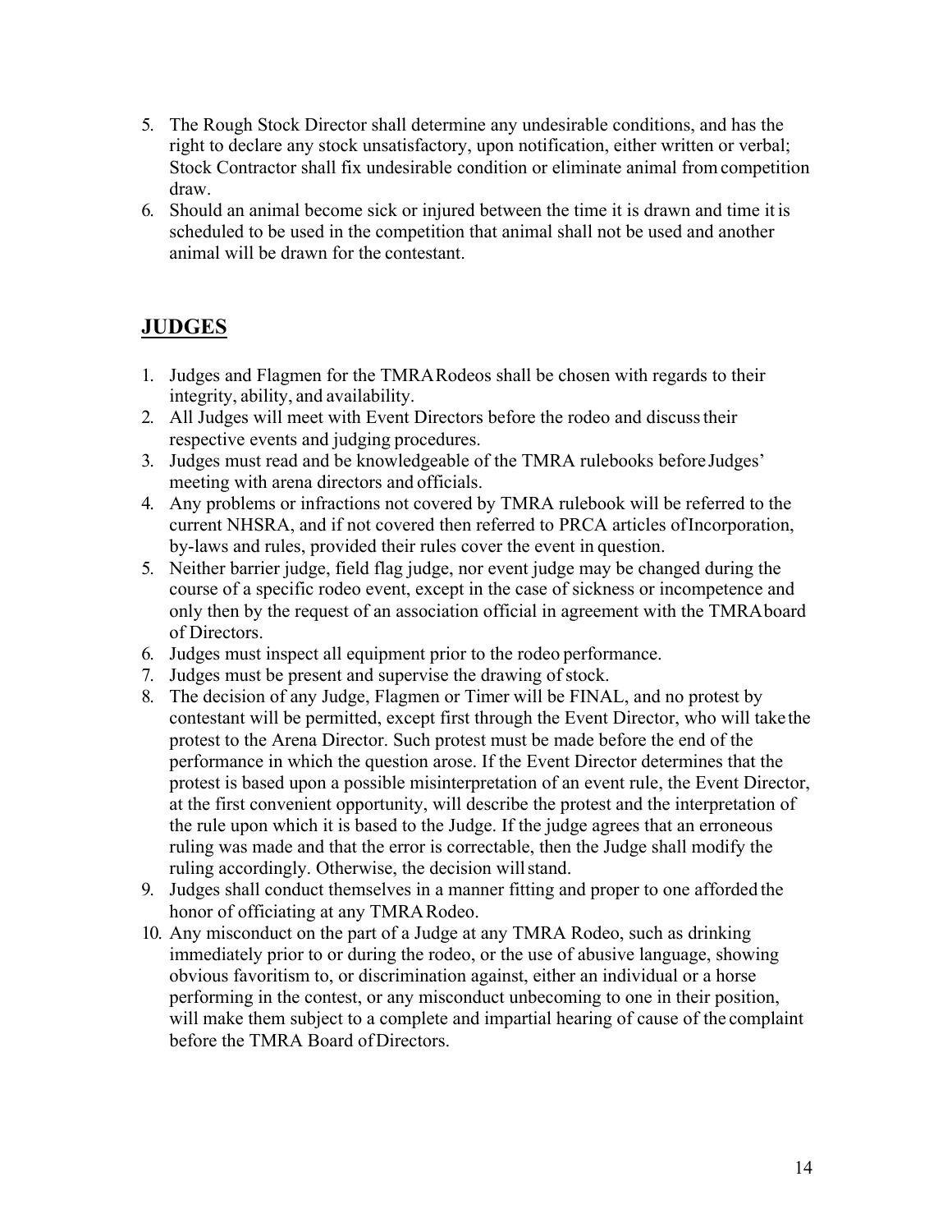5. The Rough Stock Director shall determine any undesirable conditions, and has the right to declare any stock unsatisfactory, upon notification, either written or verbal; Stock Contractor shall fix undesirable condition or eliminate animal from competition draw.
6. Should an animal become sick or injured between the time it is drawn and time it is scheduled to be used in the competition that animal shall not be used and another animal will be drawn for the contestant.

## JUDGES

1. Judges and Flagmen for the TMRA Rodeos shall be chosen with regards to their integrity, ability, and availability.
2. All Judges will meet with Event Directors before the rodeo and discuss their respective events and judging procedures.
3. Judges must read and be knowledgeable of the TMRA rulebooks before Judges' meeting with arena directors and officials.
4. Any problems or infractions not covered by TMRA rulebook will be referred to the current NHSRA, and if not covered then referred to PRCA articles of Incorporation, by-laws and rules, provided their rules cover the event in question.
5. Neither barrier judge, field flag judge, nor event judge may be changed during the course of a specific rodeo event, except in the case of sickness or incompetence and only then by the request of an association official in agreement with the TMRA board of Directors.
6. Judges must inspect all equipment prior to the rodeo performance.
7. Judges must be present and supervise the drawing of stock.
8. The decision of any Judge, Flagmen or Timer will be FINAL, and no protest by contestant will be permitted, except first through the Event Director, who will take the protest to the Arena Director. Such protest must be made before the end of the performance in which the question arose. If the Event Director determines that the protest is based upon a possible misinterpretation of an event rule, the Event Director, at the first convenient opportunity, will describe the protest and the interpretation of the rule upon which it is based to the Judge. If the judge agrees that an erroneous ruling was made and that the error is correctable, then the Judge shall modify the ruling accordingly. Otherwise, the decision will stand.
9. Judges shall conduct themselves in a manner fitting and proper to one afforded the honor of officiating at any TMRA Rodeo.
10. Any misconduct on the part of a Judge at any TMRA Rodeo, such as drinking immediately prior to or during the rodeo, or the use of abusive language, showing obvious favoritism to, or discrimination against, either an individual or a horse performing in the contest, or any misconduct unbecoming to one in their position, will make them subject to a complete and impartial hearing of cause of the complaint before the TMRA Board of Directors.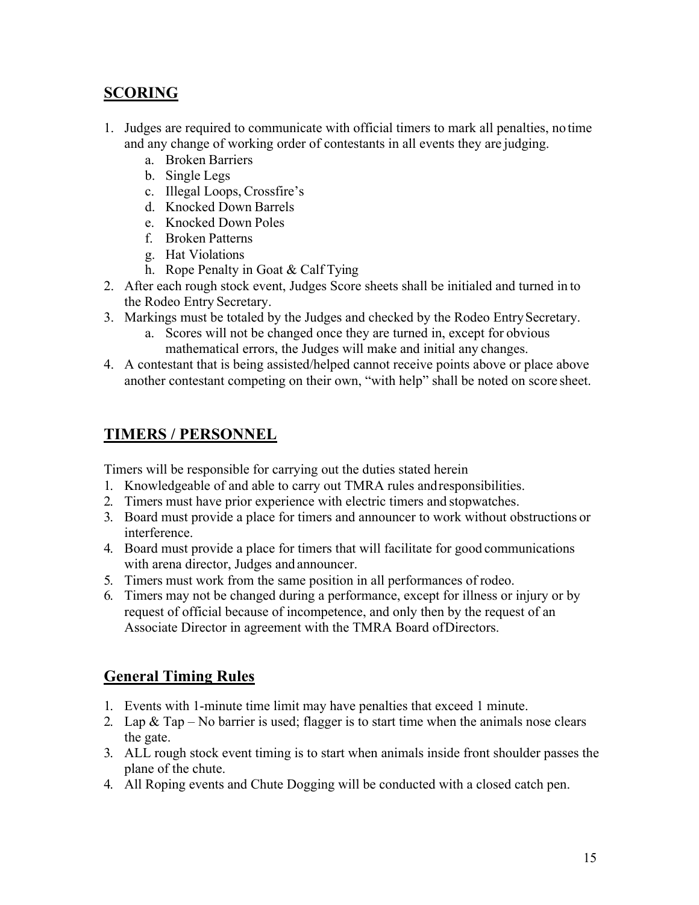## SCORING

1. Judges are required to communicate with official timers to mark all penalties, no time and any change of working order of contestants in all events they are judging.
    a. Broken Barriers
    b. Single Legs
    c. Illegal Loops, Crossfire's
    d. Knocked Down Barrels
    e. Knocked Down Poles
    f. Broken Patterns
    g. Hat Violations
    h. Rope Penalty in Goat & Calf Tying
2. After each rough stock event, Judges Score sheets shall be initialed and turned in to the Rodeo Entry Secretary.
3. Markings must be totaled by the Judges and checked by the Rodeo Entry Secretary.
    a. Scores will not be changed once they are turned in, except for obvious mathematical errors, the Judges will make and initial any changes.
4. A contestant that is being assisted/helped cannot receive points above or place above another contestant competing on their own, "with help" shall be noted on score sheet.

## TIMERS / PERSONNEL

Timers will be responsible for carrying out the duties stated herein

1. Knowledgeable of and able to carry out TMRA rules and responsibilities.
2. Timers must have prior experience with electric timers and stopwatches.
3. Board must provide a place for timers and announcer to work without obstructions or interference.
4. Board must provide a place for timers that will facilitate for good communications with arena director, Judges and announcer.
5. Timers must work from the same position in all performances of rodeo.
6. Timers may not be changed during a performance, except for illness or injury or by request of official because of incompetence, and only then by the request of an Associate Director in agreement with the TMRA Board of Directors.

## General Timing Rules

1. Events with 1-minute time limit may have penalties that exceed 1 minute.
2. Lap & Tap – No barrier is used; flagger is to start time when the animals nose clears the gate.
3. ALL rough stock event timing is to start when animals inside front shoulder passes the plane of the chute.
4. All Roping events and Chute Dogging will be conducted with a closed catch pen.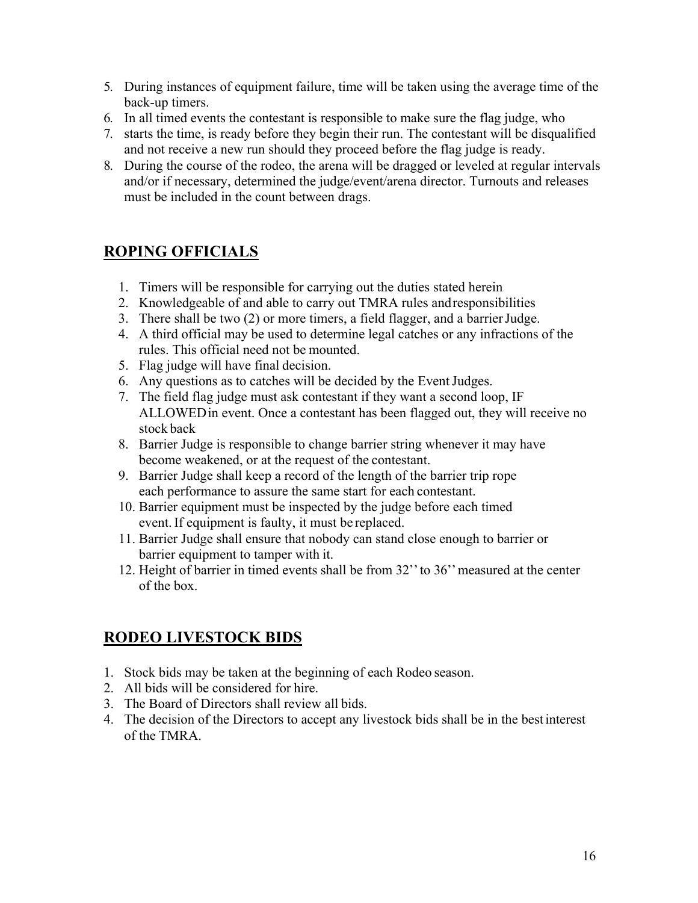5. During instances of equipment failure, time will be taken using the average time of the back-up timers.
6. In all timed events the contestant is responsible to make sure the flag judge, who
7. starts the time, is ready before they begin their run. The contestant will be disqualified and not receive a new run should they proceed before the flag judge is ready.
8. During the course of the rodeo, the arena will be dragged or leveled at regular intervals and/or if necessary, determined the judge/event/arena director. Turnouts and releases must be included in the count between drags.

## ROPING OFFICIALS

1. Timers will be responsible for carrying out the duties stated herein
2. Knowledgeable of and able to carry out TMRA rules and responsibilities
3. There shall be two (2) or more timers, a field flagger, and a barrier Judge.
4. A third official may be used to determine legal catches or any infractions of the rules. This official need not be mounted.
5. Flag judge will have final decision.
6. Any questions as to catches will be decided by the Event Judges.
7. The field flag judge must ask contestant if they want a second loop, IF ALLOWED in event. Once a contestant has been flagged out, they will receive no stock back
8. Barrier Judge is responsible to change barrier string whenever it may have become weakened, or at the request of the contestant.
9. Barrier Judge shall keep a record of the length of the barrier trip rope each performance to assure the same start for each contestant.
10. Barrier equipment must be inspected by the judge before each timed event. If equipment is faulty, it must be replaced.
11. Barrier Judge shall ensure that nobody can stand close enough to barrier or barrier equipment to tamper with it.
12. Height of barrier in timed events shall be from 32'' to 36'' measured at the center of the box.

## RODEO LIVESTOCK BIDS

1. Stock bids may be taken at the beginning of each Rodeo season.
2. All bids will be considered for hire.
3. The Board of Directors shall review all bids.
4. The decision of the Directors to accept any livestock bids shall be in the best interest of the TMRA.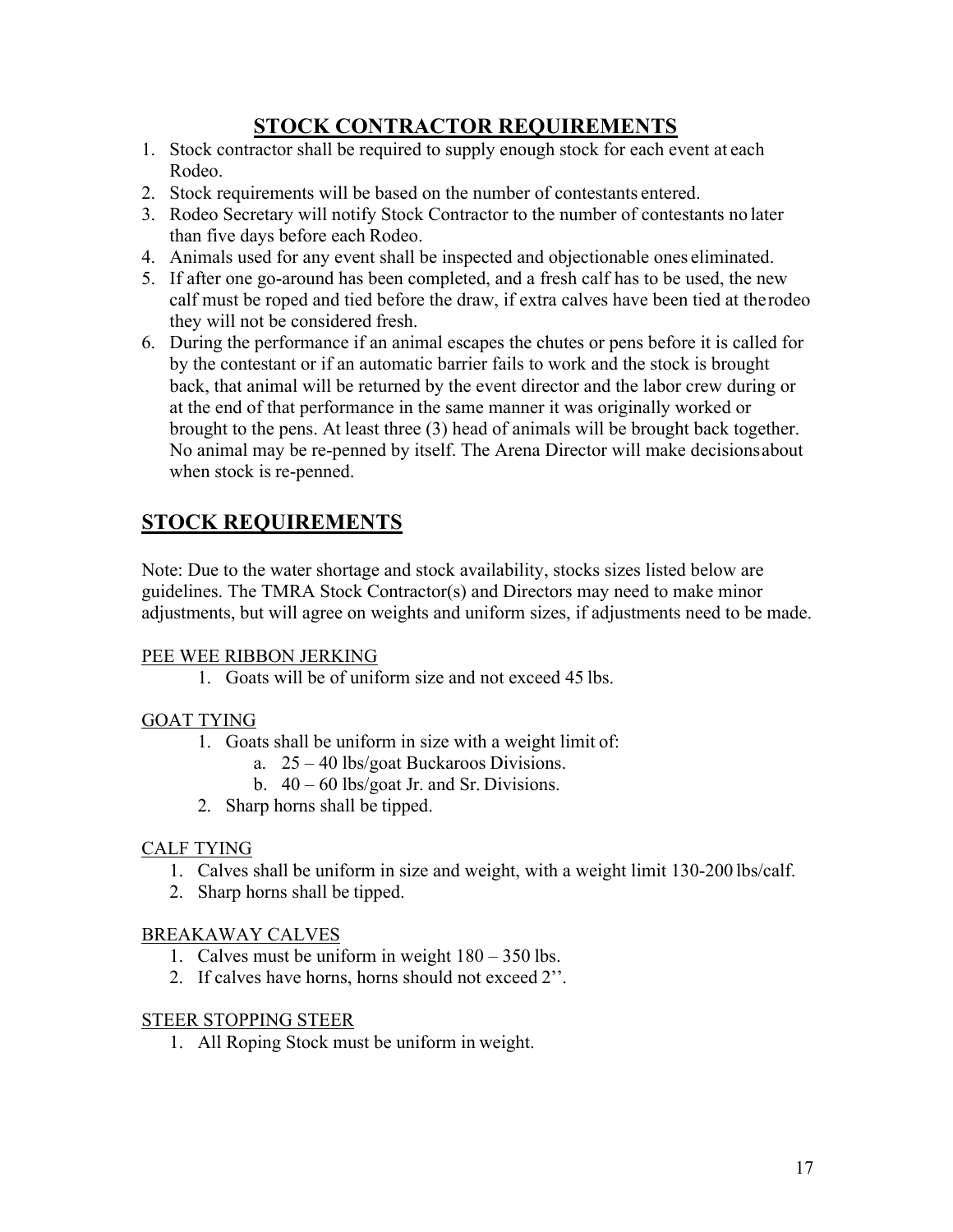## STOCK CONTRACTOR REQUIREMENTS

1. Stock contractor shall be required to supply enough stock for each event at each Rodeo.
2. Stock requirements will be based on the number of contestants entered.
3. Rodeo Secretary will notify Stock Contractor to the number of contestants no later than five days before each Rodeo.
4. Animals used for any event shall be inspected and objectionable ones eliminated.
5. If after one go-around has been completed, and a fresh calf has to be used, the new calf must be roped and tied before the draw, if extra calves have been tied at the rodeo they will not be considered fresh.
6. During the performance if an animal escapes the chutes or pens before it is called for by the contestant or if an automatic barrier fails to work and the stock is brought back, that animal will be returned by the event director and the labor crew during or at the end of that performance in the same manner it was originally worked or brought to the pens. At least three (3) head of animals will be brought back together. No animal may be re-penned by itself. The Arena Director will make decisions about when stock is re-penned.

## STOCK REQUIREMENTS

Note: Due to the water shortage and stock availability, stocks sizes listed below are guidelines. The TMRA Stock Contractor(s) and Directors may need to make minor adjustments, but will agree on weights and uniform sizes, if adjustments need to be made.

### PEE WEE RIBBON JERKING

1. Goats will be of uniform size and not exceed 45 lbs.

### GOAT TYING

1. Goats shall be uniform in size with a weight limit of:
   a. 25 – 40 lbs/goat Buckaroos Divisions.
   b. 40 – 60 lbs/goat Jr. and Sr. Divisions.
2. Sharp horns shall be tipped.

### CALF TYING

1. Calves shall be uniform in size and weight, with a weight limit 130-200 lbs/calf.
2. Sharp horns shall be tipped.

### BREAKAWAY CALVES

1. Calves must be uniform in weight 180 – 350 lbs.
2. If calves have horns, horns should not exceed 2''.

### STEER STOPPING STEER

1. All Roping Stock must be uniform in weight.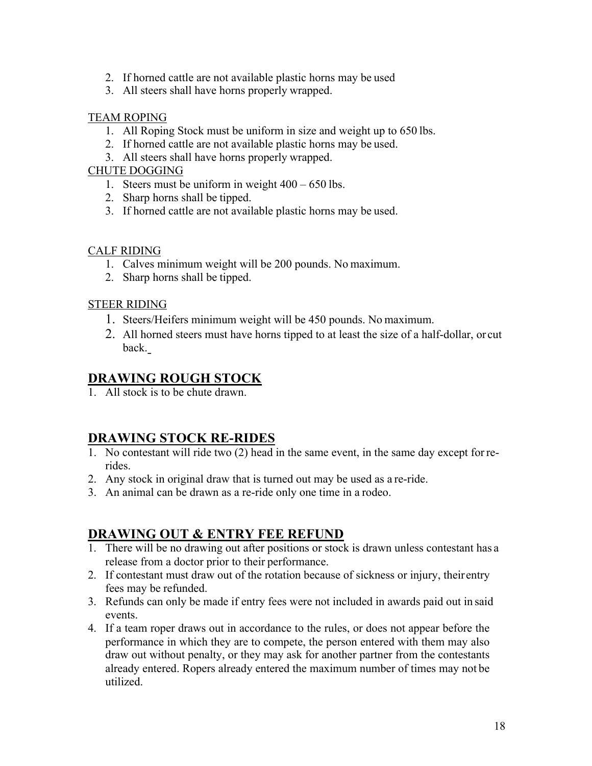2. If horned cattle are not available plastic horns may be used
3. All steers shall have horns properly wrapped.

TEAM ROPING

1. All Roping Stock must be uniform in size and weight up to 650 lbs.
2. If horned cattle are not available plastic horns may be used.
3. All steers shall have horns properly wrapped.

CHUTE DOGGING

1. Steers must be uniform in weight 400 – 650 lbs.
2. Sharp horns shall be tipped.
3. If horned cattle are not available plastic horns may be used.

CALF RIDING

1. Calves minimum weight will be 200 pounds. No maximum.
2. Sharp horns shall be tipped.

STEER RIDING

1. Steers/Heifers minimum weight will be 450 pounds. No maximum.
2. All horned steers must have horns tipped to at least the size of a half-dollar, or cut back.

## DRAWING ROUGH STOCK

1. All stock is to be chute drawn.

## DRAWING STOCK RE-RIDES

1. No contestant will ride two (2) head in the same event, in the same day except for re-rides.
2. Any stock in original draw that is turned out may be used as a re-ride.
3. An animal can be drawn as a re-ride only one time in a rodeo.

## DRAWING OUT & ENTRY FEE REFUND

1. There will be no drawing out after positions or stock is drawn unless contestant has a release from a doctor prior to their performance.
2. If contestant must draw out of the rotation because of sickness or injury, their entry fees may be refunded.
3. Refunds can only be made if entry fees were not included in awards paid out in said events.
4. If a team roper draws out in accordance to the rules, or does not appear before the performance in which they are to compete, the person entered with them may also draw out without penalty, or they may ask for another partner from the contestants already entered. Ropers already entered the maximum number of times may not be utilized.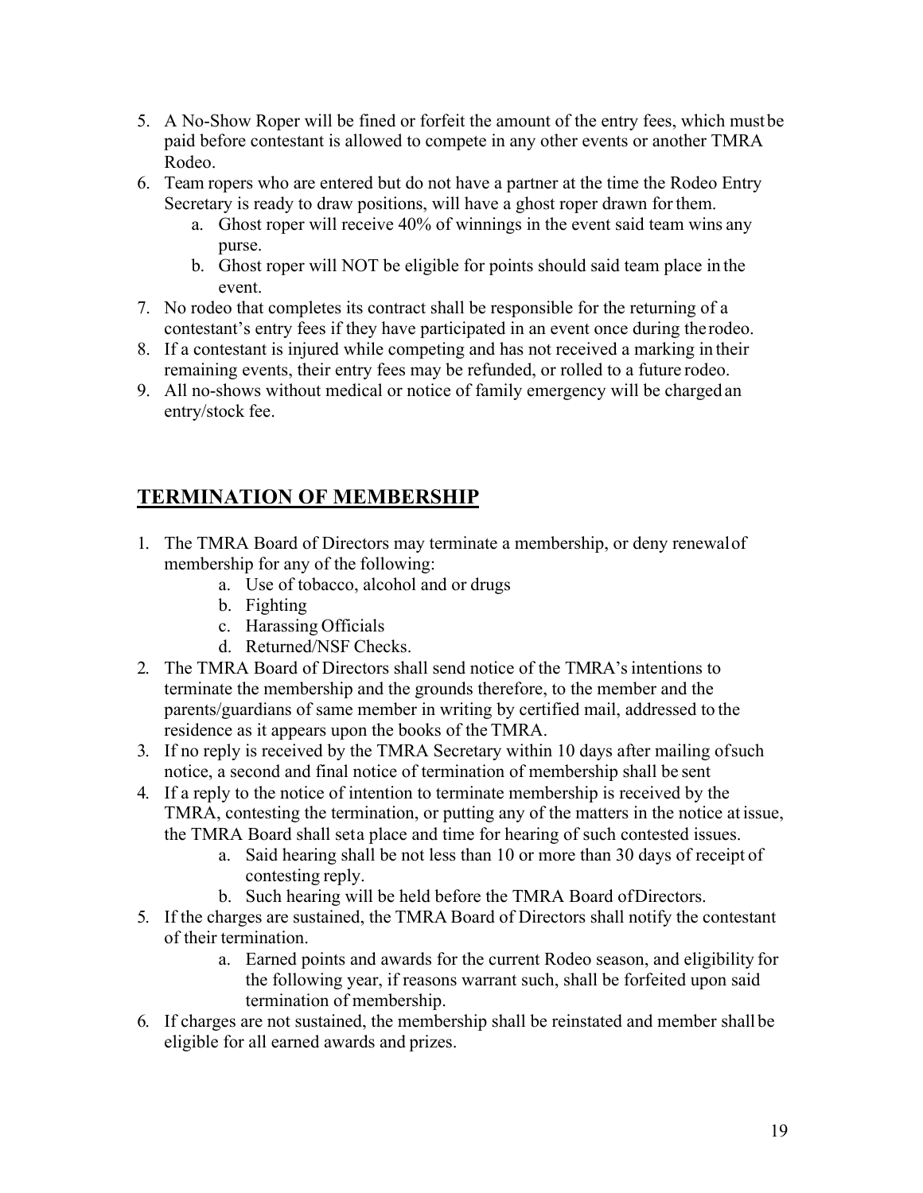5. A No-Show Roper will be fined or forfeit the amount of the entry fees, which must be paid before contestant is allowed to compete in any other events or another TMRA Rodeo.
6. Team ropers who are entered but do not have a partner at the time the Rodeo Entry Secretary is ready to draw positions, will have a ghost roper drawn for them.
    a. Ghost roper will receive 40% of winnings in the event said team wins any purse.
    b. Ghost roper will NOT be eligible for points should said team place in the event.
7. No rodeo that completes its contract shall be responsible for the returning of a contestant's entry fees if they have participated in an event once during the rodeo.
8. If a contestant is injured while competing and has not received a marking in their remaining events, their entry fees may be refunded, or rolled to a future rodeo.
9. All no-shows without medical or notice of family emergency will be charged an entry/stock fee.

## TERMINATION OF MEMBERSHIP

1. The TMRA Board of Directors may terminate a membership, or deny renewal of membership for any of the following:
    a. Use of tobacco, alcohol and or drugs
    b. Fighting
    c. Harassing Officials
    d. Returned/NSF Checks.
2. The TMRA Board of Directors shall send notice of the TMRA's intentions to terminate the membership and the grounds therefore, to the member and the parents/guardians of same member in writing by certified mail, addressed to the residence as it appears upon the books of the TMRA.
3. If no reply is received by the TMRA Secretary within 10 days after mailing of such notice, a second and final notice of termination of membership shall be sent
4. If a reply to the notice of intention to terminate membership is received by the TMRA, contesting the termination, or putting any of the matters in the notice at issue, the TMRA Board shall set a place and time for hearing of such contested issues.
    a. Said hearing shall be not less than 10 or more than 30 days of receipt of contesting reply.
    b. Such hearing will be held before the TMRA Board of Directors.
5. If the charges are sustained, the TMRA Board of Directors shall notify the contestant of their termination.
    a. Earned points and awards for the current Rodeo season, and eligibility for the following year, if reasons warrant such, shall be forfeited upon said termination of membership.
6. If charges are not sustained, the membership shall be reinstated and member shall be eligible for all earned awards and prizes.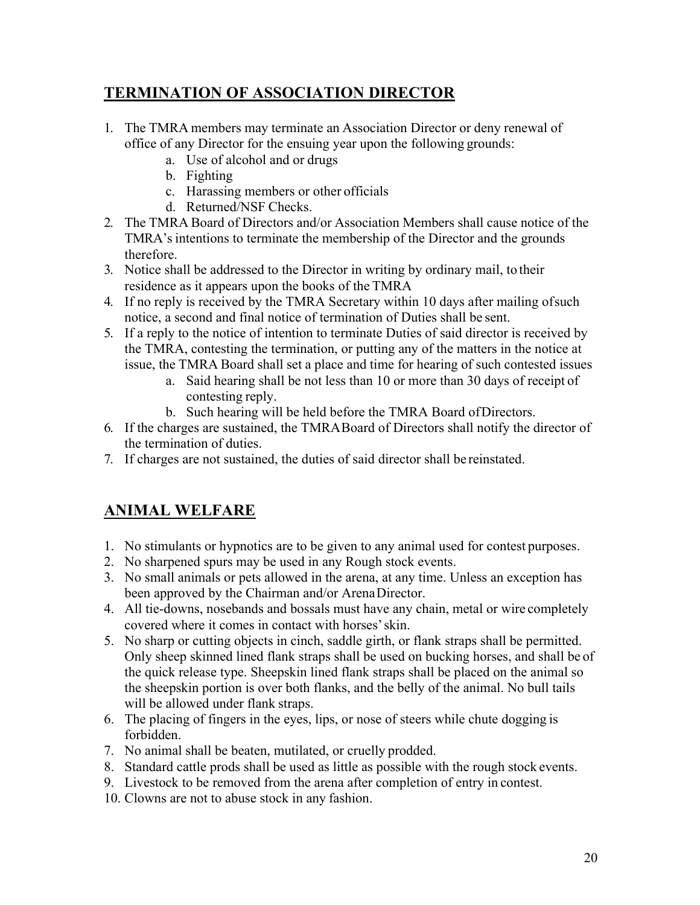## TERMINATION OF ASSOCIATION DIRECTOR

1. The TMRA members may terminate an Association Director or deny renewal of office of any Director for the ensuing year upon the following grounds:
   a. Use of alcohol and or drugs
   b. Fighting
   c. Harassing members or other officials
   d. Returned/NSF Checks.
2. The TMRA Board of Directors and/or Association Members shall cause notice of the TMRA's intentions to terminate the membership of the Director and the grounds therefore.
3. Notice shall be addressed to the Director in writing by ordinary mail, to their residence as it appears upon the books of the TMRA
4. If no reply is received by the TMRA Secretary within 10 days after mailing ofsuch notice, a second and final notice of termination of Duties shall be sent.
5. If a reply to the notice of intention to terminate Duties of said director is received by the TMRA, contesting the termination, or putting any of the matters in the notice at issue, the TMRA Board shall set a place and time for hearing of such contested issues
   a. Said hearing shall be not less than 10 or more than 30 days of receipt of contesting reply.
   b. Such hearing will be held before the TMRA Board ofDirectors.
6. If the charges are sustained, the TMRABoard of Directors shall notify the director of the termination of duties.
7. If charges are not sustained, the duties of said director shall be reinstated.

## ANIMAL WELFARE

1. No stimulants or hypnotics are to be given to any animal used for contest purposes.
2. No sharpened spurs may be used in any Rough stock events.
3. No small animals or pets allowed in the arena, at any time. Unless an exception has been approved by the Chairman and/or ArenaDirector.
4. All tie-downs, nosebands and bossals must have any chain, metal or wire completely covered where it comes in contact with horses' skin.
5. No sharp or cutting objects in cinch, saddle girth, or flank straps shall be permitted. Only sheep skinned lined flank straps shall be used on bucking horses, and shall be of the quick release type. Sheepskin lined flank straps shall be placed on the animal so the sheepskin portion is over both flanks, and the belly of the animal. No bull tails will be allowed under flank straps.
6. The placing of fingers in the eyes, lips, or nose of steers while chute dogging is forbidden.
7. No animal shall be beaten, mutilated, or cruelly prodded.
8. Standard cattle prods shall be used as little as possible with the rough stock events.
9. Livestock to be removed from the arena after completion of entry in contest.
10. Clowns are not to abuse stock in any fashion.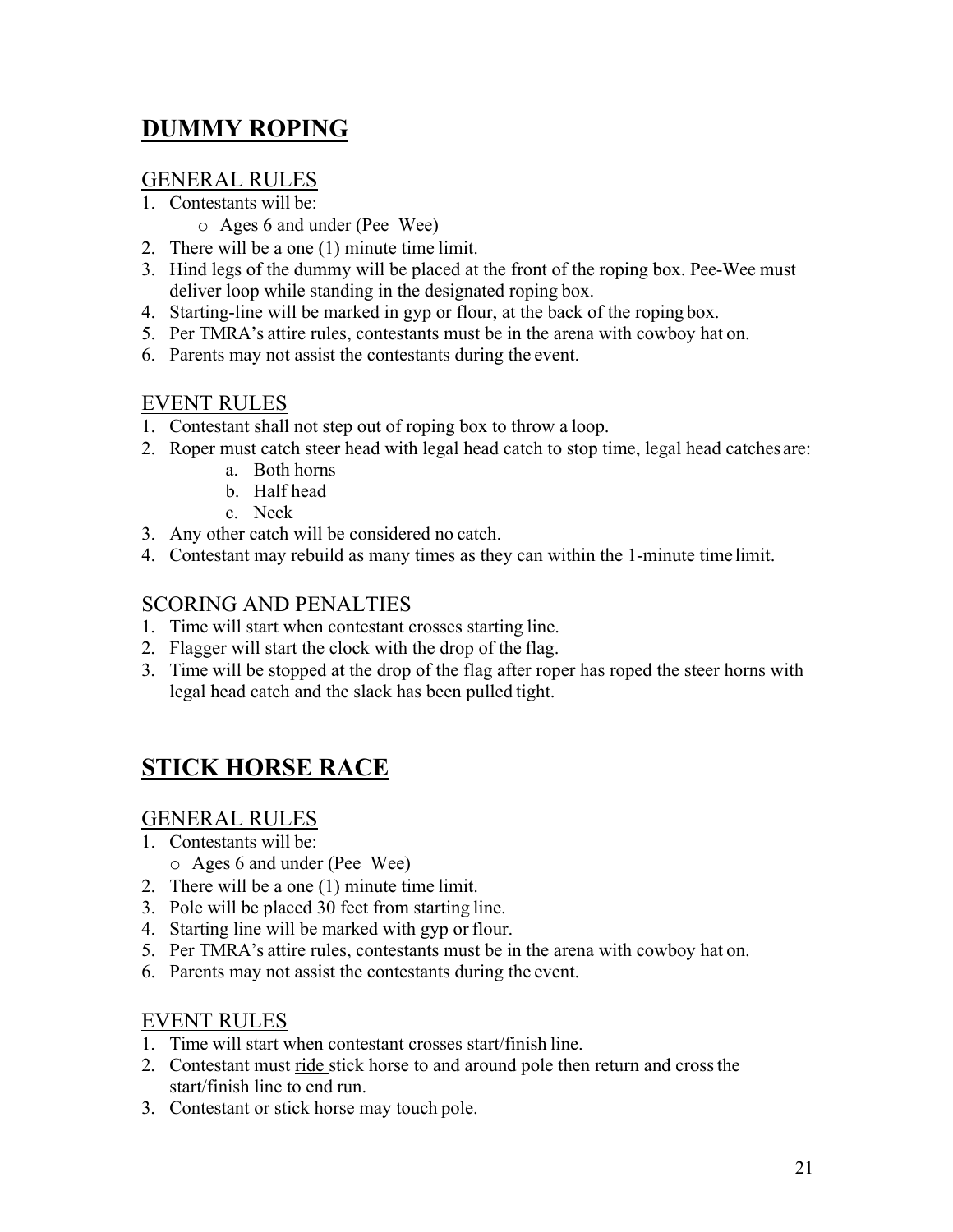# DUMMY ROPING

## GENERAL RULES

1. Contestants will be:
    - Ages 6 and under (Pee Wee)
2. There will be a one (1) minute time limit.
3. Hind legs of the dummy will be placed at the front of the roping box. Pee-Wee must deliver loop while standing in the designated roping box.
4. Starting-line will be marked in gyp or flour, at the back of the roping box.
5. Per TMRA's attire rules, contestants must be in the arena with cowboy hat on.
6. Parents may not assist the contestants during the event.

## EVENT RULES

1. Contestant shall not step out of roping box to throw a loop.
2. Roper must catch steer head with legal head catch to stop time, legal head catches are:
    a. Both horns
    b. Half head
    c. Neck
3. Any other catch will be considered no catch.
4. Contestant may rebuild as many times as they can within the 1-minute time limit.

## SCORING AND PENALTIES

1. Time will start when contestant crosses starting line.
2. Flagger will start the clock with the drop of the flag.
3. Time will be stopped at the drop of the flag after roper has roped the steer horns with legal head catch and the slack has been pulled tight.

# STICK HORSE RACE

## GENERAL RULES

1. Contestants will be:
    - Ages 6 and under (Pee Wee)
2. There will be a one (1) minute time limit.
3. Pole will be placed 30 feet from starting line.
4. Starting line will be marked with gyp or flour.
5. Per TMRA's attire rules, contestants must be in the arena with cowboy hat on.
6. Parents may not assist the contestants during the event.

## EVENT RULES

1. Time will start when contestant crosses start/finish line.
2. Contestant must <u>ride</u> stick horse to and around pole then return and cross the start/finish line to end run.
3. Contestant or stick horse may touch pole.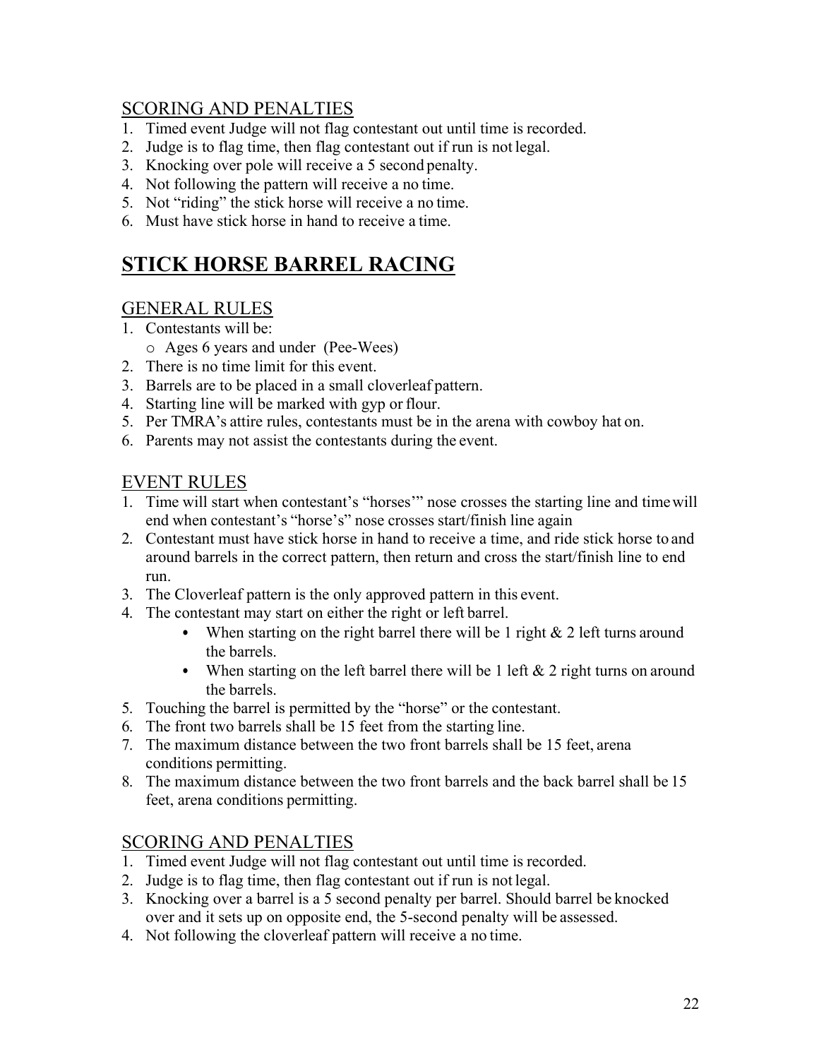## SCORING AND PENALTIES

1. Timed event Judge will not flag contestant out until time is recorded.
2. Judge is to flag time, then flag contestant out if run is not legal.
3. Knocking over pole will receive a 5 second penalty.
4. Not following the pattern will receive a no time.
5. Not "riding" the stick horse will receive a no time.
6. Must have stick horse in hand to receive a time.

# STICK HORSE BARREL RACING

## GENERAL RULES

1. Contestants will be:
   - Ages 6 years and under (Pee-Wees)
2. There is no time limit for this event.
3. Barrels are to be placed in a small cloverleaf pattern.
4. Starting line will be marked with gyp or flour.
5. Per TMRA's attire rules, contestants must be in the arena with cowboy hat on.
6. Parents may not assist the contestants during the event.

## EVENT RULES

1. Time will start when contestant's "horses'" nose crosses the starting line and time will end when contestant's "horse's" nose crosses start/finish line again
2. Contestant must have stick horse in hand to receive a time, and ride stick horse to and around barrels in the correct pattern, then return and cross the start/finish line to end run.
3. The Cloverleaf pattern is the only approved pattern in this event.
4. The contestant may start on either the right or left barrel.
   - When starting on the right barrel there will be 1 right & 2 left turns around the barrels.
   - When starting on the left barrel there will be 1 left & 2 right turns on around the barrels.
5. Touching the barrel is permitted by the "horse" or the contestant.
6. The front two barrels shall be 15 feet from the starting line.
7. The maximum distance between the two front barrels shall be 15 feet, arena conditions permitting.
8. The maximum distance between the two front barrels and the back barrel shall be 15 feet, arena conditions permitting.

## SCORING AND PENALTIES

1. Timed event Judge will not flag contestant out until time is recorded.
2. Judge is to flag time, then flag contestant out if run is not legal.
3. Knocking over a barrel is a 5 second penalty per barrel. Should barrel be knocked over and it sets up on opposite end, the 5-second penalty will be assessed.
4. Not following the cloverleaf pattern will receive a no time.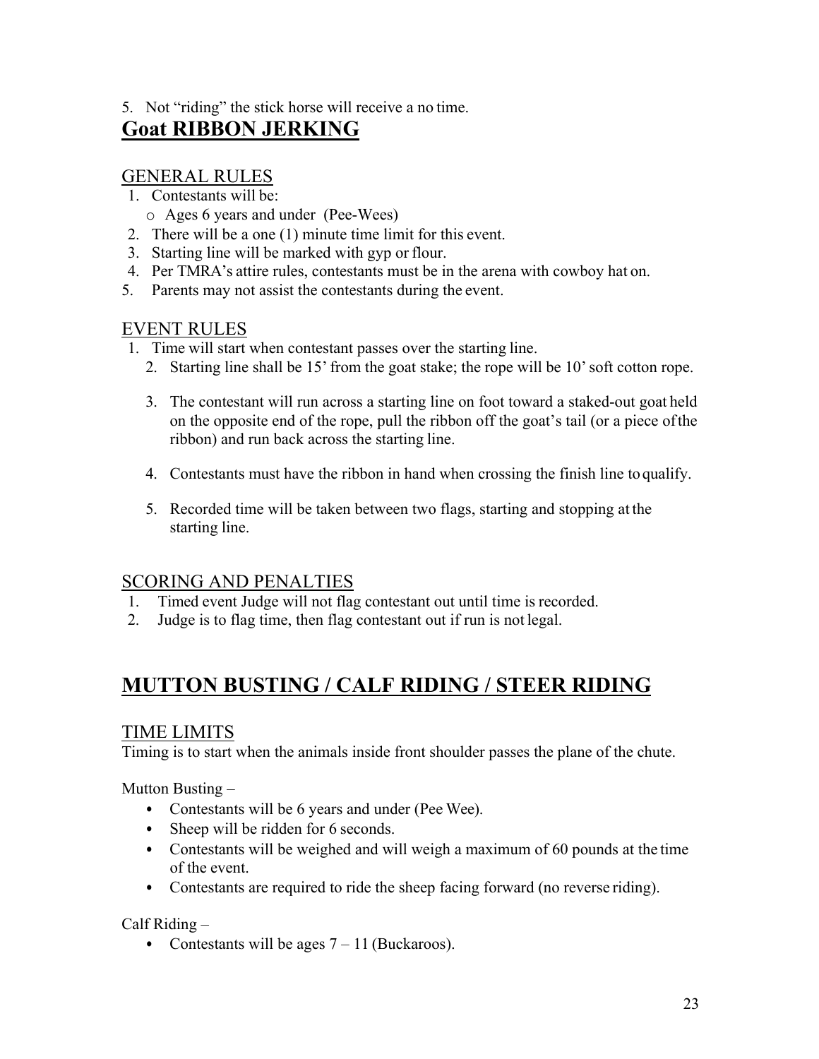5. Not "riding" the stick horse will receive a no time.

# Goat RIBBON JERKING

## GENERAL RULES

1. Contestants will be:
   - Ages 6 years and under (Pee-Wees)
2. There will be a one (1) minute time limit for this event.
3. Starting line will be marked with gyp or flour.
4. Per TMRA's attire rules, contestants must be in the arena with cowboy hat on.
5. Parents may not assist the contestants during the event.

## EVENT RULES

1. Time will start when contestant passes over the starting line.
2. Starting line shall be 15' from the goat stake; the rope will be 10' soft cotton rope.
3. The contestant will run across a starting line on foot toward a staked-out goat held on the opposite end of the rope, pull the ribbon off the goat's tail (or a piece of the ribbon) and run back across the starting line.
4. Contestants must have the ribbon in hand when crossing the finish line to qualify.
5. Recorded time will be taken between two flags, starting and stopping at the starting line.

## SCORING AND PENALTIES

1. Timed event Judge will not flag contestant out until time is recorded.
2. Judge is to flag time, then flag contestant out if run is not legal.

# MUTTON BUSTING / CALF RIDING / STEER RIDING

## TIME LIMITS

Timing is to start when the animals inside front shoulder passes the plane of the chute.

Mutton Busting –

- Contestants will be 6 years and under (Pee Wee).
- Sheep will be ridden for 6 seconds.
- Contestants will be weighed and will weigh a maximum of 60 pounds at the time of the event.
- Contestants are required to ride the sheep facing forward (no reverse riding).

Calf Riding –

- Contestants will be ages 7 – 11 (Buckaroos).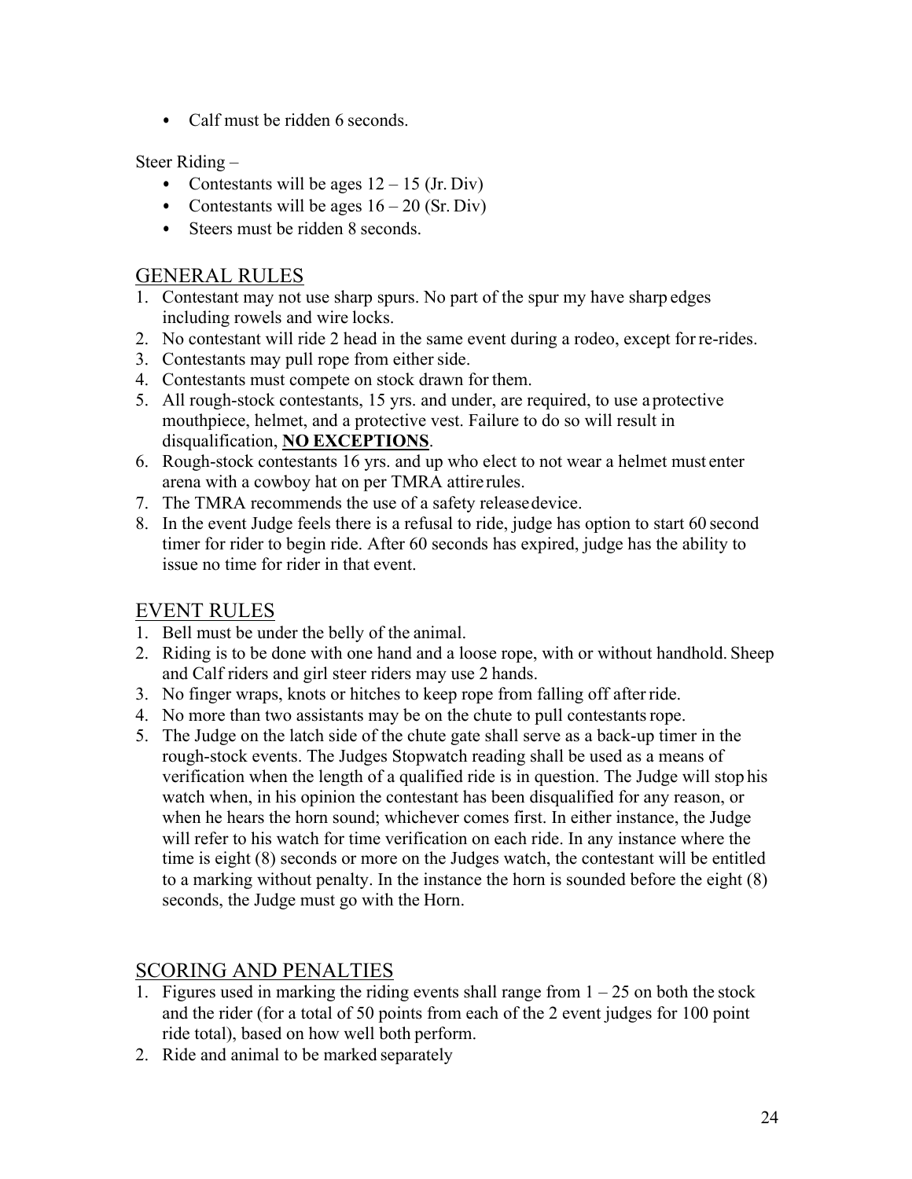- Calf must be ridden 6 seconds.

Steer Riding –

- Contestants will be ages 12 – 15 (Jr. Div)
- Contestants will be ages 16 – 20 (Sr. Div)
- Steers must be ridden 8 seconds.

## GENERAL RULES

1. Contestant may not use sharp spurs. No part of the spur my have sharp edges including rowels and wire locks.
2. No contestant will ride 2 head in the same event during a rodeo, except for re-rides.
3. Contestants may pull rope from either side.
4. Contestants must compete on stock drawn for them.
5. All rough-stock contestants, 15 yrs. and under, are required, to use a protective mouthpiece, helmet, and a protective vest. Failure to do so will result in disqualification, **NO EXCEPTIONS**.
6. Rough-stock contestants 16 yrs. and up who elect to not wear a helmet must enter arena with a cowboy hat on per TMRA attire rules.
7. The TMRA recommends the use of a safety release device.
8. In the event Judge feels there is a refusal to ride, judge has option to start 60 second timer for rider to begin ride. After 60 seconds has expired, judge has the ability to issue no time for rider in that event.

## EVENT RULES

1. Bell must be under the belly of the animal.
2. Riding is to be done with one hand and a loose rope, with or without handhold. Sheep and Calf riders and girl steer riders may use 2 hands.
3. No finger wraps, knots or hitches to keep rope from falling off after ride.
4. No more than two assistants may be on the chute to pull contestants rope.
5. The Judge on the latch side of the chute gate shall serve as a back-up timer in the rough-stock events. The Judges Stopwatch reading shall be used as a means of verification when the length of a qualified ride is in question. The Judge will stop his watch when, in his opinion the contestant has been disqualified for any reason, or when he hears the horn sound; whichever comes first. In either instance, the Judge will refer to his watch for time verification on each ride. In any instance where the time is eight (8) seconds or more on the Judges watch, the contestant will be entitled to a marking without penalty. In the instance the horn is sounded before the eight (8) seconds, the Judge must go with the Horn.

## SCORING AND PENALTIES

1. Figures used in marking the riding events shall range from 1 – 25 on both the stock and the rider (for a total of 50 points from each of the 2 event judges for 100 point ride total), based on how well both perform.
2. Ride and animal to be marked separately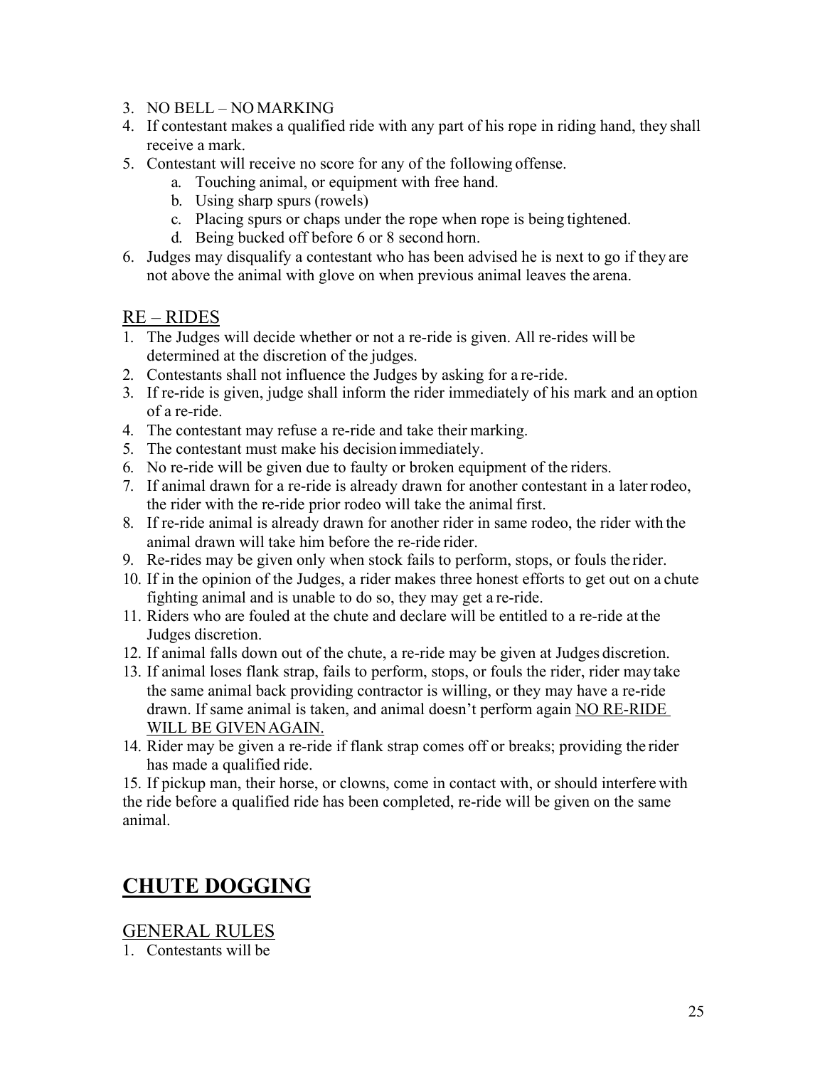3. NO BELL – NO MARKING
4. If contestant makes a qualified ride with any part of his rope in riding hand, they shall receive a mark.
5. Contestant will receive no score for any of the following offense.
   a. Touching animal, or equipment with free hand.
   b. Using sharp spurs (rowels)
   c. Placing spurs or chaps under the rope when rope is being tightened.
   d. Being bucked off before 6 or 8 second horn.
6. Judges may disqualify a contestant who has been advised he is next to go if they are not above the animal with glove on when previous animal leaves the arena.

## RE – RIDES

1. The Judges will decide whether or not a re-ride is given. All re-rides will be determined at the discretion of the judges.
2. Contestants shall not influence the Judges by asking for a re-ride.
3. If re-ride is given, judge shall inform the rider immediately of his mark and an option of a re-ride.
4. The contestant may refuse a re-ride and take their marking.
5. The contestant must make his decision immediately.
6. No re-ride will be given due to faulty or broken equipment of the riders.
7. If animal drawn for a re-ride is already drawn for another contestant in a later rodeo, the rider with the re-ride prior rodeo will take the animal first.
8. If re-ride animal is already drawn for another rider in same rodeo, the rider with the animal drawn will take him before the re-ride rider.
9. Re-rides may be given only when stock fails to perform, stops, or fouls the rider.
10. If in the opinion of the Judges, a rider makes three honest efforts to get out on a chute fighting animal and is unable to do so, they may get a re-ride.
11. Riders who are fouled at the chute and declare will be entitled to a re-ride at the Judges discretion.
12. If animal falls down out of the chute, a re-ride may be given at Judges discretion.
13. If animal loses flank strap, fails to perform, stops, or fouls the rider, rider may take the same animal back providing contractor is willing, or they may have a re-ride drawn. If same animal is taken, and animal doesn't perform again <u>NO RE-RIDE WILL BE GIVEN AGAIN.</u>
14. Rider may be given a re-ride if flank strap comes off or breaks; providing the rider has made a qualified ride.
15. If pickup man, their horse, or clowns, come in contact with, or should interfere with the ride before a qualified ride has been completed, re-ride will be given on the same animal.

# CHUTE DOGGING

## GENERAL RULES

1. Contestants will be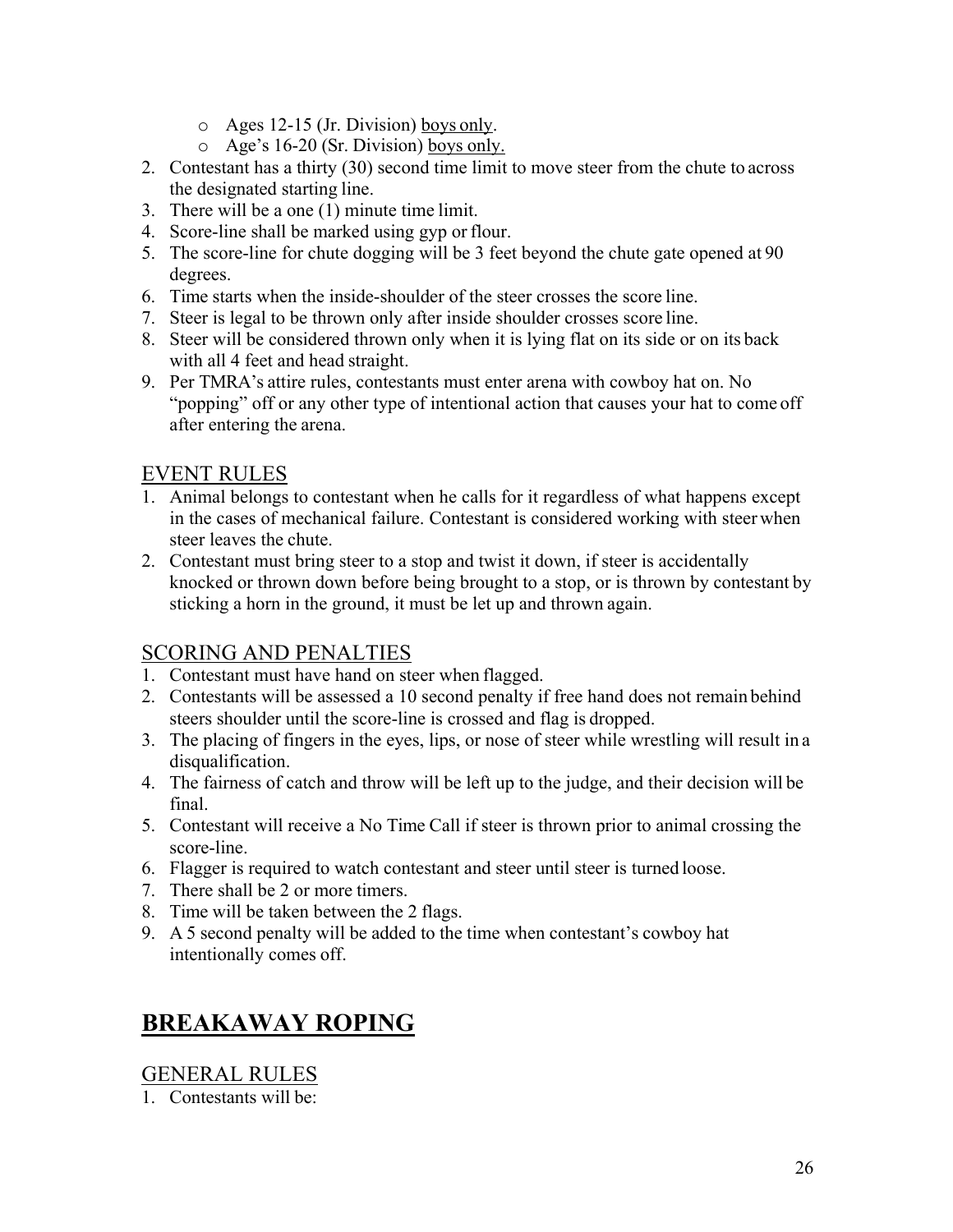- Ages 12-15 (Jr. Division) <u>boys only</u>.
   - Age's 16-20 (Sr. Division) <u>boys only.</u>
2. Contestant has a thirty (30) second time limit to move steer from the chute to across the designated starting line.
3. There will be a one (1) minute time limit.
4. Score-line shall be marked using gyp or flour.
5. The score-line for chute dogging will be 3 feet beyond the chute gate opened at 90 degrees.
6. Time starts when the inside-shoulder of the steer crosses the score line.
7. Steer is legal to be thrown only after inside shoulder crosses score line.
8. Steer will be considered thrown only when it is lying flat on its side or on its back with all 4 feet and head straight.
9. Per TMRA's attire rules, contestants must enter arena with cowboy hat on. No "popping" off or any other type of intentional action that causes your hat to come off after entering the arena.

## EVENT RULES

1. Animal belongs to contestant when he calls for it regardless of what happens except in the cases of mechanical failure. Contestant is considered working with steer when steer leaves the chute.
2. Contestant must bring steer to a stop and twist it down, if steer is accidentally knocked or thrown down before being brought to a stop, or is thrown by contestant by sticking a horn in the ground, it must be let up and thrown again.

## SCORING AND PENALTIES

1. Contestant must have hand on steer when flagged.
2. Contestants will be assessed a 10 second penalty if free hand does not remain behind steers shoulder until the score-line is crossed and flag is dropped.
3. The placing of fingers in the eyes, lips, or nose of steer while wrestling will result in a disqualification.
4. The fairness of catch and throw will be left up to the judge, and their decision will be final.
5. Contestant will receive a No Time Call if steer is thrown prior to animal crossing the score-line.
6. Flagger is required to watch contestant and steer until steer is turned loose.
7. There shall be 2 or more timers.
8. Time will be taken between the 2 flags.
9. A 5 second penalty will be added to the time when contestant's cowboy hat intentionally comes off.

# BREAKAWAY ROPING

## GENERAL RULES

1. Contestants will be: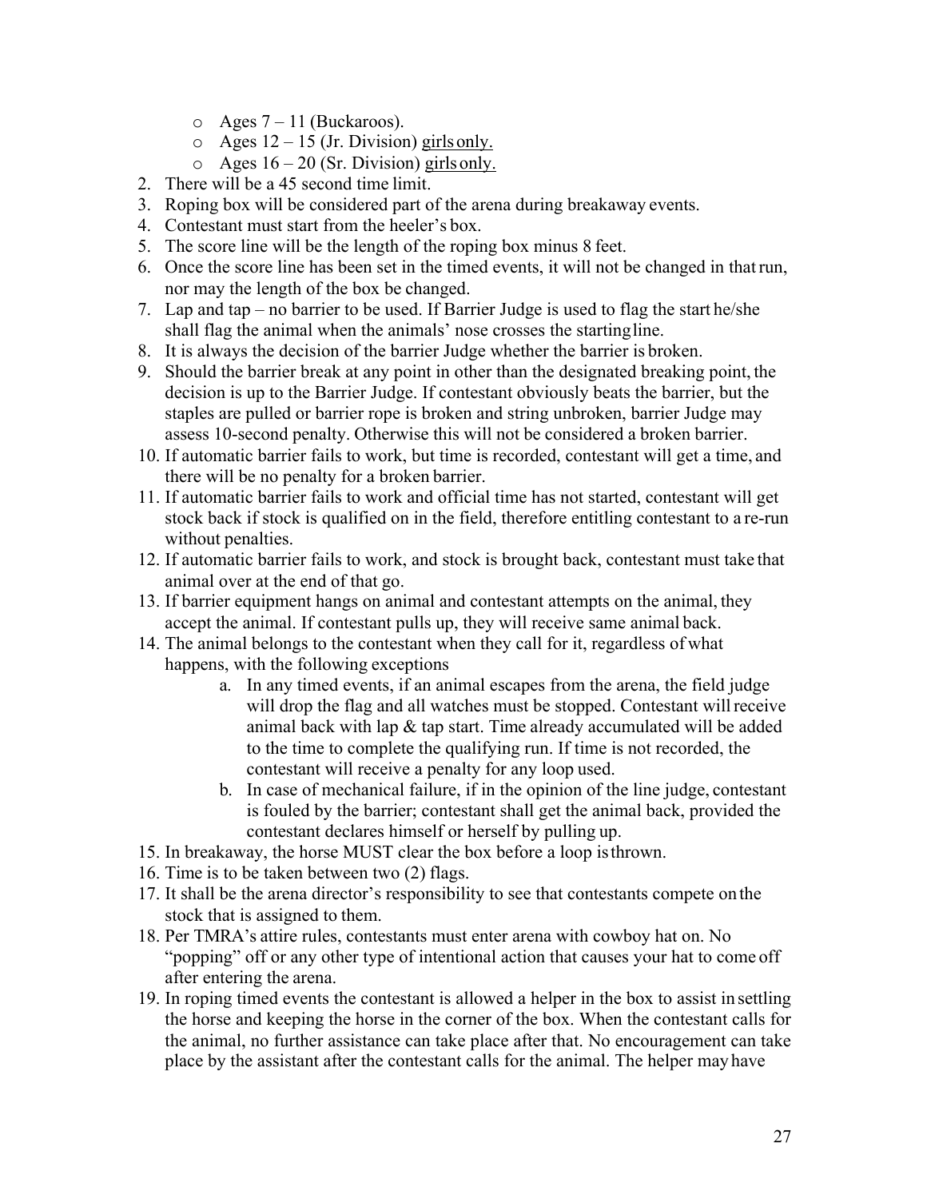- Ages 7 – 11 (Buckaroos).
- Ages 12 – 15 (Jr. Division) <u>girls only.</u>
- Ages 16 – 20 (Sr. Division) <u>girls only.</u>

2. There will be a 45 second time limit.
3. Roping box will be considered part of the arena during breakaway events.
4. Contestant must start from the heeler's box.
5. The score line will be the length of the roping box minus 8 feet.
6. Once the score line has been set in the timed events, it will not be changed in that run, nor may the length of the box be changed.
7. Lap and tap – no barrier to be used. If Barrier Judge is used to flag the start he/she shall flag the animal when the animals' nose crosses the starting line.
8. It is always the decision of the barrier Judge whether the barrier is broken.
9. Should the barrier break at any point in other than the designated breaking point, the decision is up to the Barrier Judge. If contestant obviously beats the barrier, but the staples are pulled or barrier rope is broken and string unbroken, barrier Judge may assess 10-second penalty. Otherwise this will not be considered a broken barrier.
10. If automatic barrier fails to work, but time is recorded, contestant will get a time, and there will be no penalty for a broken barrier.
11. If automatic barrier fails to work and official time has not started, contestant will get stock back if stock is qualified on in the field, therefore entitling contestant to a re-run without penalties.
12. If automatic barrier fails to work, and stock is brought back, contestant must take that animal over at the end of that go.
13. If barrier equipment hangs on animal and contestant attempts on the animal, they accept the animal. If contestant pulls up, they will receive same animal back.
14. The animal belongs to the contestant when they call for it, regardless of what happens, with the following exceptions
    a. In any timed events, if an animal escapes from the arena, the field judge will drop the flag and all watches must be stopped. Contestant will receive animal back with lap & tap start. Time already accumulated will be added to the time to complete the qualifying run. If time is not recorded, the contestant will receive a penalty for any loop used.
    b. In case of mechanical failure, if in the opinion of the line judge, contestant is fouled by the barrier; contestant shall get the animal back, provided the contestant declares himself or herself by pulling up.
15. In breakaway, the horse MUST clear the box before a loop is thrown.
16. Time is to be taken between two (2) flags.
17. It shall be the arena director's responsibility to see that contestants compete on the stock that is assigned to them.
18. Per TMRA's attire rules, contestants must enter arena with cowboy hat on. No "popping" off or any other type of intentional action that causes your hat to come off after entering the arena.
19. In roping timed events the contestant is allowed a helper in the box to assist in settling the horse and keeping the horse in the corner of the box. When the contestant calls for the animal, no further assistance can take place after that. No encouragement can take place by the assistant after the contestant calls for the animal. The helper may have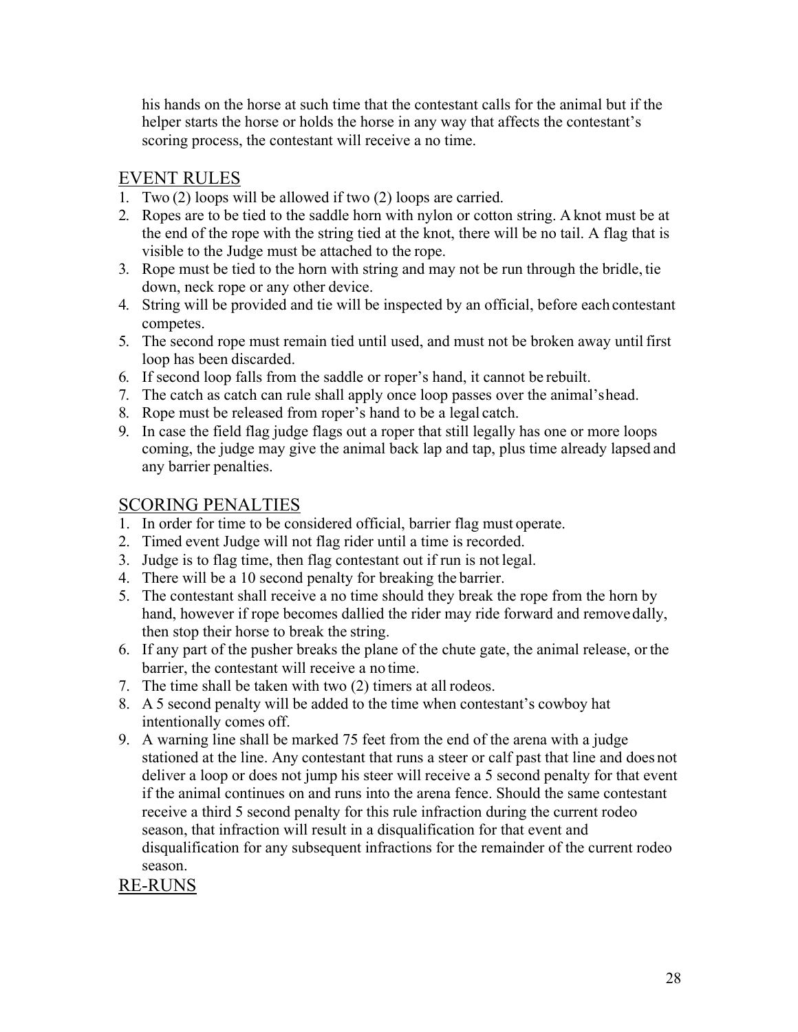his hands on the horse at such time that the contestant calls for the animal but if the helper starts the horse or holds the horse in any way that affects the contestant's scoring process, the contestant will receive a no time.

## EVENT RULES

1. Two (2) loops will be allowed if two (2) loops are carried.
2. Ropes are to be tied to the saddle horn with nylon or cotton string. A knot must be at the end of the rope with the string tied at the knot, there will be no tail. A flag that is visible to the Judge must be attached to the rope.
3. Rope must be tied to the horn with string and may not be run through the bridle, tie down, neck rope or any other device.
4. String will be provided and tie will be inspected by an official, before each contestant competes.
5. The second rope must remain tied until used, and must not be broken away until first loop has been discarded.
6. If second loop falls from the saddle or roper's hand, it cannot be rebuilt.
7. The catch as catch can rule shall apply once loop passes over the animal's head.
8. Rope must be released from roper's hand to be a legal catch.
9. In case the field flag judge flags out a roper that still legally has one or more loops coming, the judge may give the animal back lap and tap, plus time already lapsed and any barrier penalties.

## SCORING PENALTIES

1. In order for time to be considered official, barrier flag must operate.
2. Timed event Judge will not flag rider until a time is recorded.
3. Judge is to flag time, then flag contestant out if run is not legal.
4. There will be a 10 second penalty for breaking the barrier.
5. The contestant shall receive a no time should they break the rope from the horn by hand, however if rope becomes dallied the rider may ride forward and remove dally, then stop their horse to break the string.
6. If any part of the pusher breaks the plane of the chute gate, the animal release, or the barrier, the contestant will receive a no time.
7. The time shall be taken with two (2) timers at all rodeos.
8. A 5 second penalty will be added to the time when contestant's cowboy hat intentionally comes off.
9. A warning line shall be marked 75 feet from the end of the arena with a judge stationed at the line. Any contestant that runs a steer or calf past that line and does not deliver a loop or does not jump his steer will receive a 5 second penalty for that event if the animal continues on and runs into the arena fence. Should the same contestant receive a third 5 second penalty for this rule infraction during the current rodeo season, that infraction will result in a disqualification for that event and disqualification for any subsequent infractions for the remainder of the current rodeo season.

## RE-RUNS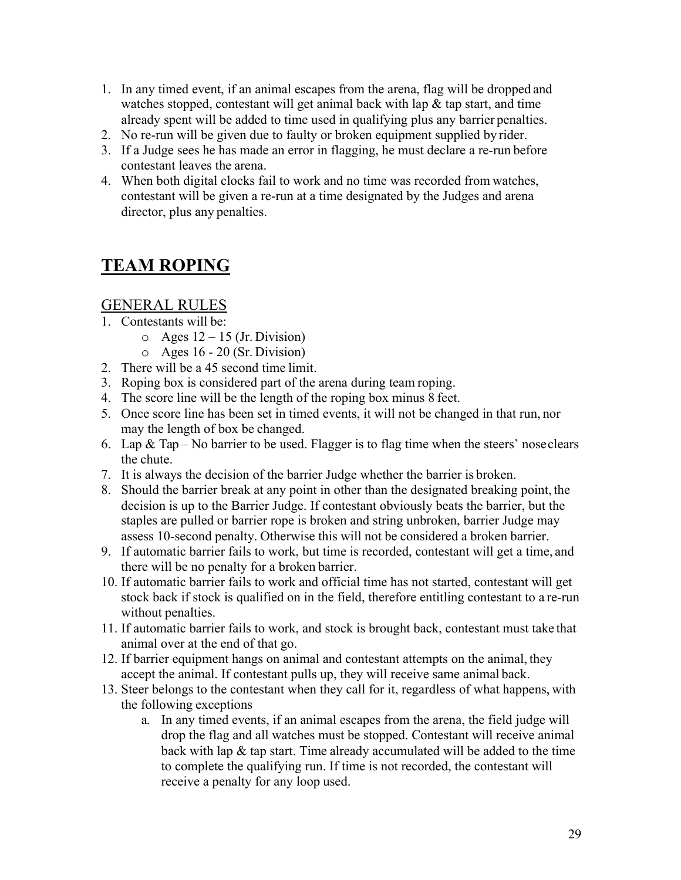1. In any timed event, if an animal escapes from the arena, flag will be dropped and watches stopped, contestant will get animal back with lap & tap start, and time already spent will be added to time used in qualifying plus any barrier penalties.
2. No re-run will be given due to faulty or broken equipment supplied by rider.
3. If a Judge sees he has made an error in flagging, he must declare a re-run before contestant leaves the arena.
4. When both digital clocks fail to work and no time was recorded from watches, contestant will be given a re-run at a time designated by the Judges and arena director, plus any penalties.

## TEAM ROPING

### GENERAL RULES

1. Contestants will be:
   - Ages 12 – 15 (Jr. Division)
   - Ages 16 - 20 (Sr. Division)
2. There will be a 45 second time limit.
3. Roping box is considered part of the arena during team roping.
4. The score line will be the length of the roping box minus 8 feet.
5. Once score line has been set in timed events, it will not be changed in that run, nor may the length of box be changed.
6. Lap & Tap – No barrier to be used. Flagger is to flag time when the steers' nose clears the chute.
7. It is always the decision of the barrier Judge whether the barrier is broken.
8. Should the barrier break at any point in other than the designated breaking point, the decision is up to the Barrier Judge. If contestant obviously beats the barrier, but the staples are pulled or barrier rope is broken and string unbroken, barrier Judge may assess 10-second penalty. Otherwise this will not be considered a broken barrier.
9. If automatic barrier fails to work, but time is recorded, contestant will get a time, and there will be no penalty for a broken barrier.
10. If automatic barrier fails to work and official time has not started, contestant will get stock back if stock is qualified on in the field, therefore entitling contestant to a re-run without penalties.
11. If automatic barrier fails to work, and stock is brought back, contestant must take that animal over at the end of that go.
12. If barrier equipment hangs on animal and contestant attempts on the animal, they accept the animal. If contestant pulls up, they will receive same animal back.
13. Steer belongs to the contestant when they call for it, regardless of what happens, with the following exceptions
    a. In any timed events, if an animal escapes from the arena, the field judge will drop the flag and all watches must be stopped. Contestant will receive animal back with lap & tap start. Time already accumulated will be added to the time to complete the qualifying run. If time is not recorded, the contestant will receive a penalty for any loop used.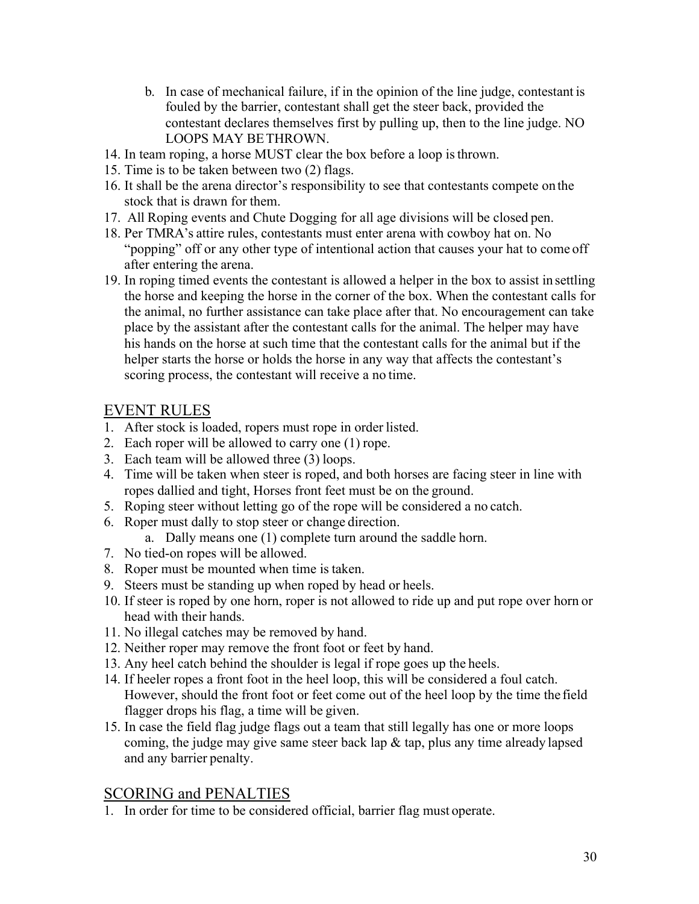b. In case of mechanical failure, if in the opinion of the line judge, contestant is fouled by the barrier, contestant shall get the steer back, provided the contestant declares themselves first by pulling up, then to the line judge. NO LOOPS MAY BE THROWN.

14. In team roping, a horse MUST clear the box before a loop is thrown.
15. Time is to be taken between two (2) flags.
16. It shall be the arena director's responsibility to see that contestants compete on the stock that is drawn for them.
17. All Roping events and Chute Dogging for all age divisions will be closed pen.
18. Per TMRA's attire rules, contestants must enter arena with cowboy hat on. No "popping" off or any other type of intentional action that causes your hat to come off after entering the arena.
19. In roping timed events the contestant is allowed a helper in the box to assist in settling the horse and keeping the horse in the corner of the box. When the contestant calls for the animal, no further assistance can take place after that. No encouragement can take place by the assistant after the contestant calls for the animal. The helper may have his hands on the horse at such time that the contestant calls for the animal but if the helper starts the horse or holds the horse in any way that affects the contestant's scoring process, the contestant will receive a no time.

## EVENT RULES

1. After stock is loaded, ropers must rope in order listed.
2. Each roper will be allowed to carry one (1) rope.
3. Each team will be allowed three (3) loops.
4. Time will be taken when steer is roped, and both horses are facing steer in line with ropes dallied and tight, Horses front feet must be on the ground.
5. Roping steer without letting go of the rope will be considered a no catch.
6. Roper must dally to stop steer or change direction.
   a. Dally means one (1) complete turn around the saddle horn.
7. No tied-on ropes will be allowed.
8. Roper must be mounted when time is taken.
9. Steers must be standing up when roped by head or heels.
10. If steer is roped by one horn, roper is not allowed to ride up and put rope over horn or head with their hands.
11. No illegal catches may be removed by hand.
12. Neither roper may remove the front foot or feet by hand.
13. Any heel catch behind the shoulder is legal if rope goes up the heels.
14. If heeler ropes a front foot in the heel loop, this will be considered a foul catch. However, should the front foot or feet come out of the heel loop by the time the field flagger drops his flag, a time will be given.
15. In case the field flag judge flags out a team that still legally has one or more loops coming, the judge may give same steer back lap & tap, plus any time already lapsed and any barrier penalty.

## SCORING and PENALTIES

1. In order for time to be considered official, barrier flag must operate.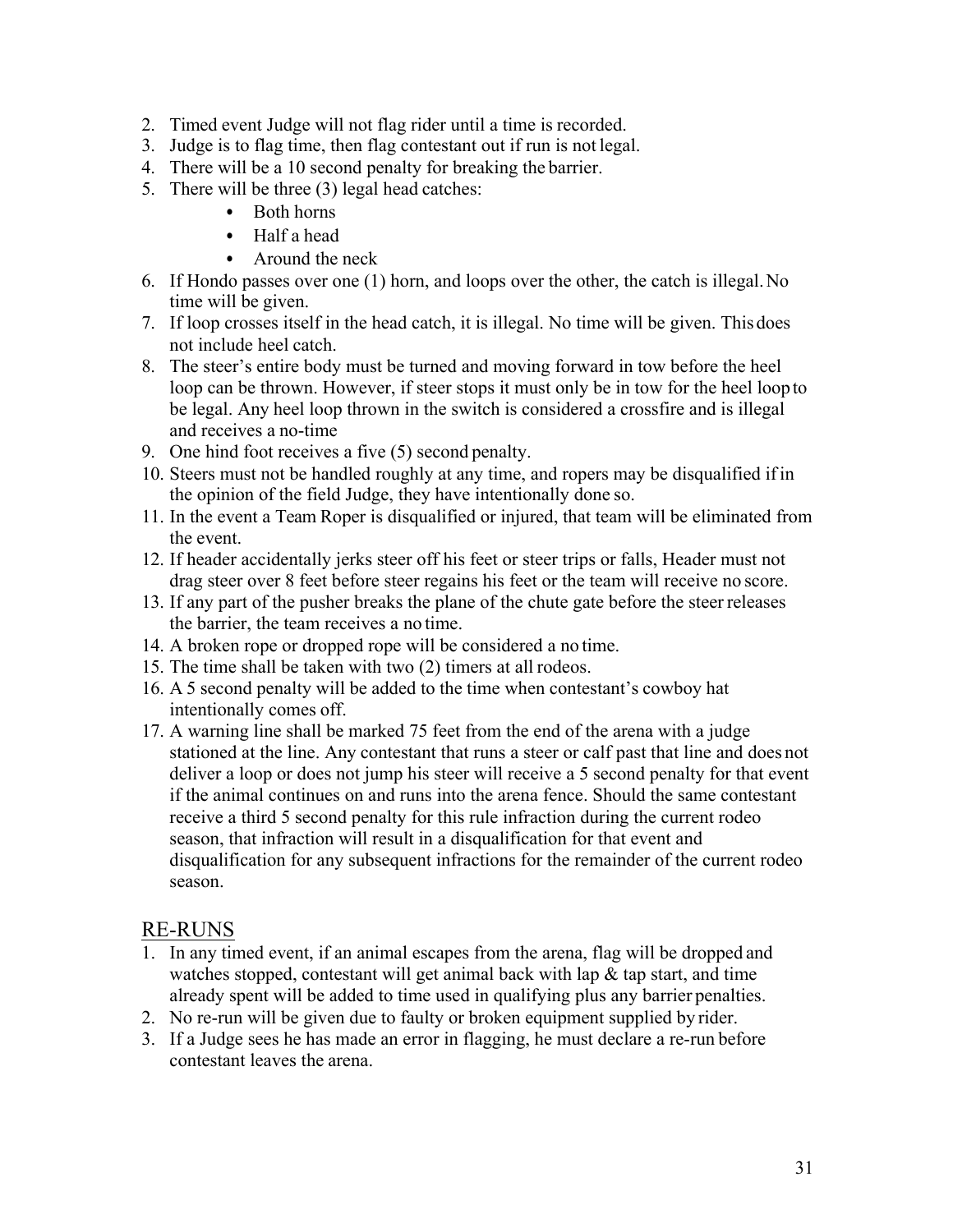2. Timed event Judge will not flag rider until a time is recorded.
3. Judge is to flag time, then flag contestant out if run is not legal.
4. There will be a 10 second penalty for breaking the barrier.
5. There will be three (3) legal head catches:
   - Both horns
   - Half a head
   - Around the neck
6. If Hondo passes over one (1) horn, and loops over the other, the catch is illegal. No time will be given.
7. If loop crosses itself in the head catch, it is illegal. No time will be given. This does not include heel catch.
8. The steer's entire body must be turned and moving forward in tow before the heel loop can be thrown. However, if steer stops it must only be in tow for the heel loop to be legal. Any heel loop thrown in the switch is considered a crossfire and is illegal and receives a no-time
9. One hind foot receives a five (5) second penalty.
10. Steers must not be handled roughly at any time, and ropers may be disqualified if in the opinion of the field Judge, they have intentionally done so.
11. In the event a Team Roper is disqualified or injured, that team will be eliminated from the event.
12. If header accidentally jerks steer off his feet or steer trips or falls, Header must not drag steer over 8 feet before steer regains his feet or the team will receive no score.
13. If any part of the pusher breaks the plane of the chute gate before the steer releases the barrier, the team receives a no time.
14. A broken rope or dropped rope will be considered a no time.
15. The time shall be taken with two (2) timers at all rodeos.
16. A 5 second penalty will be added to the time when contestant's cowboy hat intentionally comes off.
17. A warning line shall be marked 75 feet from the end of the arena with a judge stationed at the line. Any contestant that runs a steer or calf past that line and does not deliver a loop or does not jump his steer will receive a 5 second penalty for that event if the animal continues on and runs into the arena fence. Should the same contestant receive a third 5 second penalty for this rule infraction during the current rodeo season, that infraction will result in a disqualification for that event and disqualification for any subsequent infractions for the remainder of the current rodeo season.

## RE-RUNS

1. In any timed event, if an animal escapes from the arena, flag will be dropped and watches stopped, contestant will get animal back with lap & tap start, and time already spent will be added to time used in qualifying plus any barrier penalties.
2. No re-run will be given due to faulty or broken equipment supplied by rider.
3. If a Judge sees he has made an error in flagging, he must declare a re-run before contestant leaves the arena.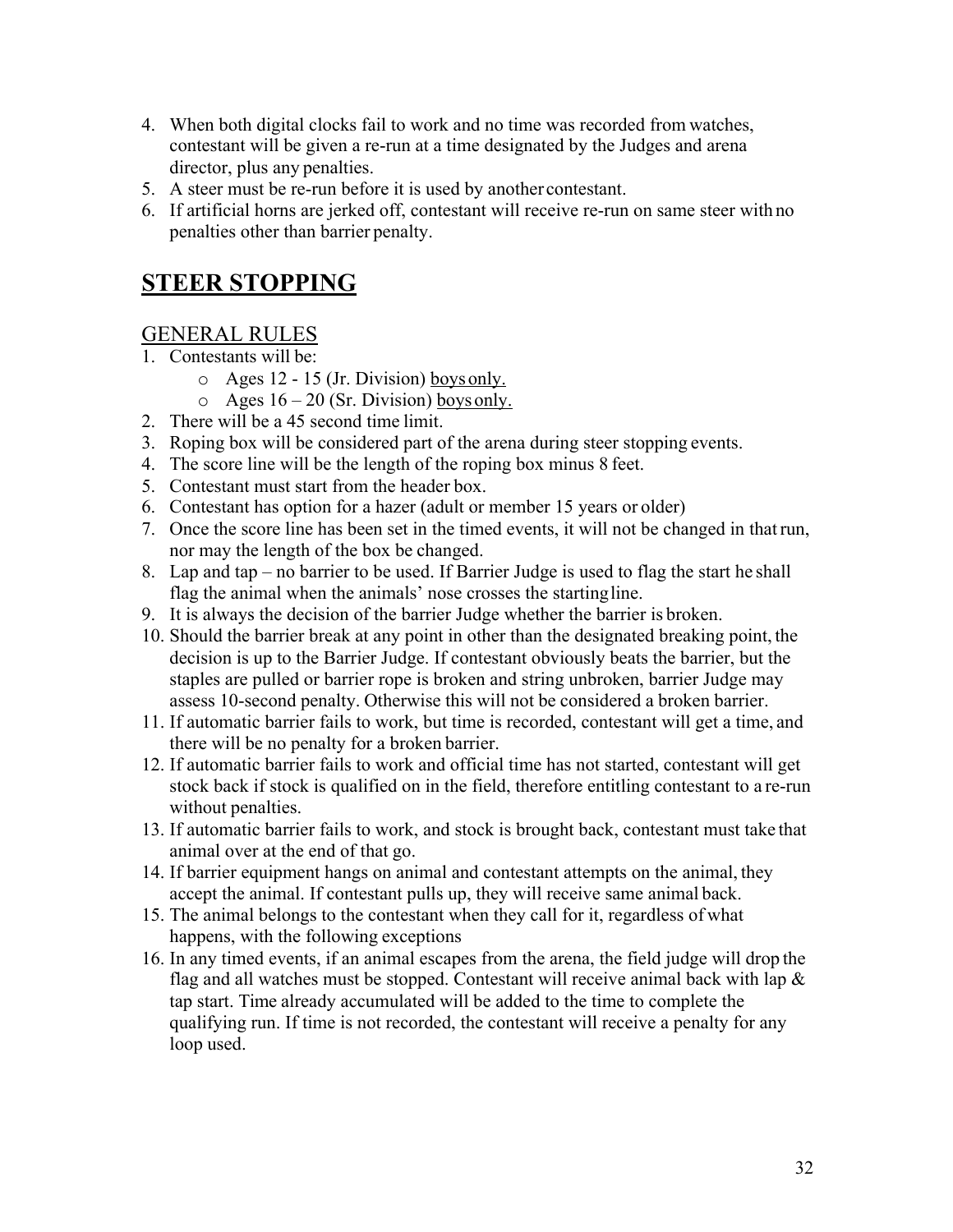4. When both digital clocks fail to work and no time was recorded from watches, contestant will be given a re-run at a time designated by the Judges and arena director, plus any penalties.
5. A steer must be re-run before it is used by another contestant.
6. If artificial horns are jerked off, contestant will receive re-run on same steer with no penalties other than barrier penalty.

# STEER STOPPING

## GENERAL RULES

1. Contestants will be:
   - Ages 12 - 15 (Jr. Division) boys only.
   - Ages 16 – 20 (Sr. Division) boys only.
2. There will be a 45 second time limit.
3. Roping box will be considered part of the arena during steer stopping events.
4. The score line will be the length of the roping box minus 8 feet.
5. Contestant must start from the header box.
6. Contestant has option for a hazer (adult or member 15 years or older)
7. Once the score line has been set in the timed events, it will not be changed in that run, nor may the length of the box be changed.
8. Lap and tap – no barrier to be used. If Barrier Judge is used to flag the start he shall flag the animal when the animals' nose crosses the starting line.
9. It is always the decision of the barrier Judge whether the barrier is broken.
10. Should the barrier break at any point in other than the designated breaking point, the decision is up to the Barrier Judge. If contestant obviously beats the barrier, but the staples are pulled or barrier rope is broken and string unbroken, barrier Judge may assess 10-second penalty. Otherwise this will not be considered a broken barrier.
11. If automatic barrier fails to work, but time is recorded, contestant will get a time, and there will be no penalty for a broken barrier.
12. If automatic barrier fails to work and official time has not started, contestant will get stock back if stock is qualified on in the field, therefore entitling contestant to a re-run without penalties.
13. If automatic barrier fails to work, and stock is brought back, contestant must take that animal over at the end of that go.
14. If barrier equipment hangs on animal and contestant attempts on the animal, they accept the animal. If contestant pulls up, they will receive same animal back.
15. The animal belongs to the contestant when they call for it, regardless of what happens, with the following exceptions
16. In any timed events, if an animal escapes from the arena, the field judge will drop the flag and all watches must be stopped. Contestant will receive animal back with lap & tap start. Time already accumulated will be added to the time to complete the qualifying run. If time is not recorded, the contestant will receive a penalty for any loop used.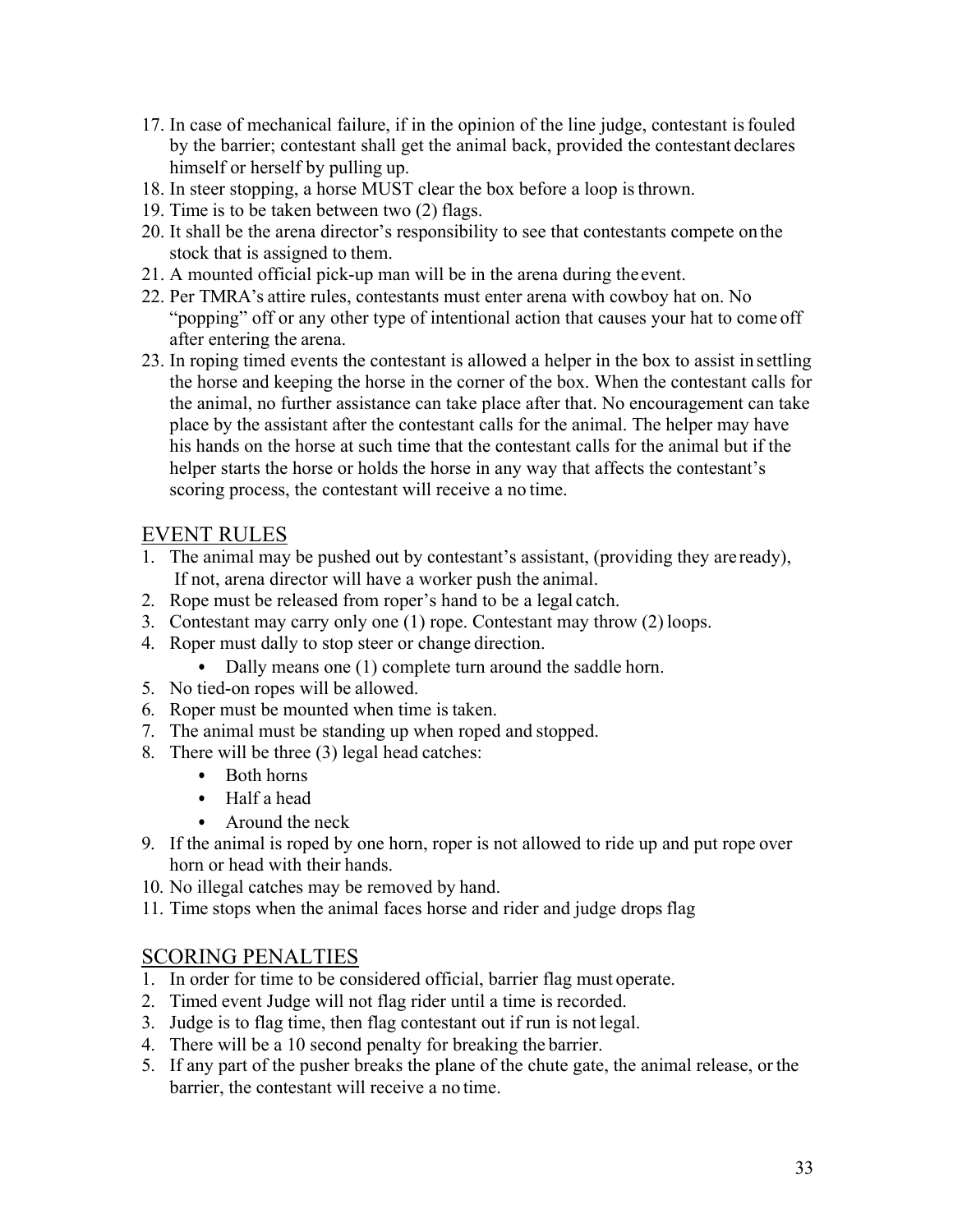17. In case of mechanical failure, if in the opinion of the line judge, contestant is fouled by the barrier; contestant shall get the animal back, provided the contestant declares himself or herself by pulling up.
18. In steer stopping, a horse MUST clear the box before a loop is thrown.
19. Time is to be taken between two (2) flags.
20. It shall be the arena director's responsibility to see that contestants compete on the stock that is assigned to them.
21. A mounted official pick-up man will be in the arena during the event.
22. Per TMRA's attire rules, contestants must enter arena with cowboy hat on. No "popping" off or any other type of intentional action that causes your hat to come off after entering the arena.
23. In roping timed events the contestant is allowed a helper in the box to assist in settling the horse and keeping the horse in the corner of the box. When the contestant calls for the animal, no further assistance can take place after that. No encouragement can take place by the assistant after the contestant calls for the animal. The helper may have his hands on the horse at such time that the contestant calls for the animal but if the helper starts the horse or holds the horse in any way that affects the contestant's scoring process, the contestant will receive a no time.

## EVENT RULES

1. The animal may be pushed out by contestant's assistant, (providing they are ready), If not, arena director will have a worker push the animal.
2. Rope must be released from roper's hand to be a legal catch.
3. Contestant may carry only one (1) rope. Contestant may throw (2) loops.
4. Roper must dally to stop steer or change direction.
   - Dally means one (1) complete turn around the saddle horn.
5. No tied-on ropes will be allowed.
6. Roper must be mounted when time is taken.
7. The animal must be standing up when roped and stopped.
8. There will be three (3) legal head catches:
   - Both horns
   - Half a head
   - Around the neck
9. If the animal is roped by one horn, roper is not allowed to ride up and put rope over horn or head with their hands.
10. No illegal catches may be removed by hand.
11. Time stops when the animal faces horse and rider and judge drops flag

## SCORING PENALTIES

1. In order for time to be considered official, barrier flag must operate.
2. Timed event Judge will not flag rider until a time is recorded.
3. Judge is to flag time, then flag contestant out if run is not legal.
4. There will be a 10 second penalty for breaking the barrier.
5. If any part of the pusher breaks the plane of the chute gate, the animal release, or the barrier, the contestant will receive a no time.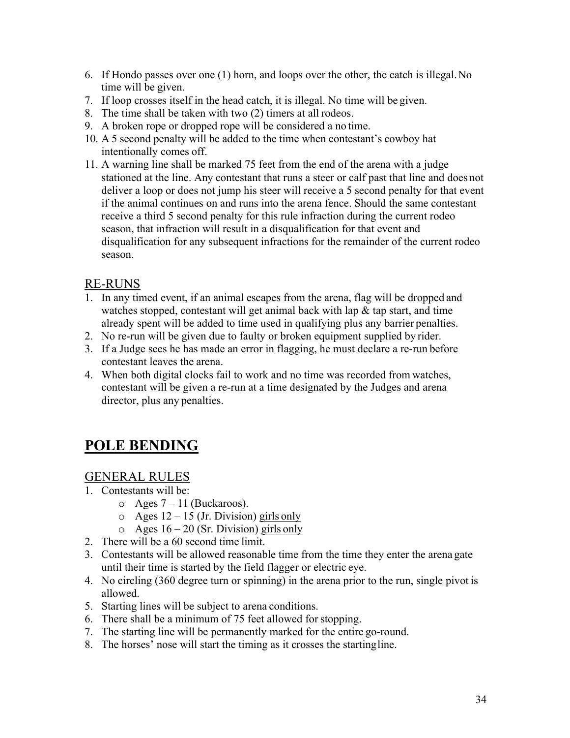6. If Hondo passes over one (1) horn, and loops over the other, the catch is illegal. No time will be given.
7. If loop crosses itself in the head catch, it is illegal. No time will be given.
8. The time shall be taken with two (2) timers at all rodeos.
9. A broken rope or dropped rope will be considered a no time.
10. A 5 second penalty will be added to the time when contestant's cowboy hat intentionally comes off.
11. A warning line shall be marked 75 feet from the end of the arena with a judge stationed at the line. Any contestant that runs a steer or calf past that line and does not deliver a loop or does not jump his steer will receive a 5 second penalty for that event if the animal continues on and runs into the arena fence. Should the same contestant receive a third 5 second penalty for this rule infraction during the current rodeo season, that infraction will result in a disqualification for that event and disqualification for any subsequent infractions for the remainder of the current rodeo season.

## RE-RUNS

1. In any timed event, if an animal escapes from the arena, flag will be dropped and watches stopped, contestant will get animal back with lap & tap start, and time already spent will be added to time used in qualifying plus any barrier penalties.
2. No re-run will be given due to faulty or broken equipment supplied by rider.
3. If a Judge sees he has made an error in flagging, he must declare a re-run before contestant leaves the arena.
4. When both digital clocks fail to work and no time was recorded from watches, contestant will be given a re-run at a time designated by the Judges and arena director, plus any penalties.

# POLE BENDING

## GENERAL RULES

1. Contestants will be:
   - Ages 7 – 11 (Buckaroos).
   - Ages 12 – 15 (Jr. Division) girls only
   - Ages 16 – 20 (Sr. Division) girls only
2. There will be a 60 second time limit.
3. Contestants will be allowed reasonable time from the time they enter the arena gate until their time is started by the field flagger or electric eye.
4. No circling (360 degree turn or spinning) in the arena prior to the run, single pivot is allowed.
5. Starting lines will be subject to arena conditions.
6. There shall be a minimum of 75 feet allowed for stopping.
7. The starting line will be permanently marked for the entire go-round.
8. The horses' nose will start the timing as it crosses the starting line.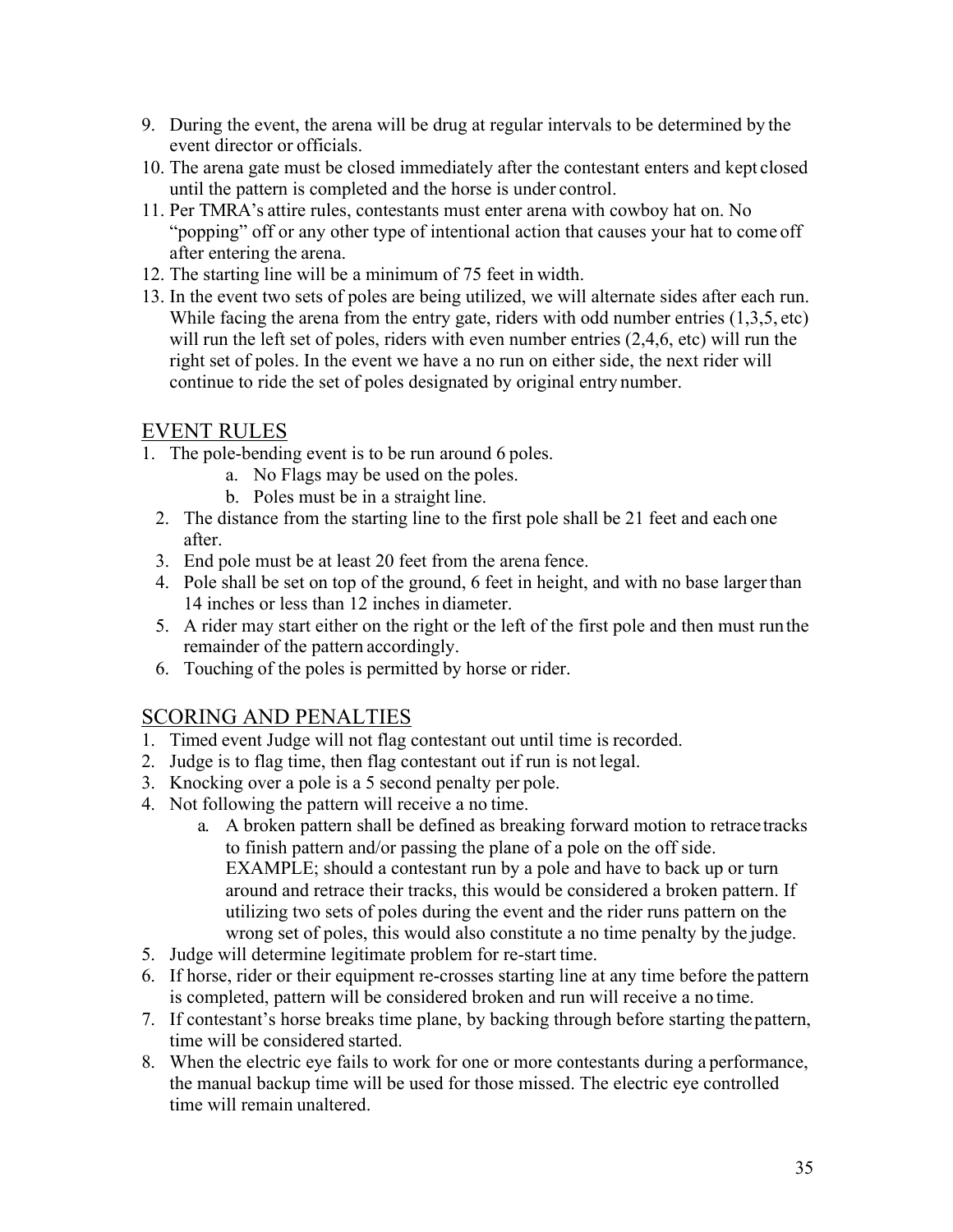9. During the event, the arena will be drug at regular intervals to be determined by the event director or officials.
10. The arena gate must be closed immediately after the contestant enters and kept closed until the pattern is completed and the horse is under control.
11. Per TMRA's attire rules, contestants must enter arena with cowboy hat on. No "popping" off or any other type of intentional action that causes your hat to come off after entering the arena.
12. The starting line will be a minimum of 75 feet in width.
13. In the event two sets of poles are being utilized, we will alternate sides after each run. While facing the arena from the entry gate, riders with odd number entries (1,3,5, etc) will run the left set of poles, riders with even number entries (2,4,6, etc) will run the right set of poles. In the event we have a no run on either side, the next rider will continue to ride the set of poles designated by original entry number.

## EVENT RULES

1. The pole-bending event is to be run around 6 poles.
   a. No Flags may be used on the poles.
   b. Poles must be in a straight line.
2. The distance from the starting line to the first pole shall be 21 feet and each one after.
3. End pole must be at least 20 feet from the arena fence.
4. Pole shall be set on top of the ground, 6 feet in height, and with no base larger than 14 inches or less than 12 inches in diameter.
5. A rider may start either on the right or the left of the first pole and then must run the remainder of the pattern accordingly.
6. Touching of the poles is permitted by horse or rider.

## SCORING AND PENALTIES

1. Timed event Judge will not flag contestant out until time is recorded.
2. Judge is to flag time, then flag contestant out if run is not legal.
3. Knocking over a pole is a 5 second penalty per pole.
4. Not following the pattern will receive a no time.
   a. A broken pattern shall be defined as breaking forward motion to retrace tracks to finish pattern and/or passing the plane of a pole on the off side. EXAMPLE; should a contestant run by a pole and have to back up or turn around and retrace their tracks, this would be considered a broken pattern. If utilizing two sets of poles during the event and the rider runs pattern on the wrong set of poles, this would also constitute a no time penalty by the judge.
5. Judge will determine legitimate problem for re-start time.
6. If horse, rider or their equipment re-crosses starting line at any time before the pattern is completed, pattern will be considered broken and run will receive a no time.
7. If contestant's horse breaks time plane, by backing through before starting the pattern, time will be considered started.
8. When the electric eye fails to work for one or more contestants during a performance, the manual backup time will be used for those missed. The electric eye controlled time will remain unaltered.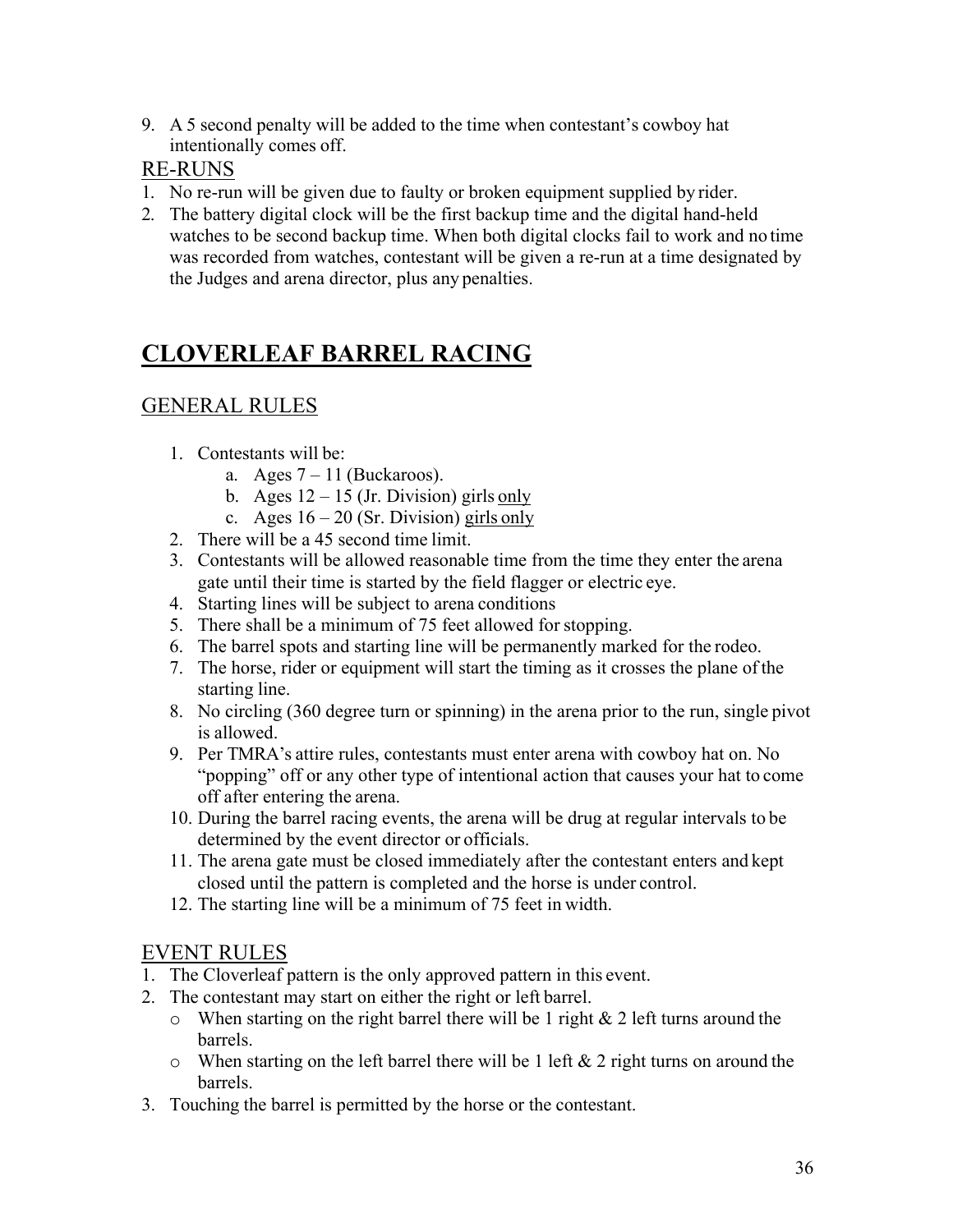9. A 5 second penalty will be added to the time when contestant's cowboy hat intentionally comes off.

## RE-RUNS

1. No re-run will be given due to faulty or broken equipment supplied by rider.
2. The battery digital clock will be the first backup time and the digital hand-held watches to be second backup time. When both digital clocks fail to work and no time was recorded from watches, contestant will be given a re-run at a time designated by the Judges and arena director, plus any penalties.

# CLOVERLEAF BARREL RACING

## GENERAL RULES

1. Contestants will be:
   a. Ages 7 – 11 (Buckaroos).
   b. Ages 12 – 15 (Jr. Division) girls <u>only</u>
   c. Ages 16 – 20 (Sr. Division) <u>girls only</u>
2. There will be a 45 second time limit.
3. Contestants will be allowed reasonable time from the time they enter the arena gate until their time is started by the field flagger or electric eye.
4. Starting lines will be subject to arena conditions
5. There shall be a minimum of 75 feet allowed for stopping.
6. The barrel spots and starting line will be permanently marked for the rodeo.
7. The horse, rider or equipment will start the timing as it crosses the plane of the starting line.
8. No circling (360 degree turn or spinning) in the arena prior to the run, single pivot is allowed.
9. Per TMRA's attire rules, contestants must enter arena with cowboy hat on. No "popping" off or any other type of intentional action that causes your hat to come off after entering the arena.
10. During the barrel racing events, the arena will be drug at regular intervals to be determined by the event director or officials.
11. The arena gate must be closed immediately after the contestant enters and kept closed until the pattern is completed and the horse is under control.
12. The starting line will be a minimum of 75 feet in width.

## EVENT RULES

1. The Cloverleaf pattern is the only approved pattern in this event.
2. The contestant may start on either the right or left barrel.
   - When starting on the right barrel there will be 1 right & 2 left turns around the barrels.
   - When starting on the left barrel there will be 1 left & 2 right turns on around the barrels.
3. Touching the barrel is permitted by the horse or the contestant.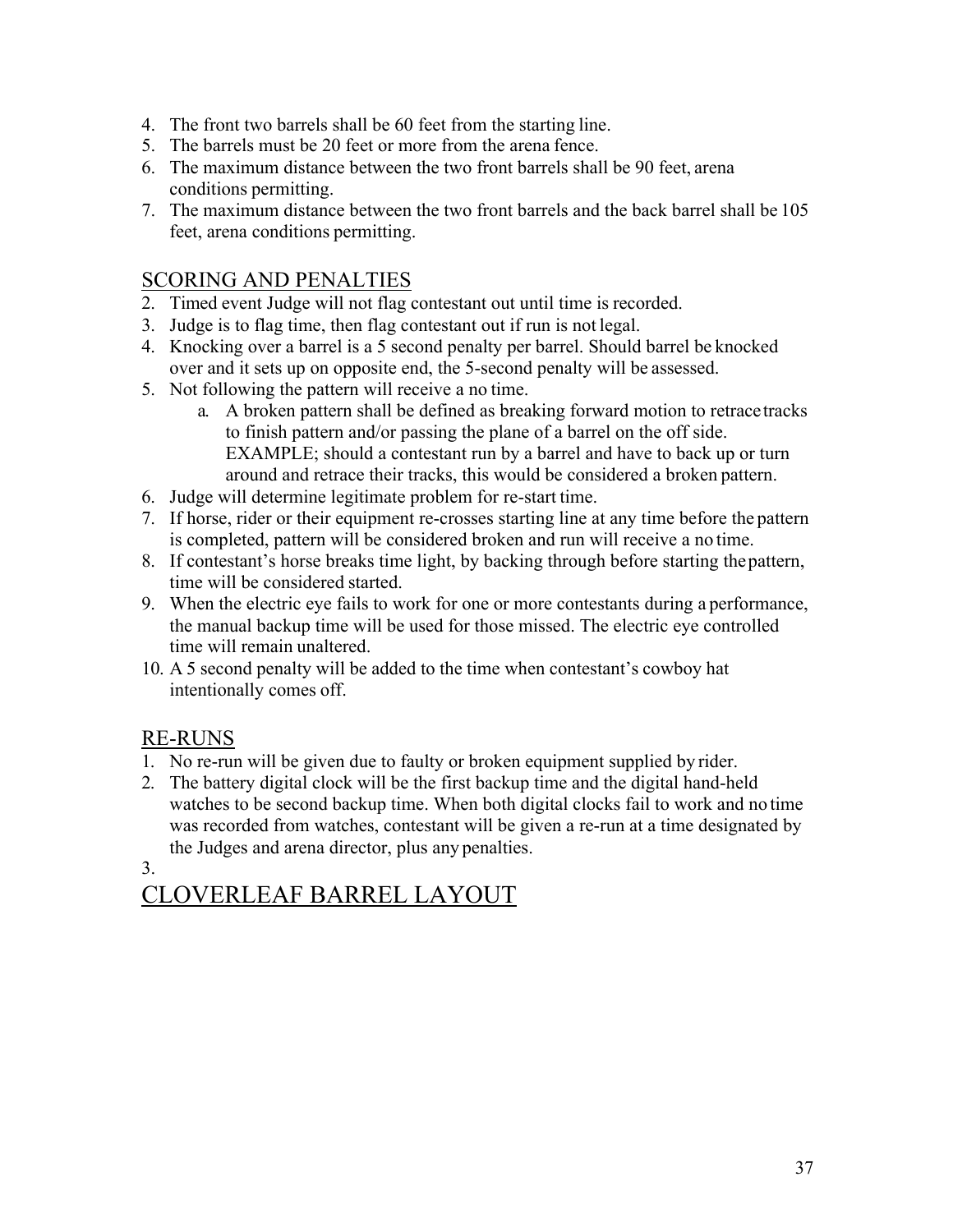4. The front two barrels shall be 60 feet from the starting line.
5. The barrels must be 20 feet or more from the arena fence.
6. The maximum distance between the two front barrels shall be 90 feet, arena conditions permitting.
7. The maximum distance between the two front barrels and the back barrel shall be 105 feet, arena conditions permitting.

## SCORING AND PENALTIES

2. Timed event Judge will not flag contestant out until time is recorded.
3. Judge is to flag time, then flag contestant out if run is not legal.
4. Knocking over a barrel is a 5 second penalty per barrel. Should barrel be knocked over and it sets up on opposite end, the 5-second penalty will be assessed.
5. Not following the pattern will receive a no time.
   a. A broken pattern shall be defined as breaking forward motion to retrace tracks to finish pattern and/or passing the plane of a barrel on the off side. EXAMPLE; should a contestant run by a barrel and have to back up or turn around and retrace their tracks, this would be considered a broken pattern.
6. Judge will determine legitimate problem for re-start time.
7. If horse, rider or their equipment re-crosses starting line at any time before the pattern is completed, pattern will be considered broken and run will receive a no time.
8. If contestant's horse breaks time light, by backing through before starting the pattern, time will be considered started.
9. When the electric eye fails to work for one or more contestants during a performance, the manual backup time will be used for those missed. The electric eye controlled time will remain unaltered.
10. A 5 second penalty will be added to the time when contestant's cowboy hat intentionally comes off.

## RE-RUNS

1. No re-run will be given due to faulty or broken equipment supplied by rider.
2. The battery digital clock will be the first backup time and the digital hand-held watches to be second backup time. When both digital clocks fail to work and no time was recorded from watches, contestant will be given a re-run at a time designated by the Judges and arena director, plus any penalties.
3.

# CLOVERLEAF BARREL LAYOUT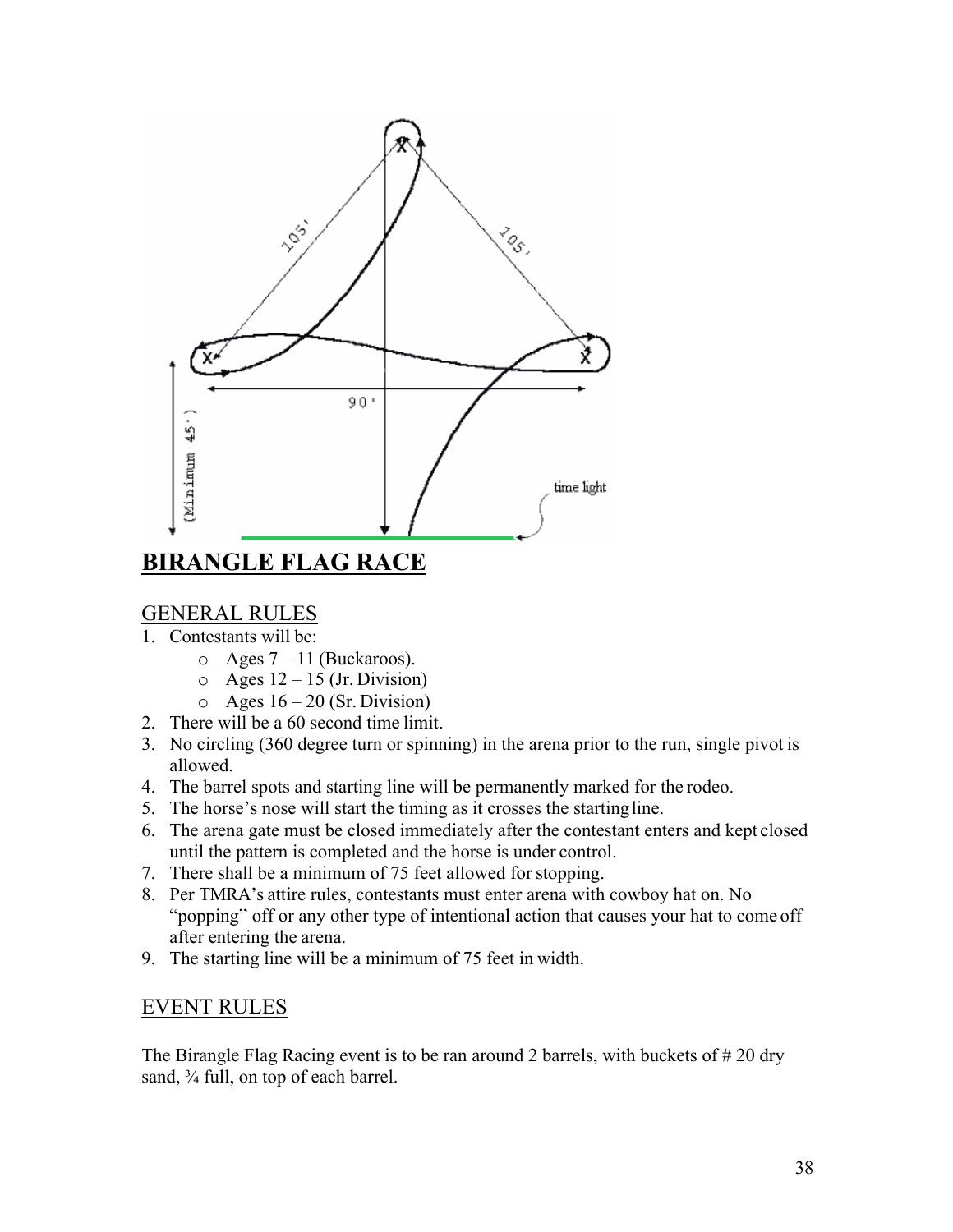# BIRANGLE FLAG RACE

## GENERAL RULES

1. Contestants will be:
   - Ages 7 – 11 (Buckaroos).
   - Ages 12 – 15 (Jr. Division)
   - Ages 16 – 20 (Sr. Division)
2. There will be a 60 second time limit.
3. No circling (360 degree turn or spinning) in the arena prior to the run, single pivot is allowed.
4. The barrel spots and starting line will be permanently marked for the rodeo.
5. The horse's nose will start the timing as it crosses the starting line.
6. The arena gate must be closed immediately after the contestant enters and kept closed until the pattern is completed and the horse is under control.
7. There shall be a minimum of 75 feet allowed for stopping.
8. Per TMRA's attire rules, contestants must enter arena with cowboy hat on. No "popping" off or any other type of intentional action that causes your hat to come off after entering the arena.
9. The starting line will be a minimum of 75 feet in width.

## EVENT RULES

The Birangle Flag Racing event is to be ran around 2 barrels, with buckets of # 20 dry sand, ¾ full, on top of each barrel.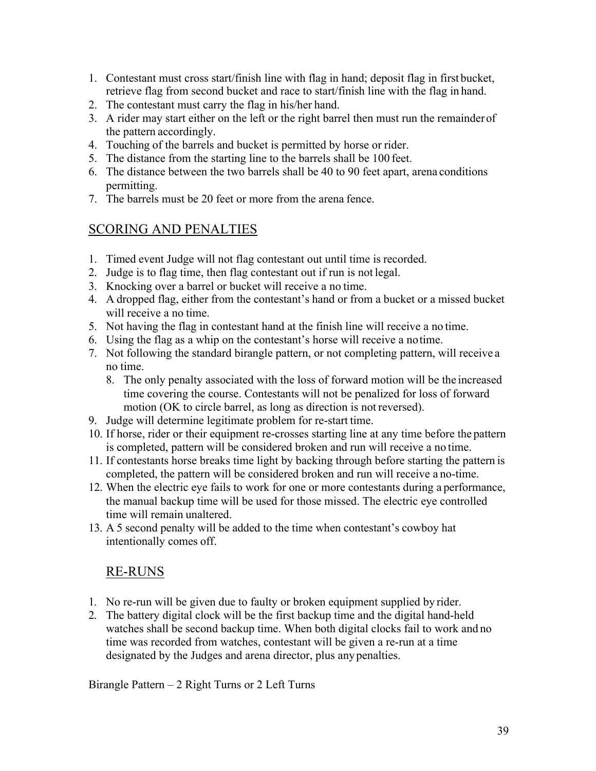1. Contestant must cross start/finish line with flag in hand; deposit flag in first bucket, retrieve flag from second bucket and race to start/finish line with the flag in hand.
2. The contestant must carry the flag in his/her hand.
3. A rider may start either on the left or the right barrel then must run the remainder of the pattern accordingly.
4. Touching of the barrels and bucket is permitted by horse or rider.
5. The distance from the starting line to the barrels shall be 100 feet.
6. The distance between the two barrels shall be 40 to 90 feet apart, arena conditions permitting.
7. The barrels must be 20 feet or more from the arena fence.

## SCORING AND PENALTIES

1. Timed event Judge will not flag contestant out until time is recorded.
2. Judge is to flag time, then flag contestant out if run is not legal.
3. Knocking over a barrel or bucket will receive a no time.
4. A dropped flag, either from the contestant's hand or from a bucket or a missed bucket will receive a no time.
5. Not having the flag in contestant hand at the finish line will receive a no time.
6. Using the flag as a whip on the contestant's horse will receive a no time.
7. Not following the standard birangle pattern, or not completing pattern, will receive a no time.
8. The only penalty associated with the loss of forward motion will be the increased time covering the course. Contestants will not be penalized for loss of forward motion (OK to circle barrel, as long as direction is not reversed).
9. Judge will determine legitimate problem for re-start time.
10. If horse, rider or their equipment re-crosses starting line at any time before the pattern is completed, pattern will be considered broken and run will receive a no time.
11. If contestants horse breaks time light by backing through before starting the pattern is completed, the pattern will be considered broken and run will receive a no-time.
12. When the electric eye fails to work for one or more contestants during a performance, the manual backup time will be used for those missed. The electric eye controlled time will remain unaltered.
13. A 5 second penalty will be added to the time when contestant's cowboy hat intentionally comes off.

## RE-RUNS

1. No re-run will be given due to faulty or broken equipment supplied by rider.
2. The battery digital clock will be the first backup time and the digital hand-held watches shall be second backup time. When both digital clocks fail to work and no time was recorded from watches, contestant will be given a re-run at a time designated by the Judges and arena director, plus any penalties.

Birangle Pattern – 2 Right Turns or 2 Left Turns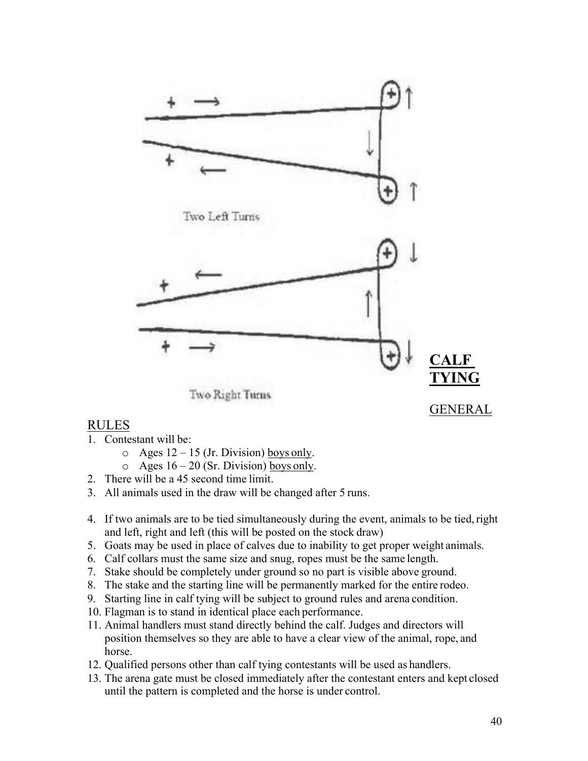Two Left Turns

Two Right Turns

# CALF TYING

## GENERAL RULES

1. Contestant will be:
   - Ages 12 – 15 (Jr. Division) boys only.
   - Ages 16 – 20 (Sr. Division) boys only.
2. There will be a 45 second time limit.
3. All animals used in the draw will be changed after 5 runs.
4. If two animals are to be tied simultaneously during the event, animals to be tied, right and left, right and left (this will be posted on the stock draw)
5. Goats may be used in place of calves due to inability to get proper weight animals.
6. Calf collars must the same size and snug, ropes must be the same length.
7. Stake should be completely under ground so no part is visible above ground.
8. The stake and the starting line will be permanently marked for the entire rodeo.
9. Starting line in calf tying will be subject to ground rules and arena condition.
10. Flagman is to stand in identical place each performance.
11. Animal handlers must stand directly behind the calf. Judges and directors will position themselves so they are able to have a clear view of the animal, rope, and horse.
12. Qualified persons other than calf tying contestants will be used as handlers.
13. The arena gate must be closed immediately after the contestant enters and kept closed until the pattern is completed and the horse is under control.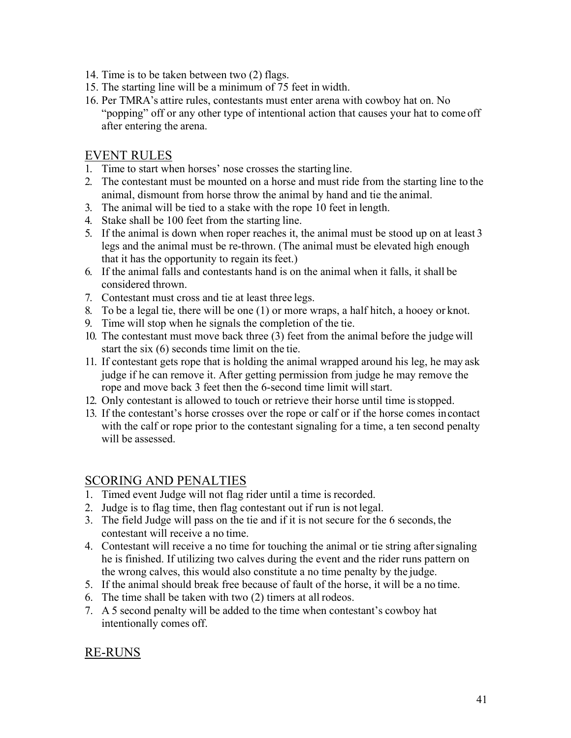14. Time is to be taken between two (2) flags.
15. The starting line will be a minimum of 75 feet in width.
16. Per TMRA's attire rules, contestants must enter arena with cowboy hat on. No "popping" off or any other type of intentional action that causes your hat to come off after entering the arena.

## EVENT RULES

1. Time to start when horses' nose crosses the starting line.
2. The contestant must be mounted on a horse and must ride from the starting line to the animal, dismount from horse throw the animal by hand and tie the animal.
3. The animal will be tied to a stake with the rope 10 feet in length.
4. Stake shall be 100 feet from the starting line.
5. If the animal is down when roper reaches it, the animal must be stood up on at least 3 legs and the animal must be re-thrown. (The animal must be elevated high enough that it has the opportunity to regain its feet.)
6. If the animal falls and contestants hand is on the animal when it falls, it shall be considered thrown.
7. Contestant must cross and tie at least three legs.
8. To be a legal tie, there will be one (1) or more wraps, a half hitch, a hooey or knot.
9. Time will stop when he signals the completion of the tie.
10. The contestant must move back three (3) feet from the animal before the judge will start the six (6) seconds time limit on the tie.
11. If contestant gets rope that is holding the animal wrapped around his leg, he may ask judge if he can remove it. After getting permission from judge he may remove the rope and move back 3 feet then the 6-second time limit will start.
12. Only contestant is allowed to touch or retrieve their horse until time is stopped.
13. If the contestant's horse crosses over the rope or calf or if the horse comes in contact with the calf or rope prior to the contestant signaling for a time, a ten second penalty will be assessed.

## SCORING AND PENALTIES

1. Timed event Judge will not flag rider until a time is recorded.
2. Judge is to flag time, then flag contestant out if run is not legal.
3. The field Judge will pass on the tie and if it is not secure for the 6 seconds, the contestant will receive a no time.
4. Contestant will receive a no time for touching the animal or tie string after signaling he is finished. If utilizing two calves during the event and the rider runs pattern on the wrong calves, this would also constitute a no time penalty by the judge.
5. If the animal should break free because of fault of the horse, it will be a no time.
6. The time shall be taken with two (2) timers at all rodeos.
7. A 5 second penalty will be added to the time when contestant's cowboy hat intentionally comes off.

## RE-RUNS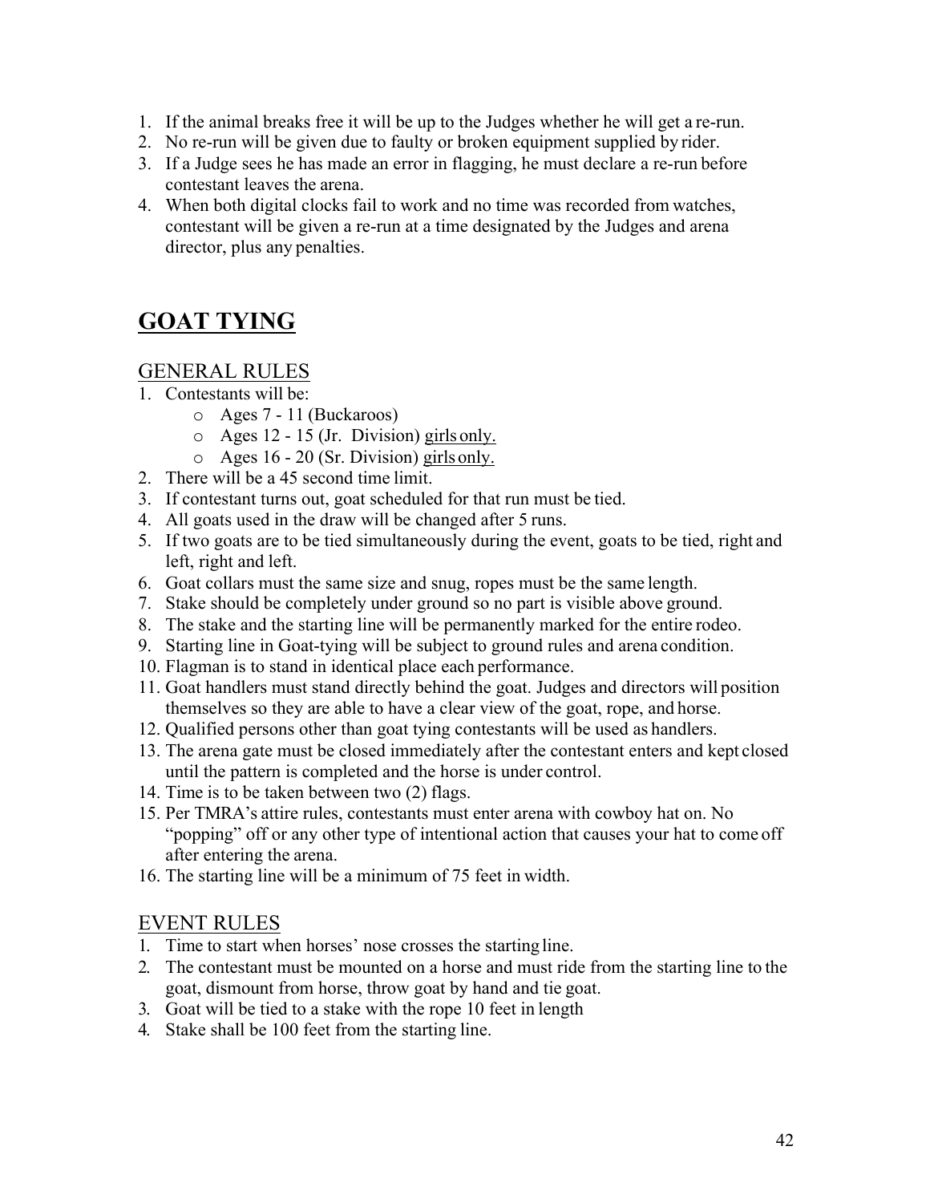1. If the animal breaks free it will be up to the Judges whether he will get a re-run.
2. No re-run will be given due to faulty or broken equipment supplied by rider.
3. If a Judge sees he has made an error in flagging, he must declare a re-run before contestant leaves the arena.
4. When both digital clocks fail to work and no time was recorded from watches, contestant will be given a re-run at a time designated by the Judges and arena director, plus any penalties.

# GOAT TYING

## GENERAL RULES

1. Contestants will be:
   - Ages 7 - 11 (Buckaroos)
   - Ages 12 - 15 (Jr. Division) girls only.
   - Ages 16 - 20 (Sr. Division) girls only.
2. There will be a 45 second time limit.
3. If contestant turns out, goat scheduled for that run must be tied.
4. All goats used in the draw will be changed after 5 runs.
5. If two goats are to be tied simultaneously during the event, goats to be tied, right and left, right and left.
6. Goat collars must the same size and snug, ropes must be the same length.
7. Stake should be completely under ground so no part is visible above ground.
8. The stake and the starting line will be permanently marked for the entire rodeo.
9. Starting line in Goat-tying will be subject to ground rules and arena condition.
10. Flagman is to stand in identical place each performance.
11. Goat handlers must stand directly behind the goat. Judges and directors will position themselves so they are able to have a clear view of the goat, rope, and horse.
12. Qualified persons other than goat tying contestants will be used as handlers.
13. The arena gate must be closed immediately after the contestant enters and kept closed until the pattern is completed and the horse is under control.
14. Time is to be taken between two (2) flags.
15. Per TMRA's attire rules, contestants must enter arena with cowboy hat on. No "popping" off or any other type of intentional action that causes your hat to come off after entering the arena.
16. The starting line will be a minimum of 75 feet in width.

## EVENT RULES

1. Time to start when horses' nose crosses the starting line.
2. The contestant must be mounted on a horse and must ride from the starting line to the goat, dismount from horse, throw goat by hand and tie goat.
3. Goat will be tied to a stake with the rope 10 feet in length
4. Stake shall be 100 feet from the starting line.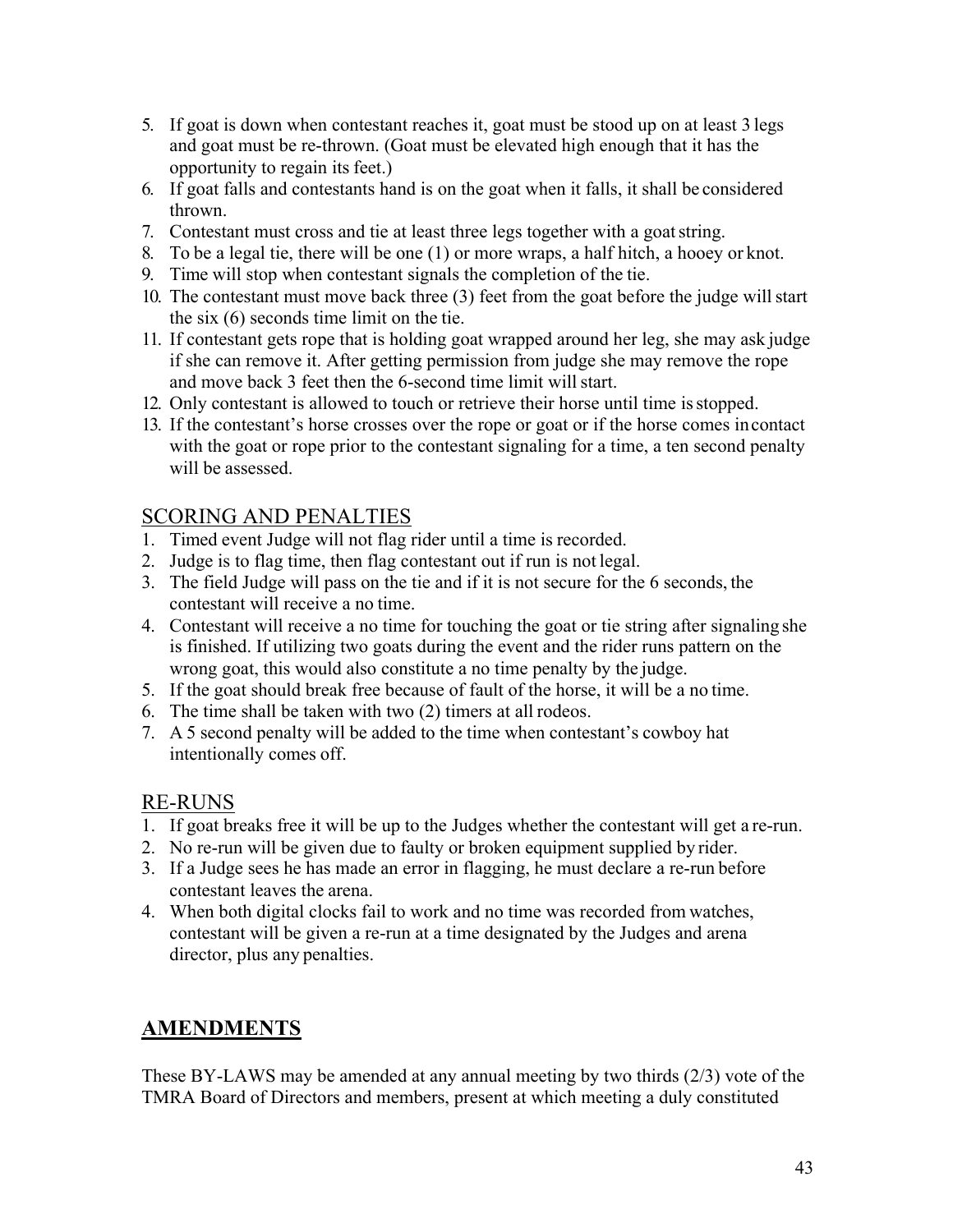5. If goat is down when contestant reaches it, goat must be stood up on at least 3 legs and goat must be re-thrown. (Goat must be elevated high enough that it has the opportunity to regain its feet.)
6. If goat falls and contestants hand is on the goat when it falls, it shall be considered thrown.
7. Contestant must cross and tie at least three legs together with a goat string.
8. To be a legal tie, there will be one (1) or more wraps, a half hitch, a hooey or knot.
9. Time will stop when contestant signals the completion of the tie.
10. The contestant must move back three (3) feet from the goat before the judge will start the six (6) seconds time limit on the tie.
11. If contestant gets rope that is holding goat wrapped around her leg, she may ask judge if she can remove it. After getting permission from judge she may remove the rope and move back 3 feet then the 6-second time limit will start.
12. Only contestant is allowed to touch or retrieve their horse until time is stopped.
13. If the contestant's horse crosses over the rope or goat or if the horse comes in contact with the goat or rope prior to the contestant signaling for a time, a ten second penalty will be assessed.

## SCORING AND PENALTIES

1. Timed event Judge will not flag rider until a time is recorded.
2. Judge is to flag time, then flag contestant out if run is not legal.
3. The field Judge will pass on the tie and if it is not secure for the 6 seconds, the contestant will receive a no time.
4. Contestant will receive a no time for touching the goat or tie string after signaling she is finished. If utilizing two goats during the event and the rider runs pattern on the wrong goat, this would also constitute a no time penalty by the judge.
5. If the goat should break free because of fault of the horse, it will be a no time.
6. The time shall be taken with two (2) timers at all rodeos.
7. A 5 second penalty will be added to the time when contestant's cowboy hat intentionally comes off.

## RE-RUNS

1. If goat breaks free it will be up to the Judges whether the contestant will get a re-run.
2. No re-run will be given due to faulty or broken equipment supplied by rider.
3. If a Judge sees he has made an error in flagging, he must declare a re-run before contestant leaves the arena.
4. When both digital clocks fail to work and no time was recorded from watches, contestant will be given a re-run at a time designated by the Judges and arena director, plus any penalties.

## AMENDMENTS

These BY-LAWS may be amended at any annual meeting by two thirds (2/3) vote of the TMRA Board of Directors and members, present at which meeting a duly constituted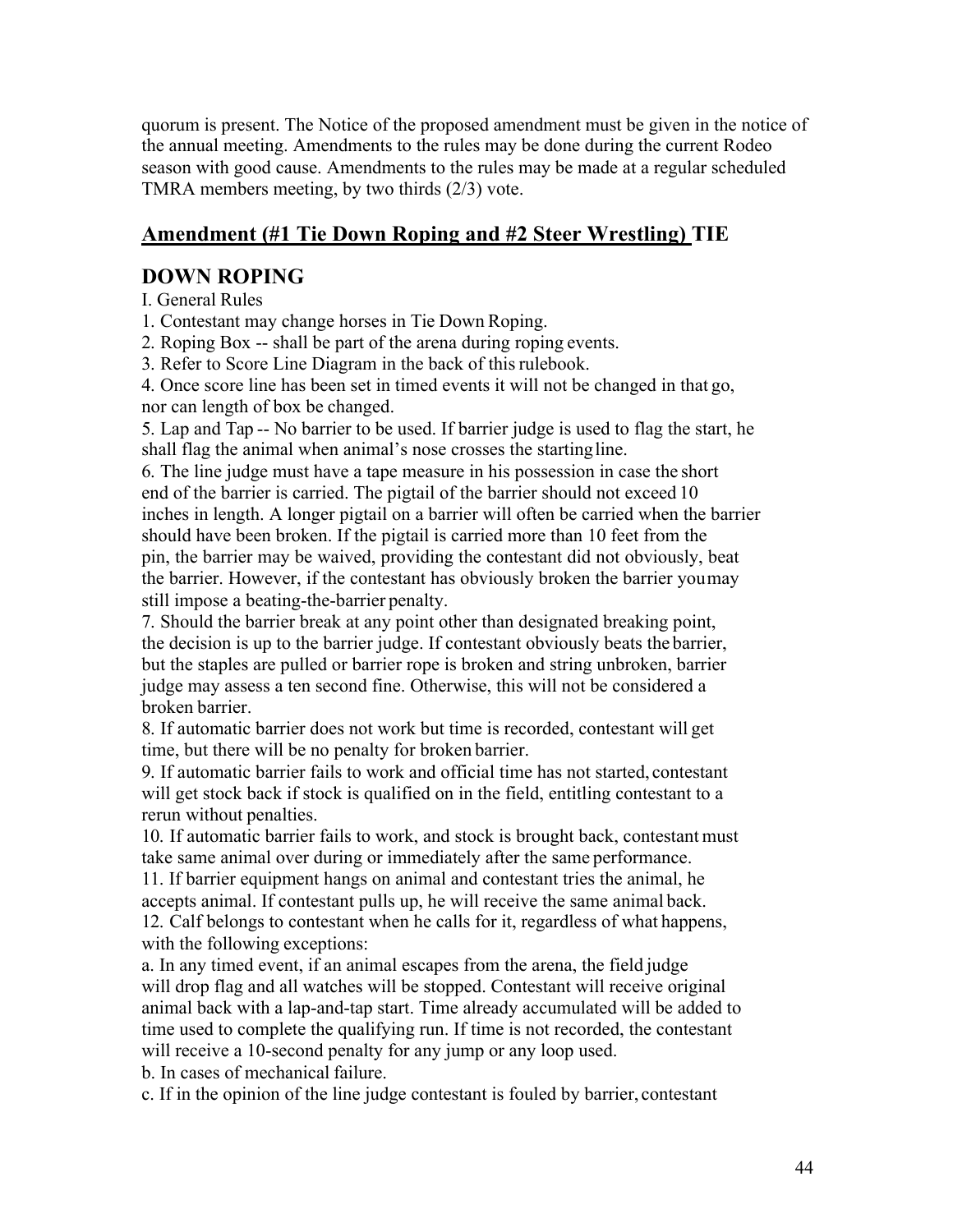quorum is present. The Notice of the proposed amendment must be given in the notice of the annual meeting. Amendments to the rules may be done during the current Rodeo season with good cause. Amendments to the rules may be made at a regular scheduled TMRA members meeting, by two thirds (2/3) vote.

## <u>Amendment (#1 Tie Down Roping and #2 Steer Wrestling)</u> TIE DOWN ROPING

I. General Rules

1. Contestant may change horses in Tie Down Roping.
2. Roping Box -- shall be part of the arena during roping events.
3. Refer to Score Line Diagram in the back of this rulebook.
4. Once score line has been set in timed events it will not be changed in that go, nor can length of box be changed.
5. Lap and Tap -- No barrier to be used. If barrier judge is used to flag the start, he shall flag the animal when animal's nose crosses the starting line.
6. The line judge must have a tape measure in his possession in case the short end of the barrier is carried. The pigtail of the barrier should not exceed 10 inches in length. A longer pigtail on a barrier will often be carried when the barrier should have been broken. If the pigtail is carried more than 10 feet from the pin, the barrier may be waived, providing the contestant did not obviously, beat the barrier. However, if the contestant has obviously broken the barrier you may still impose a beating-the-barrier penalty.
7. Should the barrier break at any point other than designated breaking point, the decision is up to the barrier judge. If contestant obviously beats the barrier, but the staples are pulled or barrier rope is broken and string unbroken, barrier judge may assess a ten second fine. Otherwise, this will not be considered a broken barrier.
8. If automatic barrier does not work but time is recorded, contestant will get time, but there will be no penalty for broken barrier.
9. If automatic barrier fails to work and official time has not started, contestant will get stock back if stock is qualified on in the field, entitling contestant to a rerun without penalties.
10. If automatic barrier fails to work, and stock is brought back, contestant must take same animal over during or immediately after the same performance.
11. If barrier equipment hangs on animal and contestant tries the animal, he accepts animal. If contestant pulls up, he will receive the same animal back.
12. Calf belongs to contestant when he calls for it, regardless of what happens, with the following exceptions:

a. In any timed event, if an animal escapes from the arena, the field judge will drop flag and all watches will be stopped. Contestant will receive original animal back with a lap-and-tap start. Time already accumulated will be added to time used to complete the qualifying run. If time is not recorded, the contestant will receive a 10-second penalty for any jump or any loop used.

b. In cases of mechanical failure.

c. If in the opinion of the line judge contestant is fouled by barrier, contestant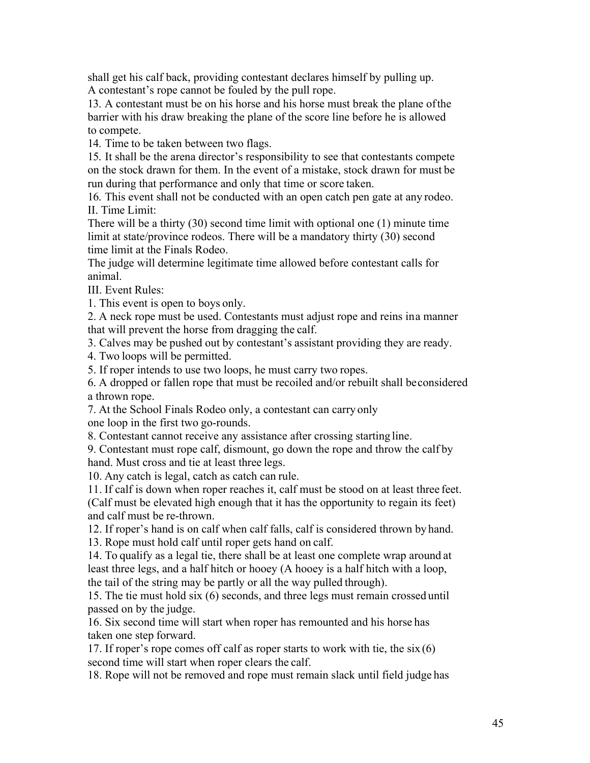shall get his calf back, providing contestant declares himself by pulling up. A contestant's rope cannot be fouled by the pull rope.

13. A contestant must be on his horse and his horse must break the plane of the barrier with his draw breaking the plane of the score line before he is allowed to compete.

14. Time to be taken between two flags.

15. It shall be the arena director's responsibility to see that contestants compete on the stock drawn for them. In the event of a mistake, stock drawn for must be run during that performance and only that time or score taken.

16. This event shall not be conducted with an open catch pen gate at any rodeo.

II. Time Limit:

There will be a thirty (30) second time limit with optional one (1) minute time limit at state/province rodeos. There will be a mandatory thirty (30) second time limit at the Finals Rodeo.

The judge will determine legitimate time allowed before contestant calls for animal.

III. Event Rules:

1. This event is open to boys only.
2. A neck rope must be used. Contestants must adjust rope and reins in a manner that will prevent the horse from dragging the calf.
3. Calves may be pushed out by contestant's assistant providing they are ready.
4. Two loops will be permitted.
5. If roper intends to use two loops, he must carry two ropes.
6. A dropped or fallen rope that must be recoiled and/or rebuilt shall be considered a thrown rope.
7. At the School Finals Rodeo only, a contestant can carry only one loop in the first two go-rounds.
8. Contestant cannot receive any assistance after crossing starting line.
9. Contestant must rope calf, dismount, go down the rope and throw the calf by hand. Must cross and tie at least three legs.
10. Any catch is legal, catch as catch can rule.
11. If calf is down when roper reaches it, calf must be stood on at least three feet. (Calf must be elevated high enough that it has the opportunity to regain its feet) and calf must be re-thrown.
12. If roper's hand is on calf when calf falls, calf is considered thrown by hand.
13. Rope must hold calf until roper gets hand on calf.
14. To qualify as a legal tie, there shall be at least one complete wrap around at least three legs, and a half hitch or hooey (A hooey is a half hitch with a loop, the tail of the string may be partly or all the way pulled through).
15. The tie must hold six (6) seconds, and three legs must remain crossed until passed on by the judge.
16. Six second time will start when roper has remounted and his horse has taken one step forward.
17. If roper's rope comes off calf as roper starts to work with tie, the six (6) second time will start when roper clears the calf.
18. Rope will not be removed and rope must remain slack until field judge has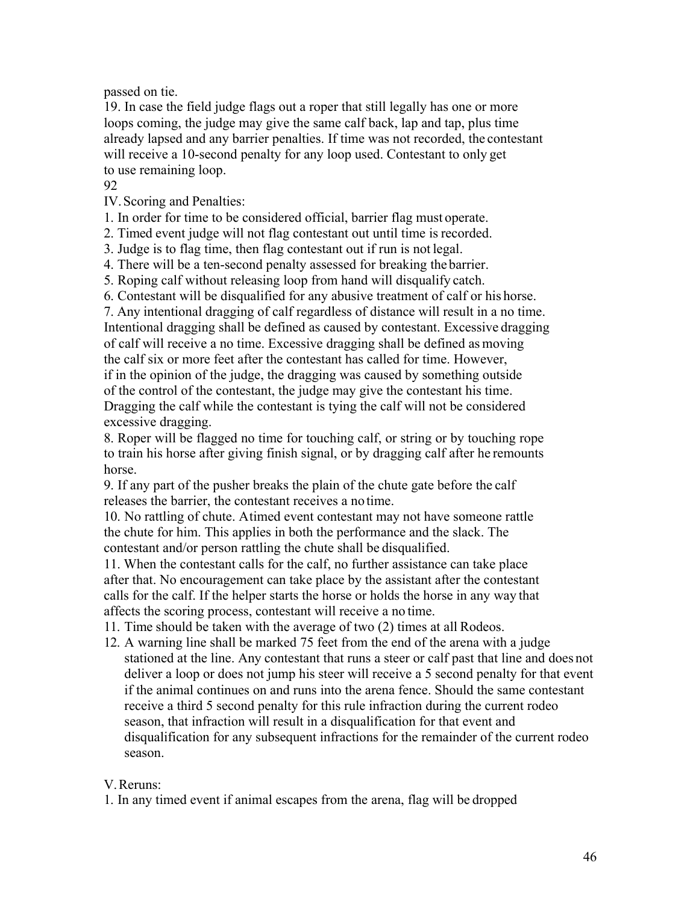passed on tie.

19. In case the field judge flags out a roper that still legally has one or more loops coming, the judge may give the same calf back, lap and tap, plus time already lapsed and any barrier penalties. If time was not recorded, the contestant will receive a 10-second penalty for any loop used. Contestant to only get to use remaining loop.

92

IV. Scoring and Penalties:

1. In order for time to be considered official, barrier flag must operate.
2. Timed event judge will not flag contestant out until time is recorded.
3. Judge is to flag time, then flag contestant out if run is not legal.
4. There will be a ten-second penalty assessed for breaking the barrier.
5. Roping calf without releasing loop from hand will disqualify catch.
6. Contestant will be disqualified for any abusive treatment of calf or his horse.
7. Any intentional dragging of calf regardless of distance will result in a no time. Intentional dragging shall be defined as caused by contestant. Excessive dragging of calf will receive a no time. Excessive dragging shall be defined as moving the calf six or more feet after the contestant has called for time. However, if in the opinion of the judge, the dragging was caused by something outside of the control of the contestant, the judge may give the contestant his time. Dragging the calf while the contestant is tying the calf will not be considered excessive dragging.
8. Roper will be flagged no time for touching calf, or string or by touching rope to train his horse after giving finish signal, or by dragging calf after he remounts horse.
9. If any part of the pusher breaks the plain of the chute gate before the calf releases the barrier, the contestant receives a no time.
10. No rattling of chute. A timed event contestant may not have someone rattle the chute for him. This applies in both the performance and the slack. The contestant and/or person rattling the chute shall be disqualified.
11. When the contestant calls for the calf, no further assistance can take place after that. No encouragement can take place by the assistant after the contestant calls for the calf. If the helper starts the horse or holds the horse in any way that affects the scoring process, contestant will receive a no time.
11. Time should be taken with the average of two (2) times at all Rodeos.
12. A warning line shall be marked 75 feet from the end of the arena with a judge stationed at the line. Any contestant that runs a steer or calf past that line and does not deliver a loop or does not jump his steer will receive a 5 second penalty for that event if the animal continues on and runs into the arena fence. Should the same contestant receive a third 5 second penalty for this rule infraction during the current rodeo season, that infraction will result in a disqualification for that event and disqualification for any subsequent infractions for the remainder of the current rodeo season.

V. Reruns:

1. In any timed event if animal escapes from the arena, flag will be dropped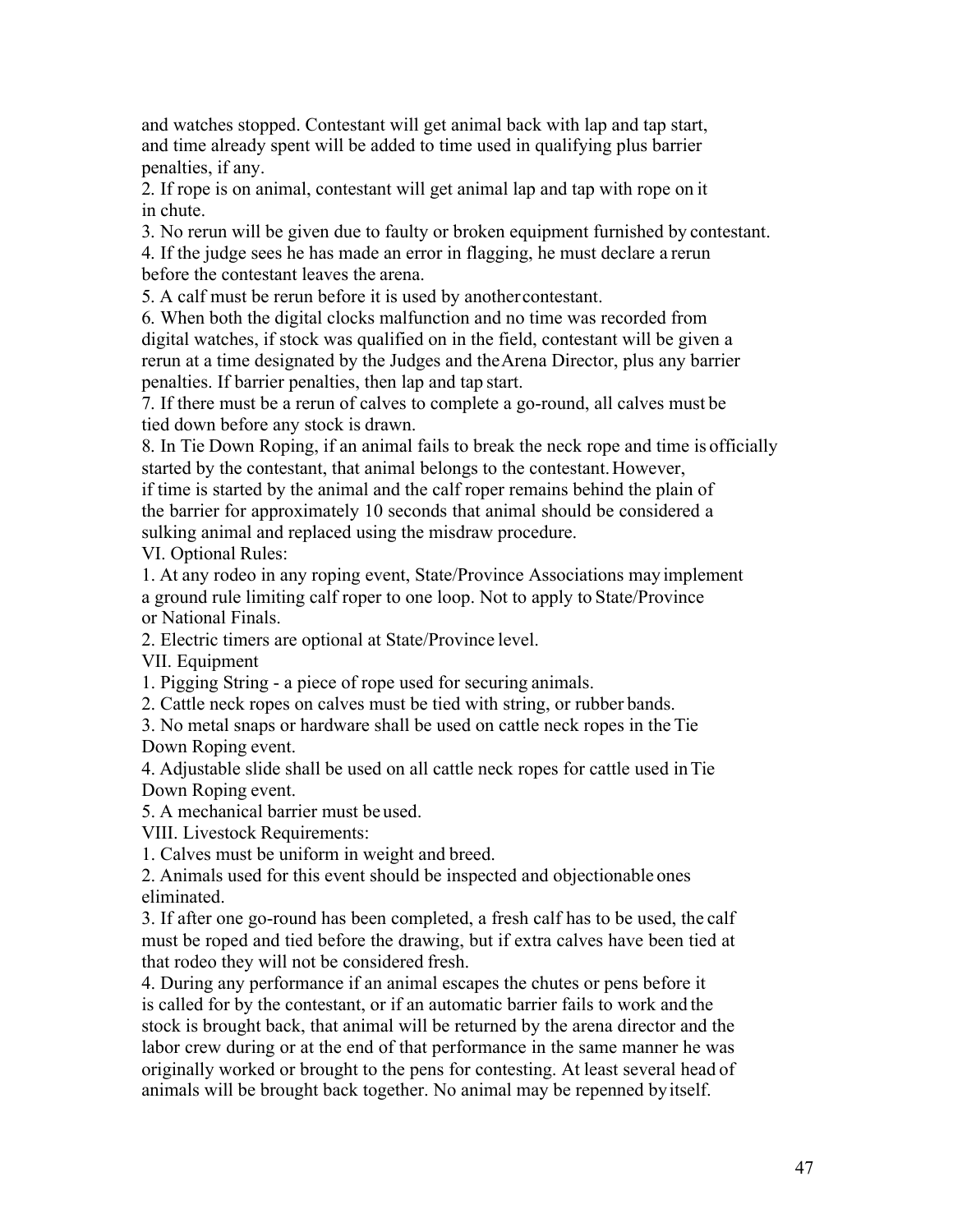and watches stopped. Contestant will get animal back with lap and tap start, and time already spent will be added to time used in qualifying plus barrier penalties, if any.

2. If rope is on animal, contestant will get animal lap and tap with rope on it in chute.

3. No rerun will be given due to faulty or broken equipment furnished by contestant.

4. If the judge sees he has made an error in flagging, he must declare a rerun before the contestant leaves the arena.

5. A calf must be rerun before it is used by another contestant.

6. When both the digital clocks malfunction and no time was recorded from digital watches, if stock was qualified on in the field, contestant will be given a rerun at a time designated by the Judges and the Arena Director, plus any barrier penalties. If barrier penalties, then lap and tap start.

7. If there must be a rerun of calves to complete a go-round, all calves must be tied down before any stock is drawn.

8. In Tie Down Roping, if an animal fails to break the neck rope and time is officially started by the contestant, that animal belongs to the contestant. However, if time is started by the animal and the calf roper remains behind the plain of the barrier for approximately 10 seconds that animal should be considered a sulking animal and replaced using the misdraw procedure.

VI. Optional Rules:

1. At any rodeo in any roping event, State/Province Associations may implement a ground rule limiting calf roper to one loop. Not to apply to State/Province or National Finals.

2. Electric timers are optional at State/Province level.

VII. Equipment

1. Pigging String - a piece of rope used for securing animals.

2. Cattle neck ropes on calves must be tied with string, or rubber bands.

3. No metal snaps or hardware shall be used on cattle neck ropes in the Tie Down Roping event.

4. Adjustable slide shall be used on all cattle neck ropes for cattle used in Tie Down Roping event.

5. A mechanical barrier must be used.

VIII. Livestock Requirements:

1. Calves must be uniform in weight and breed.

2. Animals used for this event should be inspected and objectionable ones eliminated.

3. If after one go-round has been completed, a fresh calf has to be used, the calf must be roped and tied before the drawing, but if extra calves have been tied at that rodeo they will not be considered fresh.

4. During any performance if an animal escapes the chutes or pens before it is called for by the contestant, or if an automatic barrier fails to work and the stock is brought back, that animal will be returned by the arena director and the labor crew during or at the end of that performance in the same manner he was originally worked or brought to the pens for contesting. At least several head of animals will be brought back together. No animal may be repenned by itself.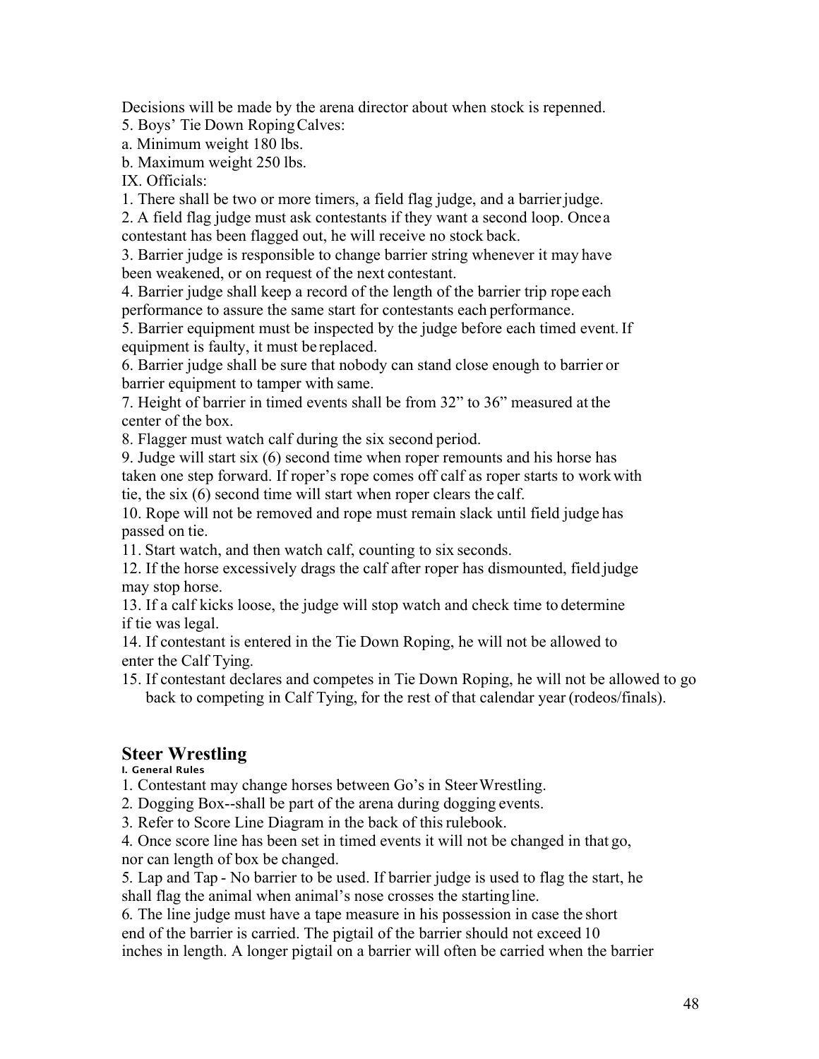Decisions will be made by the arena director about when stock is repenned.

5. Boys' Tie Down Roping Calves:

a. Minimum weight 180 lbs.

b. Maximum weight 250 lbs.

IX. Officials:

1. There shall be two or more timers, a field flag judge, and a barrier judge.

2. A field flag judge must ask contestants if they want a second loop. Once a contestant has been flagged out, he will receive no stock back.

3. Barrier judge is responsible to change barrier string whenever it may have been weakened, or on request of the next contestant.

4. Barrier judge shall keep a record of the length of the barrier trip rope each performance to assure the same start for contestants each performance.

5. Barrier equipment must be inspected by the judge before each timed event. If equipment is faulty, it must be replaced.

6. Barrier judge shall be sure that nobody can stand close enough to barrier or barrier equipment to tamper with same.

7. Height of barrier in timed events shall be from 32" to 36" measured at the center of the box.

8. Flagger must watch calf during the six second period.

9. Judge will start six (6) second time when roper remounts and his horse has taken one step forward. If roper's rope comes off calf as roper starts to work with tie, the six (6) second time will start when roper clears the calf.

10. Rope will not be removed and rope must remain slack until field judge has passed on tie.

11. Start watch, and then watch calf, counting to six seconds.

12. If the horse excessively drags the calf after roper has dismounted, field judge may stop horse.

13. If a calf kicks loose, the judge will stop watch and check time to determine if tie was legal.

14. If contestant is entered in the Tie Down Roping, he will not be allowed to enter the Calf Tying.

15. If contestant declares and competes in Tie Down Roping, he will not be allowed to go back to competing in Calf Tying, for the rest of that calendar year (rodeos/finals).

## Steer Wrestling

#### I. General Rules

1. Contestant may change horses between Go's in Steer Wrestling.

2. Dogging Box--shall be part of the arena during dogging events.

3. Refer to Score Line Diagram in the back of this rulebook.

4. Once score line has been set in timed events it will not be changed in that go, nor can length of box be changed.

5. Lap and Tap - No barrier to be used. If barrier judge is used to flag the start, he shall flag the animal when animal's nose crosses the starting line.

6. The line judge must have a tape measure in his possession in case the short end of the barrier is carried. The pigtail of the barrier should not exceed 10 inches in length. A longer pigtail on a barrier will often be carried when the barrier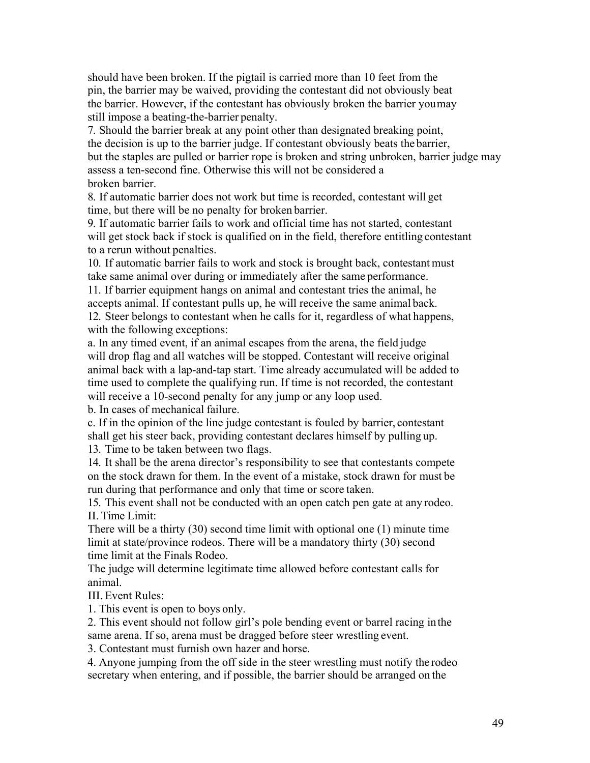should have been broken. If the pigtail is carried more than 10 feet from the pin, the barrier may be waived, providing the contestant did not obviously beat the barrier. However, if the contestant has obviously broken the barrier you may still impose a beating-the-barrier penalty.

7. Should the barrier break at any point other than designated breaking point, the decision is up to the barrier judge. If contestant obviously beats the barrier, but the staples are pulled or barrier rope is broken and string unbroken, barrier judge may assess a ten-second fine. Otherwise this will not be considered a broken barrier.

8. If automatic barrier does not work but time is recorded, contestant will get time, but there will be no penalty for broken barrier.

9. If automatic barrier fails to work and official time has not started, contestant will get stock back if stock is qualified on in the field, therefore entitling contestant to a rerun without penalties.

10. If automatic barrier fails to work and stock is brought back, contestant must take same animal over during or immediately after the same performance.

11. If barrier equipment hangs on animal and contestant tries the animal, he accepts animal. If contestant pulls up, he will receive the same animal back.

12. Steer belongs to contestant when he calls for it, regardless of what happens, with the following exceptions:

a. In any timed event, if an animal escapes from the arena, the field judge will drop flag and all watches will be stopped. Contestant will receive original animal back with a lap-and-tap start. Time already accumulated will be added to time used to complete the qualifying run. If time is not recorded, the contestant will receive a 10-second penalty for any jump or any loop used.

b. In cases of mechanical failure.

c. If in the opinion of the line judge contestant is fouled by barrier, contestant shall get his steer back, providing contestant declares himself by pulling up.

13. Time to be taken between two flags.

14. It shall be the arena director's responsibility to see that contestants compete on the stock drawn for them. In the event of a mistake, stock drawn for must be run during that performance and only that time or score taken.

15. This event shall not be conducted with an open catch pen gate at any rodeo.

II. Time Limit:

There will be a thirty (30) second time limit with optional one (1) minute time limit at state/province rodeos. There will be a mandatory thirty (30) second time limit at the Finals Rodeo.

The judge will determine legitimate time allowed before contestant calls for animal.

III. Event Rules:

1. This event is open to boys only.

2. This event should not follow girl's pole bending event or barrel racing in the same arena. If so, arena must be dragged before steer wrestling event.

3. Contestant must furnish own hazer and horse.

4. Anyone jumping from the off side in the steer wrestling must notify the rodeo secretary when entering, and if possible, the barrier should be arranged on the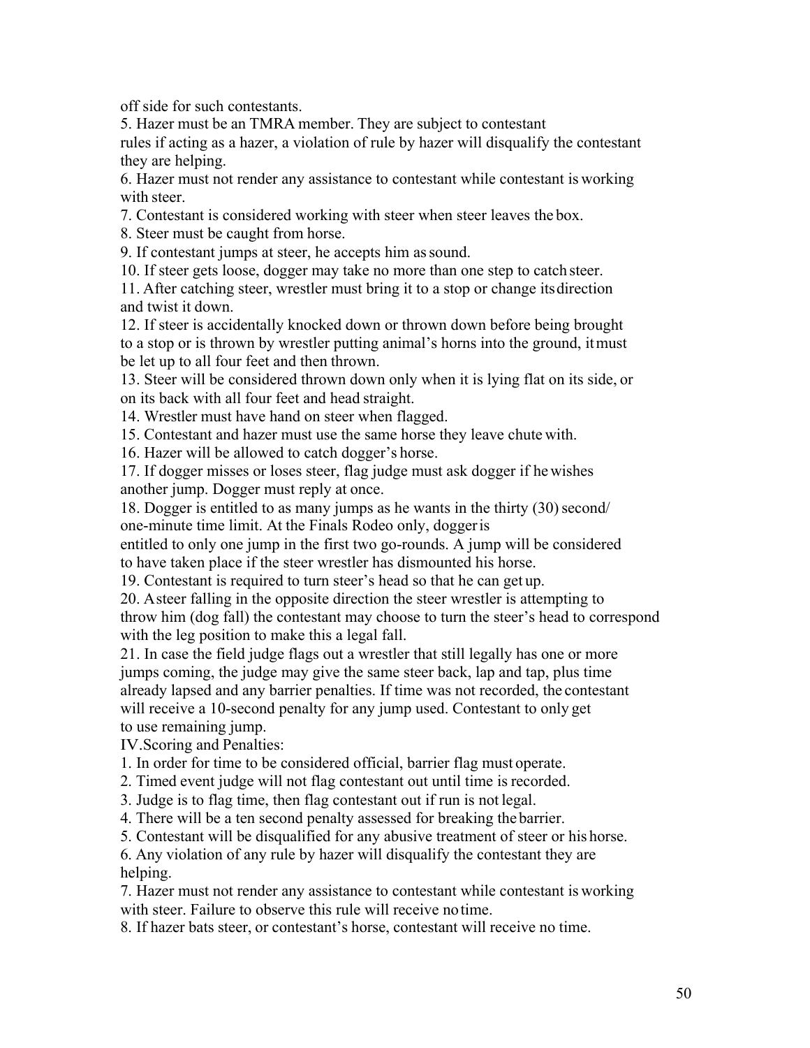off side for such contestants.

5. Hazer must be an TMRA member. They are subject to contestant rules if acting as a hazer, a violation of rule by hazer will disqualify the contestant they are helping.
6. Hazer must not render any assistance to contestant while contestant is working with steer.
7. Contestant is considered working with steer when steer leaves the box.
8. Steer must be caught from horse.
9. If contestant jumps at steer, he accepts him as sound.
10. If steer gets loose, dogger may take no more than one step to catch steer.
11. After catching steer, wrestler must bring it to a stop or change its direction and twist it down.
12. If steer is accidentally knocked down or thrown down before being brought to a stop or is thrown by wrestler putting animal's horns into the ground, it must be let up to all four feet and then thrown.
13. Steer will be considered thrown down only when it is lying flat on its side, or on its back with all four feet and head straight.
14. Wrestler must have hand on steer when flagged.
15. Contestant and hazer must use the same horse they leave chute with.
16. Hazer will be allowed to catch dogger's horse.
17. If dogger misses or loses steer, flag judge must ask dogger if he wishes another jump. Dogger must reply at once.
18. Dogger is entitled to as many jumps as he wants in the thirty (30) second/ one-minute time limit. At the Finals Rodeo only, dogger is entitled to only one jump in the first two go-rounds. A jump will be considered to have taken place if the steer wrestler has dismounted his horse.
19. Contestant is required to turn steer's head so that he can get up.
20. A steer falling in the opposite direction the steer wrestler is attempting to throw him (dog fall) the contestant may choose to turn the steer's head to correspond with the leg position to make this a legal fall.
21. In case the field judge flags out a wrestler that still legally has one or more jumps coming, the judge may give the same steer back, lap and tap, plus time already lapsed and any barrier penalties. If time was not recorded, the contestant will receive a 10-second penalty for any jump used. Contestant to only get to use remaining jump.

IV. Scoring and Penalties:

1. In order for time to be considered official, barrier flag must operate.
2. Timed event judge will not flag contestant out until time is recorded.
3. Judge is to flag time, then flag contestant out if run is not legal.
4. There will be a ten second penalty assessed for breaking the barrier.
5. Contestant will be disqualified for any abusive treatment of steer or his horse.
6. Any violation of any rule by hazer will disqualify the contestant they are helping.
7. Hazer must not render any assistance to contestant while contestant is working with steer. Failure to observe this rule will receive no time.
8. If hazer bats steer, or contestant's horse, contestant will receive no time.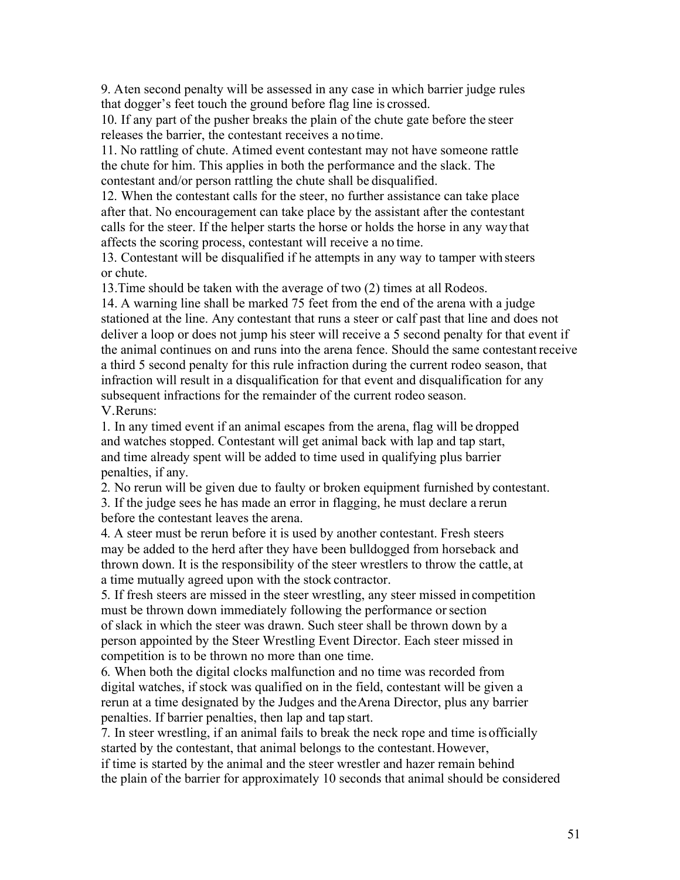9. A ten second penalty will be assessed in any case in which barrier judge rules that dogger's feet touch the ground before flag line is crossed.

10. If any part of the pusher breaks the plain of the chute gate before the steer releases the barrier, the contestant receives a no time.

11. No rattling of chute. A timed event contestant may not have someone rattle the chute for him. This applies in both the performance and the slack. The contestant and/or person rattling the chute shall be disqualified.

12. When the contestant calls for the steer, no further assistance can take place after that. No encouragement can take place by the assistant after the contestant calls for the steer. If the helper starts the horse or holds the horse in any way that affects the scoring process, contestant will receive a no time.

13. Contestant will be disqualified if he attempts in any way to tamper with steers or chute.

13.Time should be taken with the average of two (2) times at all Rodeos.

14. A warning line shall be marked 75 feet from the end of the arena with a judge stationed at the line. Any contestant that runs a steer or calf past that line and does not deliver a loop or does not jump his steer will receive a 5 second penalty for that event if the animal continues on and runs into the arena fence. Should the same contestant receive a third 5 second penalty for this rule infraction during the current rodeo season, that infraction will result in a disqualification for that event and disqualification for any subsequent infractions for the remainder of the current rodeo season.

V.Reruns:

1. In any timed event if an animal escapes from the arena, flag will be dropped and watches stopped. Contestant will get animal back with lap and tap start, and time already spent will be added to time used in qualifying plus barrier penalties, if any.

2. No rerun will be given due to faulty or broken equipment furnished by contestant.

3. If the judge sees he has made an error in flagging, he must declare a rerun before the contestant leaves the arena.

4. A steer must be rerun before it is used by another contestant. Fresh steers may be added to the herd after they have been bulldogged from horseback and thrown down. It is the responsibility of the steer wrestlers to throw the cattle, at a time mutually agreed upon with the stock contractor.

5. If fresh steers are missed in the steer wrestling, any steer missed in competition must be thrown down immediately following the performance or section of slack in which the steer was drawn. Such steer shall be thrown down by a person appointed by the Steer Wrestling Event Director. Each steer missed in competition is to be thrown no more than one time.

6. When both the digital clocks malfunction and no time was recorded from digital watches, if stock was qualified on in the field, contestant will be given a rerun at a time designated by the Judges and the Arena Director, plus any barrier penalties. If barrier penalties, then lap and tap start.

7. In steer wrestling, if an animal fails to break the neck rope and time is officially started by the contestant, that animal belongs to the contestant. However, if time is started by the animal and the steer wrestler and hazer remain behind the plain of the barrier for approximately 10 seconds that animal should be considered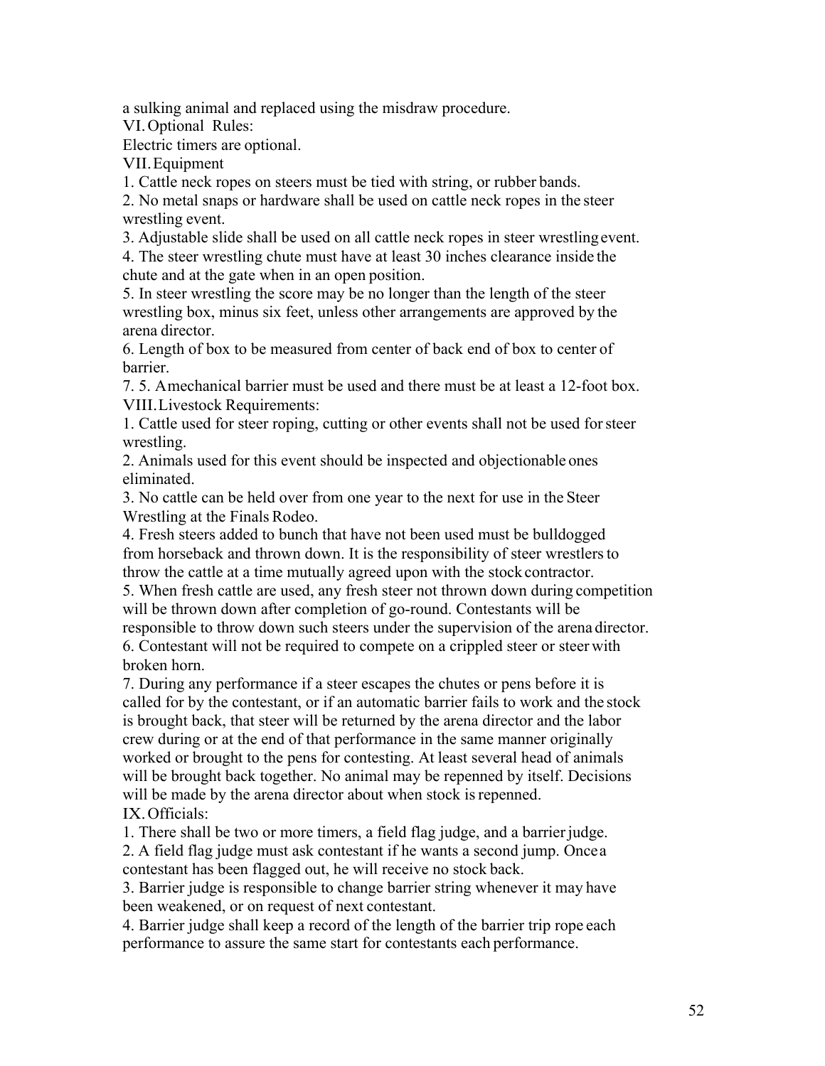a sulking animal and replaced using the misdraw procedure.

VI. Optional Rules:

Electric timers are optional.

VII. Equipment

1. Cattle neck ropes on steers must be tied with string, or rubber bands.
2. No metal snaps or hardware shall be used on cattle neck ropes in the steer wrestling event.
3. Adjustable slide shall be used on all cattle neck ropes in steer wrestling event.
4. The steer wrestling chute must have at least 30 inches clearance inside the chute and at the gate when in an open position.
5. In steer wrestling the score may be no longer than the length of the steer wrestling box, minus six feet, unless other arrangements are approved by the arena director.
6. Length of box to be measured from center of back end of box to center of barrier.
7. 5. Amechanical barrier must be used and there must be at least a 12-foot box.

VIII. Livestock Requirements:

1. Cattle used for steer roping, cutting or other events shall not be used for steer wrestling.
2. Animals used for this event should be inspected and objectionable ones eliminated.
3. No cattle can be held over from one year to the next for use in the Steer Wrestling at the Finals Rodeo.
4. Fresh steers added to bunch that have not been used must be bulldogged from horseback and thrown down. It is the responsibility of steer wrestlers to throw the cattle at a time mutually agreed upon with the stock contractor.
5. When fresh cattle are used, any fresh steer not thrown down during competition will be thrown down after completion of go-round. Contestants will be responsible to throw down such steers under the supervision of the arena director.
6. Contestant will not be required to compete on a crippled steer or steer with broken horn.
7. During any performance if a steer escapes the chutes or pens before it is called for by the contestant, or if an automatic barrier fails to work and the stock is brought back, that steer will be returned by the arena director and the labor crew during or at the end of that performance in the same manner originally worked or brought to the pens for contesting. At least several head of animals will be brought back together. No animal may be repenned by itself. Decisions will be made by the arena director about when stock is repenned.

IX. Officials:

1. There shall be two or more timers, a field flag judge, and a barrier judge.
2. A field flag judge must ask contestant if he wants a second jump. Once a contestant has been flagged out, he will receive no stock back.
3. Barrier judge is responsible to change barrier string whenever it may have been weakened, or on request of next contestant.
4. Barrier judge shall keep a record of the length of the barrier trip rope each performance to assure the same start for contestants each performance.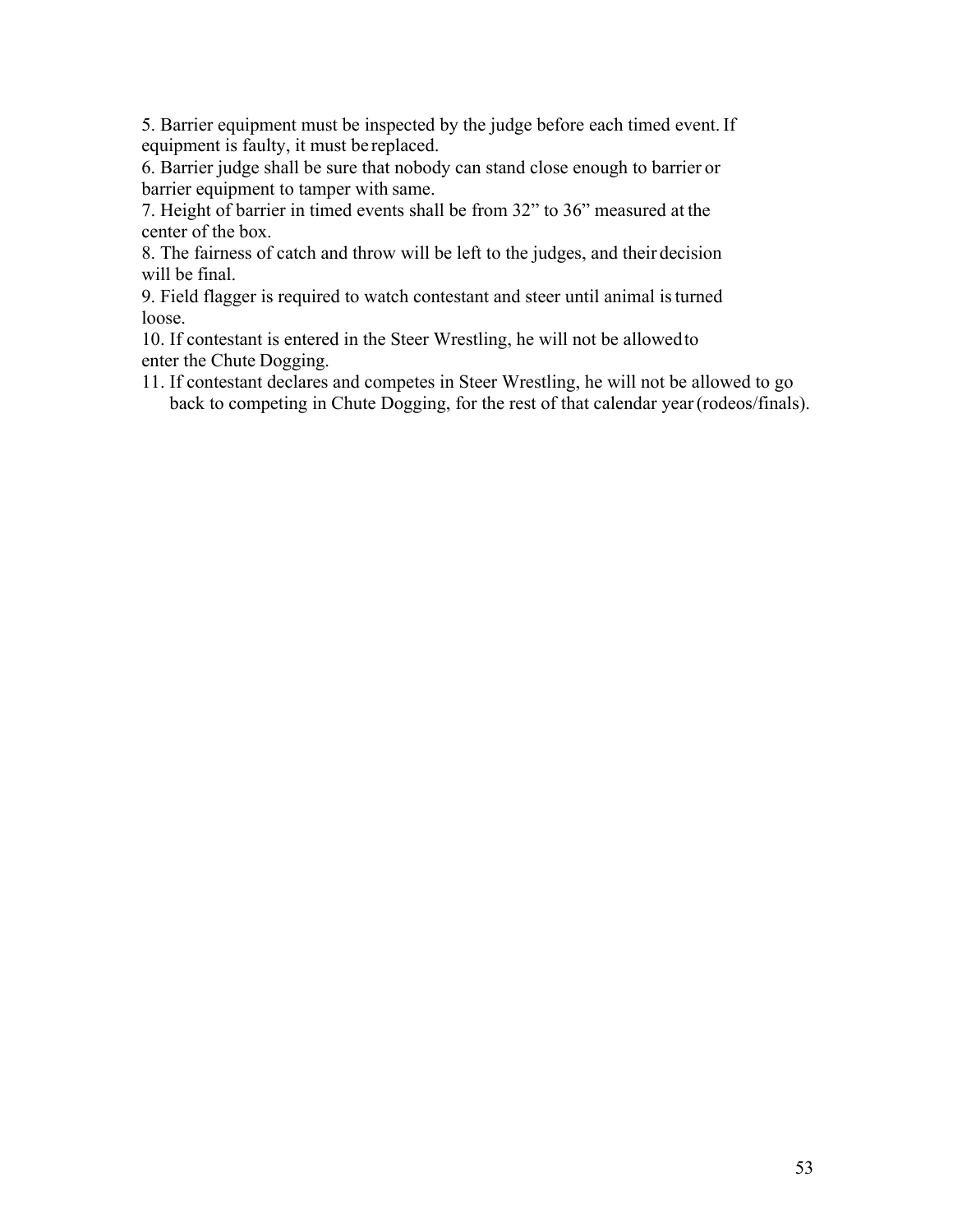5. Barrier equipment must be inspected by the judge before each timed event. If equipment is faulty, it must be replaced.
6. Barrier judge shall be sure that nobody can stand close enough to barrier or barrier equipment to tamper with same.
7. Height of barrier in timed events shall be from 32” to 36” measured at the center of the box.
8. The fairness of catch and throw will be left to the judges, and their decision will be final.
9. Field flagger is required to watch contestant and steer until animal is turned loose.
10. If contestant is entered in the Steer Wrestling, he will not be allowed to enter the Chute Dogging.
11. If contestant declares and competes in Steer Wrestling, he will not be allowed to go back to competing in Chute Dogging, for the rest of that calendar year (rodeos/finals).